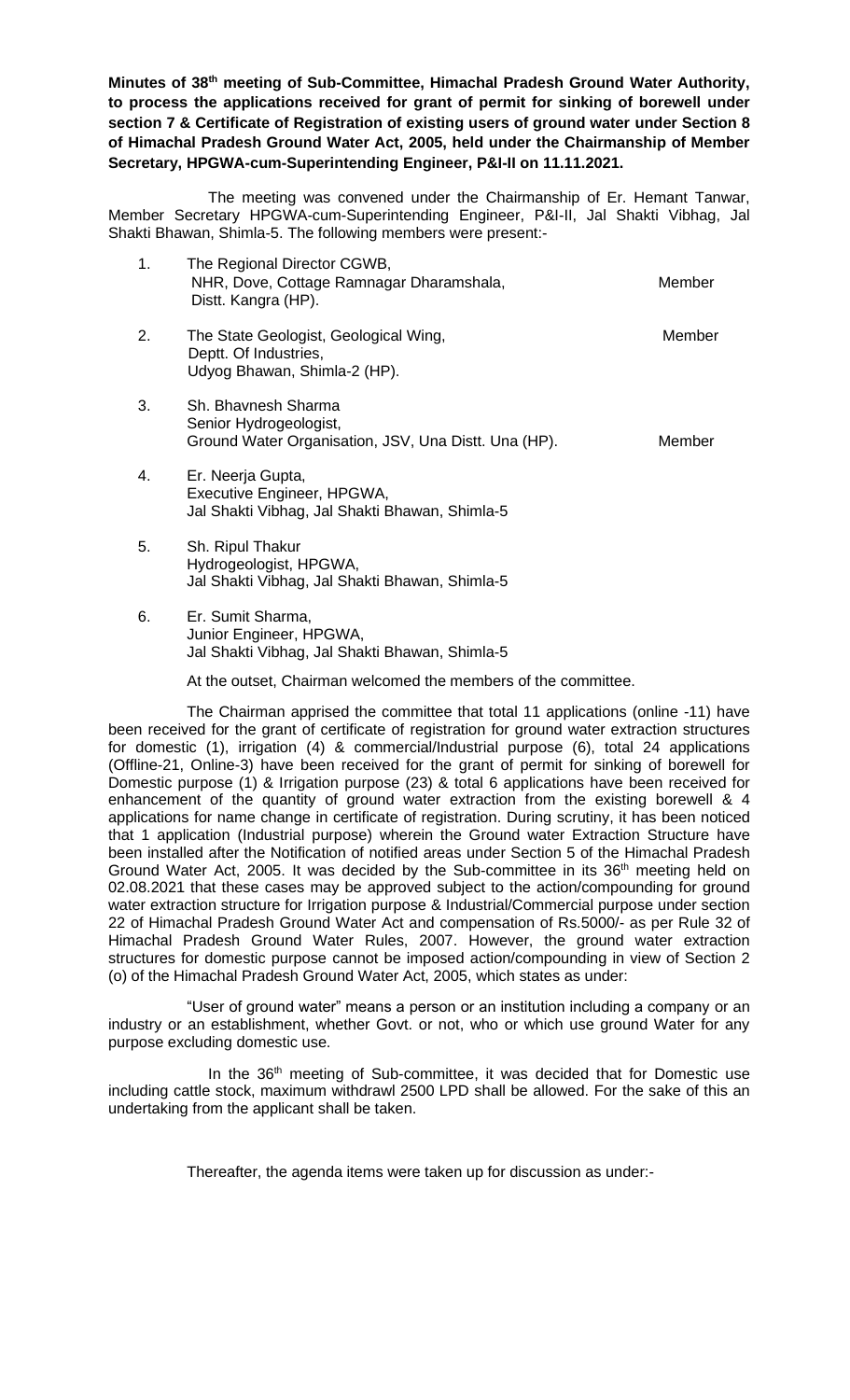**Minutes of 38th meeting of Sub-Committee, Himachal Pradesh Ground Water Authority, to process the applications received for grant of permit for sinking of borewell under section 7 & Certificate of Registration of existing users of ground water under Section 8 of Himachal Pradesh Ground Water Act, 2005, held under the Chairmanship of Member Secretary, HPGWA-cum-Superintending Engineer, P&I-II on 11.11.2021.**

The meeting was convened under the Chairmanship of Er. Hemant Tanwar, Member Secretary HPGWA-cum-Superintending Engineer, P&I-II, Jal Shakti Vibhag, Jal Shakti Bhawan, Shimla-5. The following members were present:-

1. The Regional Director CGWB, NHR, Dove, Cottage Ramnagar Dharamshala, Distt. Kangra (HP). — Member
2. The State Geologist, Geological Wing, Deptt. Of Industries, Udyog Bhawan, Shimla-2 (HP). — Member
3. Sh. Bhavnesh Sharma, Senior Hydrogeologist, Ground Water Organisation, JSV, Una Distt. Una (HP). — Member
4. Er. Neerja Gupta, Executive Engineer, HPGWA, Jal Shakti Vibhag, Jal Shakti Bhawan, Shimla-5
5. Sh. Ripul Thakur, Hydrogeologist, HPGWA, Jal Shakti Vibhag, Jal Shakti Bhawan, Shimla-5
6. Er. Sumit Sharma, Junior Engineer, HPGWA, Jal Shakti Vibhag, Jal Shakti Bhawan, Shimla-5

At the outset, Chairman welcomed the members of the committee.

The Chairman apprised the committee that total 11 applications (online -11) have been received for the grant of certificate of registration for ground water extraction structures for domestic (1), irrigation (4) & commercial/Industrial purpose (6), total 24 applications (Offline-21, Online-3) have been received for the grant of permit for sinking of borewell for Domestic purpose (1) & Irrigation purpose (23) & total 6 applications have been received for enhancement of the quantity of ground water extraction from the existing borewell & 4 applications for name change in certificate of registration. During scrutiny, it has been noticed that 1 application (Industrial purpose) wherein the Ground water Extraction Structure have been installed after the Notification of notified areas under Section 5 of the Himachal Pradesh Ground Water Act, 2005. It was decided by the Sub-committee in its 36th meeting held on 02.08.2021 that these cases may be approved subject to the action/compounding for ground water extraction structure for Irrigation purpose & Industrial/Commercial purpose under section 22 of Himachal Pradesh Ground Water Act and compensation of Rs.5000/- as per Rule 32 of Himachal Pradesh Ground Water Rules, 2007. However, the ground water extraction structures for domestic purpose cannot be imposed action/compounding in view of Section 2 (o) of the Himachal Pradesh Ground Water Act, 2005, which states as under:

"User of ground water" means a person or an institution including a company or an industry or an establishment, whether Govt. or not, who or which use ground Water for any purpose excluding domestic use.

In the 36th meeting of Sub-committee, it was decided that for Domestic use including cattle stock, maximum withdrawl 2500 LPD shall be allowed. For the sake of this an undertaking from the applicant shall be taken.

Thereafter, the agenda items were taken up for discussion as under:-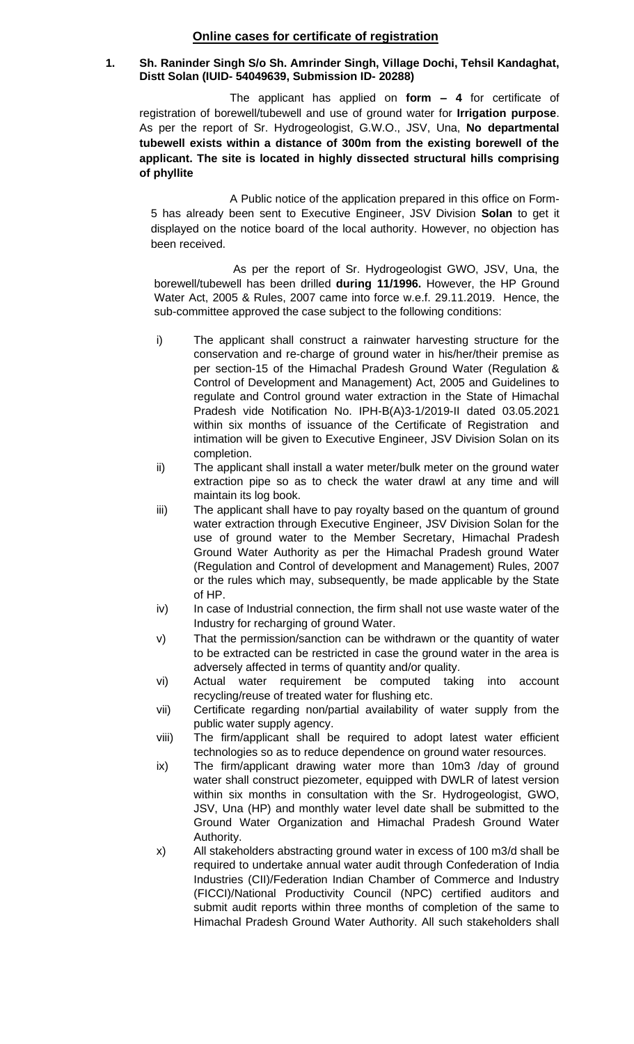## Online cases for certificate of registration

**1. Sh. Raninder Singh S/o Sh. Amrinder Singh, Village Dochi, Tehsil Kandaghat, Distt Solan (IUID- 54049639, Submission ID- 20288)**

The applicant has applied on **form – 4** for certificate of registration of borewell/tubewell and use of ground water for **Irrigation purpose**. As per the report of Sr. Hydrogeologist, G.W.O., JSV, Una, **No departmental tubewell exists within a distance of 300m from the existing borewell of the applicant. The site is located in highly dissected structural hills comprising of phyllite**

A Public notice of the application prepared in this office on Form-5 has already been sent to Executive Engineer, JSV Division **Solan** to get it displayed on the notice board of the local authority. However, no objection has been received.

As per the report of Sr. Hydrogeologist GWO, JSV, Una, the borewell/tubewell has been drilled **during 11/1996.** However, the HP Ground Water Act, 2005 & Rules, 2007 came into force w.e.f. 29.11.2019. Hence, the sub-committee approved the case subject to the following conditions:

- i) The applicant shall construct a rainwater harvesting structure for the conservation and re-charge of ground water in his/her/their premise as per section-15 of the Himachal Pradesh Ground Water (Regulation & Control of Development and Management) Act, 2005 and Guidelines to regulate and Control ground water extraction in the State of Himachal Pradesh vide Notification No. IPH-B(A)3-1/2019-II dated 03.05.2021 within six months of issuance of the Certificate of Registration and intimation will be given to Executive Engineer, JSV Division Solan on its completion.
- ii) The applicant shall install a water meter/bulk meter on the ground water extraction pipe so as to check the water drawl at any time and will maintain its log book.
- iii) The applicant shall have to pay royalty based on the quantum of ground water extraction through Executive Engineer, JSV Division Solan for the use of ground water to the Member Secretary, Himachal Pradesh Ground Water Authority as per the Himachal Pradesh ground Water (Regulation and Control of development and Management) Rules, 2007 or the rules which may, subsequently, be made applicable by the State of HP.
- iv) In case of Industrial connection, the firm shall not use waste water of the Industry for recharging of ground Water.
- v) That the permission/sanction can be withdrawn or the quantity of water to be extracted can be restricted in case the ground water in the area is adversely affected in terms of quantity and/or quality.
- vi) Actual water requirement be computed taking into account recycling/reuse of treated water for flushing etc.
- vii) Certificate regarding non/partial availability of water supply from the public water supply agency.
- viii) The firm/applicant shall be required to adopt latest water efficient technologies so as to reduce dependence on ground water resources.
- ix) The firm/applicant drawing water more than 10m3 /day of ground water shall construct piezometer, equipped with DWLR of latest version within six months in consultation with the Sr. Hydrogeologist, GWO, JSV, Una (HP) and monthly water level date shall be submitted to the Ground Water Organization and Himachal Pradesh Ground Water Authority.
- x) All stakeholders abstracting ground water in excess of 100 m3/d shall be required to undertake annual water audit through Confederation of India Industries (CII)/Federation Indian Chamber of Commerce and Industry (FICCI)/National Productivity Council (NPC) certified auditors and submit audit reports within three months of completion of the same to Himachal Pradesh Ground Water Authority. All such stakeholders shall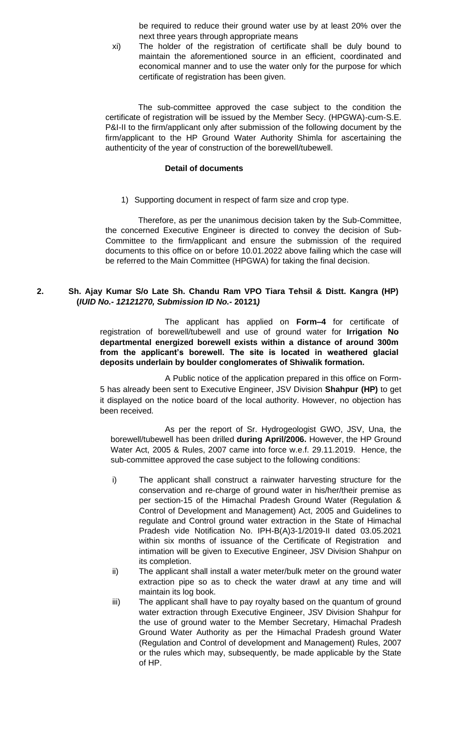be required to reduce their ground water use by at least 20% over the next three years through appropriate means

xi) The holder of the registration of certificate shall be duly bound to maintain the aforementioned source in an efficient, coordinated and economical manner and to use the water only for the purpose for which certificate of registration has been given.

The sub-committee approved the case subject to the condition the certificate of registration will be issued by the Member Secy. (HPGWA)-cum-S.E. P&I-II to the firm/applicant only after submission of the following document by the firm/applicant to the HP Ground Water Authority Shimla for ascertaining the authenticity of the year of construction of the borewell/tubewell.

**Detail of documents**

1) Supporting document in respect of farm size and crop type.

Therefore, as per the unanimous decision taken by the Sub-Committee, the concerned Executive Engineer is directed to convey the decision of Sub-Committee to the firm/applicant and ensure the submission of the required documents to this office on or before 10.01.2022 above failing which the case will be referred to the Main Committee (HPGWA) for taking the final decision.

**2. Sh. Ajay Kumar S/o Late Sh. Chandu Ram VPO Tiara Tehsil & Distt. Kangra (HP) (*IUID No.- 12121270, Submission ID No.-* 20121*)***

The applicant has applied on **Form–4** for certificate of registration of borewell/tubewell and use of ground water for **Irrigation No departmental energized borewell exists within a distance of around 300m from the applicant's borewell. The site is located in weathered glacial deposits underlain by boulder conglomerates of Shiwalik formation.**

A Public notice of the application prepared in this office on Form-5 has already been sent to Executive Engineer, JSV Division **Shahpur (HP)** to get it displayed on the notice board of the local authority. However, no objection has been received.

As per the report of Sr. Hydrogeologist GWO, JSV, Una, the borewell/tubewell has been drilled **during April/2006.** However, the HP Ground Water Act, 2005 & Rules, 2007 came into force w.e.f. 29.11.2019. Hence, the sub-committee approved the case subject to the following conditions:

i) The applicant shall construct a rainwater harvesting structure for the conservation and re-charge of ground water in his/her/their premise as per section-15 of the Himachal Pradesh Ground Water (Regulation & Control of Development and Management) Act, 2005 and Guidelines to regulate and Control ground water extraction in the State of Himachal Pradesh vide Notification No. IPH-B(A)3-1/2019-II dated 03.05.2021 within six months of issuance of the Certificate of Registration and intimation will be given to Executive Engineer, JSV Division Shahpur on its completion.

ii) The applicant shall install a water meter/bulk meter on the ground water extraction pipe so as to check the water drawl at any time and will maintain its log book.

iii) The applicant shall have to pay royalty based on the quantum of ground water extraction through Executive Engineer, JSV Division Shahpur for the use of ground water to the Member Secretary, Himachal Pradesh Ground Water Authority as per the Himachal Pradesh ground Water (Regulation and Control of development and Management) Rules, 2007 or the rules which may, subsequently, be made applicable by the State of HP.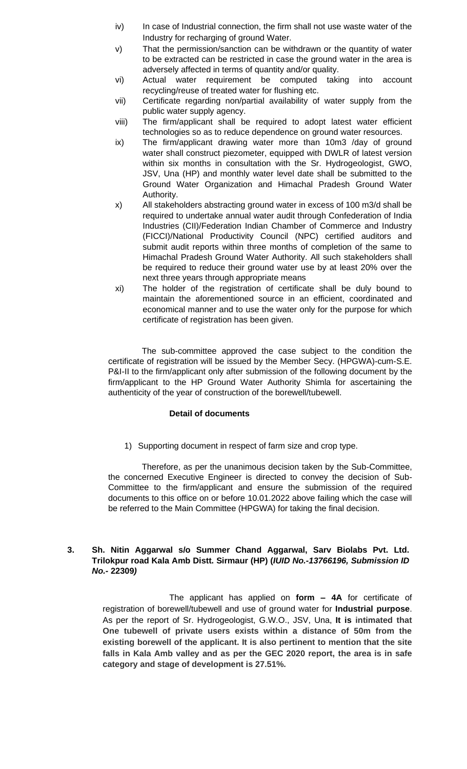iv) In case of Industrial connection, the firm shall not use waste water of the Industry for recharging of ground Water.

v) That the permission/sanction can be withdrawn or the quantity of water to be extracted can be restricted in case the ground water in the area is adversely affected in terms of quantity and/or quality.

vi) Actual water requirement be computed taking into account recycling/reuse of treated water for flushing etc.

vii) Certificate regarding non/partial availability of water supply from the public water supply agency.

viii) The firm/applicant shall be required to adopt latest water efficient technologies so as to reduce dependence on ground water resources.

ix) The firm/applicant drawing water more than 10m3 /day of ground water shall construct piezometer, equipped with DWLR of latest version within six months in consultation with the Sr. Hydrogeologist, GWO, JSV, Una (HP) and monthly water level date shall be submitted to the Ground Water Organization and Himachal Pradesh Ground Water Authority.

x) All stakeholders abstracting ground water in excess of 100 m3/d shall be required to undertake annual water audit through Confederation of India Industries (CII)/Federation Indian Chamber of Commerce and Industry (FICCI)/National Productivity Council (NPC) certified auditors and submit audit reports within three months of completion of the same to Himachal Pradesh Ground Water Authority. All such stakeholders shall be required to reduce their ground water use by at least 20% over the next three years through appropriate means

xi) The holder of the registration of certificate shall be duly bound to maintain the aforementioned source in an efficient, coordinated and economical manner and to use the water only for the purpose for which certificate of registration has been given.

The sub-committee approved the case subject to the condition the certificate of registration will be issued by the Member Secy. (HPGWA)-cum-S.E. P&I-II to the firm/applicant only after submission of the following document by the firm/applicant to the HP Ground Water Authority Shimla for ascertaining the authenticity of the year of construction of the borewell/tubewell.

**Detail of documents**

1) Supporting document in respect of farm size and crop type.

Therefore, as per the unanimous decision taken by the Sub-Committee, the concerned Executive Engineer is directed to convey the decision of Sub-Committee to the firm/applicant and ensure the submission of the required documents to this office on or before 10.01.2022 above failing which the case will be referred to the Main Committee (HPGWA) for taking the final decision.

**3. Sh. Nitin Aggarwal s/o Summer Chand Aggarwal, Sarv Biolabs Pvt. Ltd. Trilokpur road Kala Amb Distt. Sirmaur (HP) (*IUID No.-13766196, Submission ID No.-* 22309*)***

The applicant has applied on **form – 4A** for certificate of registration of borewell/tubewell and use of ground water for **Industrial purpose**. As per the report of Sr. Hydrogeologist, G.W.O., JSV, Una, **It is intimated that One tubewell of private users exists within a distance of 50m from the existing borewell of the applicant. It is also pertinent to mention that the site falls in Kala Amb valley and as per the GEC 2020 report, the area is in safe category and stage of development is 27.51%.**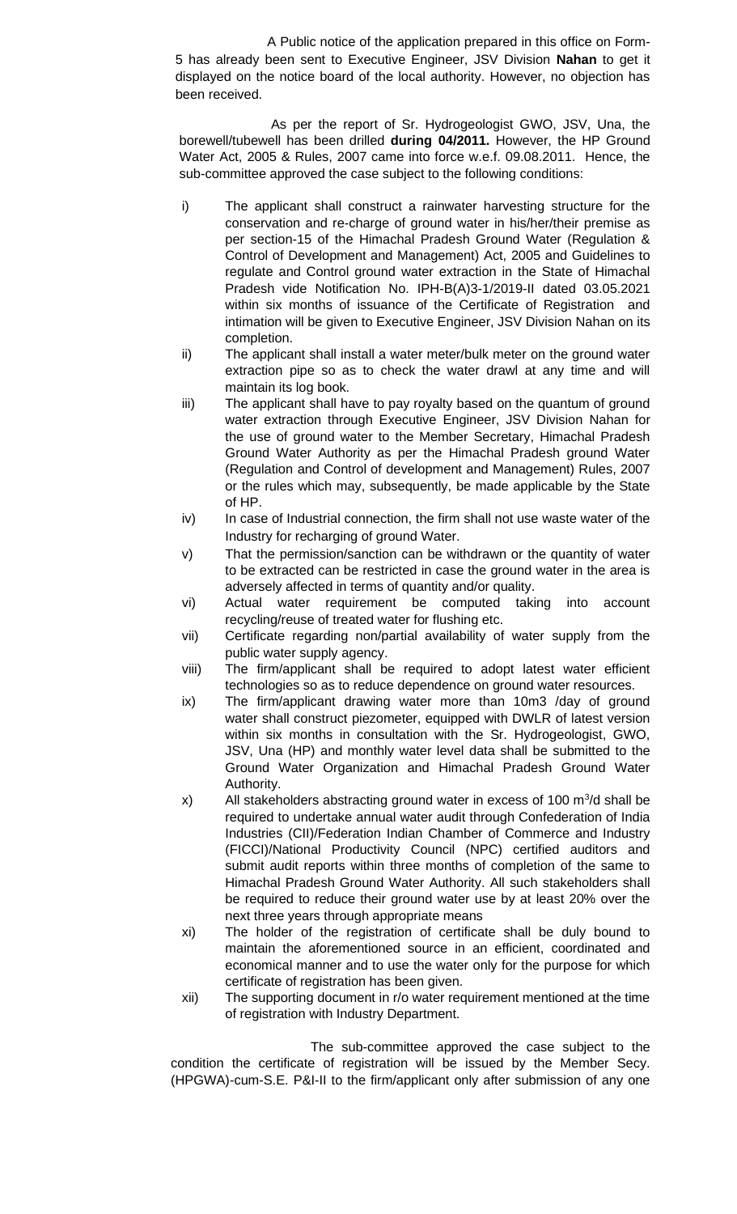A Public notice of the application prepared in this office on Form-5 has already been sent to Executive Engineer, JSV Division **Nahan** to get it displayed on the notice board of the local authority. However, no objection has been received.

As per the report of Sr. Hydrogeologist GWO, JSV, Una, the borewell/tubewell has been drilled **during 04/2011.** However, the HP Ground Water Act, 2005 & Rules, 2007 came into force w.e.f. 09.08.2011. Hence, the sub-committee approved the case subject to the following conditions:

i) The applicant shall construct a rainwater harvesting structure for the conservation and re-charge of ground water in his/her/their premise as per section-15 of the Himachal Pradesh Ground Water (Regulation & Control of Development and Management) Act, 2005 and Guidelines to regulate and Control ground water extraction in the State of Himachal Pradesh vide Notification No. IPH-B(A)3-1/2019-II dated 03.05.2021 within six months of issuance of the Certificate of Registration and intimation will be given to Executive Engineer, JSV Division Nahan on its completion.

ii) The applicant shall install a water meter/bulk meter on the ground water extraction pipe so as to check the water drawl at any time and will maintain its log book.

iii) The applicant shall have to pay royalty based on the quantum of ground water extraction through Executive Engineer, JSV Division Nahan for the use of ground water to the Member Secretary, Himachal Pradesh Ground Water Authority as per the Himachal Pradesh ground Water (Regulation and Control of development and Management) Rules, 2007 or the rules which may, subsequently, be made applicable by the State of HP.

iv) In case of Industrial connection, the firm shall not use waste water of the Industry for recharging of ground Water.

v) That the permission/sanction can be withdrawn or the quantity of water to be extracted can be restricted in case the ground water in the area is adversely affected in terms of quantity and/or quality.

vi) Actual water requirement be computed taking into account recycling/reuse of treated water for flushing etc.

vii) Certificate regarding non/partial availability of water supply from the public water supply agency.

viii) The firm/applicant shall be required to adopt latest water efficient technologies so as to reduce dependence on ground water resources.

ix) The firm/applicant drawing water more than 10m3 /day of ground water shall construct piezometer, equipped with DWLR of latest version within six months in consultation with the Sr. Hydrogeologist, GWO, JSV, Una (HP) and monthly water level data shall be submitted to the Ground Water Organization and Himachal Pradesh Ground Water Authority.

x) All stakeholders abstracting ground water in excess of 100 $m^3$/d shall be required to undertake annual water audit through Confederation of India Industries (CII)/Federation Indian Chamber of Commerce and Industry (FICCI)/National Productivity Council (NPC) certified auditors and submit audit reports within three months of completion of the same to Himachal Pradesh Ground Water Authority. All such stakeholders shall be required to reduce their ground water use by at least 20% over the next three years through appropriate means

xi) The holder of the registration of certificate shall be duly bound to maintain the aforementioned source in an efficient, coordinated and economical manner and to use the water only for the purpose for which certificate of registration has been given.

xii) The supporting document in r/o water requirement mentioned at the time of registration with Industry Department.

The sub-committee approved the case subject to the condition the certificate of registration will be issued by the Member Secy. (HPGWA)-cum-S.E. P&I-II to the firm/applicant only after submission of any one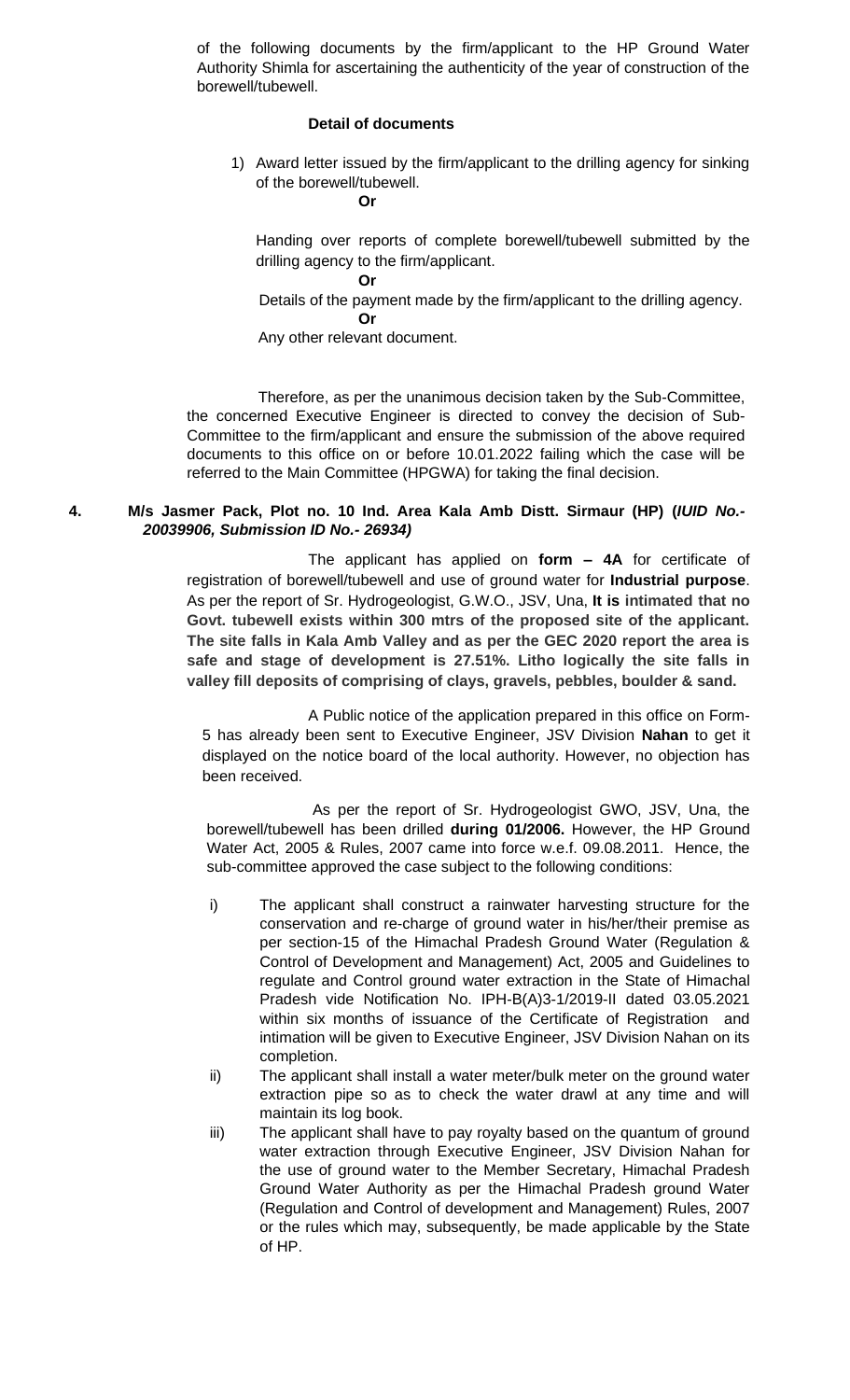of the following documents by the firm/applicant to the HP Ground Water Authority Shimla for ascertaining the authenticity of the year of construction of the borewell/tubewell.

**Detail of documents**

1) Award letter issued by the firm/applicant to the drilling agency for sinking of the borewell/tubewell.

   **Or**

   Handing over reports of complete borewell/tubewell submitted by the drilling agency to the firm/applicant.

   **Or**

   Details of the payment made by the firm/applicant to the drilling agency.

   **Or**

   Any other relevant document.

Therefore, as per the unanimous decision taken by the Sub-Committee, the concerned Executive Engineer is directed to convey the decision of Sub-Committee to the firm/applicant and ensure the submission of the above required documents to this office on or before 10.01.2022 failing which the case will be referred to the Main Committee (HPGWA) for taking the final decision.

**4. M/s Jasmer Pack, Plot no. 10 Ind. Area Kala Amb Distt. Sirmaur (HP) (*IUID No.- 20039906, Submission ID No.- 26934)***

The applicant has applied on **form – 4A** for certificate of registration of borewell/tubewell and use of ground water for **Industrial purpose**. As per the report of Sr. Hydrogeologist, G.W.O., JSV, Una, **It is intimated that no Govt. tubewell exists within 300 mtrs of the proposed site of the applicant. The site falls in Kala Amb Valley and as per the GEC 2020 report the area is safe and stage of development is 27.51%. Litho logically the site falls in valley fill deposits of comprising of clays, gravels, pebbles, boulder & sand.**

A Public notice of the application prepared in this office on Form-5 has already been sent to Executive Engineer, JSV Division **Nahan** to get it displayed on the notice board of the local authority. However, no objection has been received.

As per the report of Sr. Hydrogeologist GWO, JSV, Una, the borewell/tubewell has been drilled **during 01/2006.** However, the HP Ground Water Act, 2005 & Rules, 2007 came into force w.e.f. 09.08.2011. Hence, the sub-committee approved the case subject to the following conditions:

i) The applicant shall construct a rainwater harvesting structure for the conservation and re-charge of ground water in his/her/their premise as per section-15 of the Himachal Pradesh Ground Water (Regulation & Control of Development and Management) Act, 2005 and Guidelines to regulate and Control ground water extraction in the State of Himachal Pradesh vide Notification No. IPH-B(A)3-1/2019-II dated 03.05.2021 within six months of issuance of the Certificate of Registration and intimation will be given to Executive Engineer, JSV Division Nahan on its completion.

ii) The applicant shall install a water meter/bulk meter on the ground water extraction pipe so as to check the water drawl at any time and will maintain its log book.

iii) The applicant shall have to pay royalty based on the quantum of ground water extraction through Executive Engineer, JSV Division Nahan for the use of ground water to the Member Secretary, Himachal Pradesh Ground Water Authority as per the Himachal Pradesh ground Water (Regulation and Control of development and Management) Rules, 2007 or the rules which may, subsequently, be made applicable by the State of HP.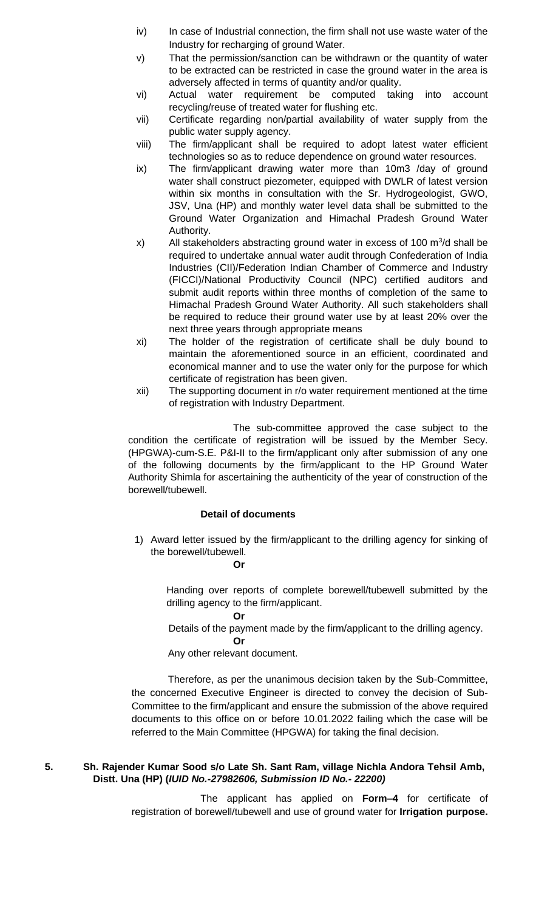iv) In case of Industrial connection, the firm shall not use waste water of the Industry for recharging of ground Water.

v) That the permission/sanction can be withdrawn or the quantity of water to be extracted can be restricted in case the ground water in the area is adversely affected in terms of quantity and/or quality.

vi) Actual water requirement be computed taking into account recycling/reuse of treated water for flushing etc.

vii) Certificate regarding non/partial availability of water supply from the public water supply agency.

viii) The firm/applicant shall be required to adopt latest water efficient technologies so as to reduce dependence on ground water resources.

ix) The firm/applicant drawing water more than 10m3 /day of ground water shall construct piezometer, equipped with DWLR of latest version within six months in consultation with the Sr. Hydrogeologist, GWO, JSV, Una (HP) and monthly water level data shall be submitted to the Ground Water Organization and Himachal Pradesh Ground Water Authority.

x) All stakeholders abstracting ground water in excess of 100 $m^3$/d shall be required to undertake annual water audit through Confederation of India Industries (CII)/Federation Indian Chamber of Commerce and Industry (FICCI)/National Productivity Council (NPC) certified auditors and submit audit reports within three months of completion of the same to Himachal Pradesh Ground Water Authority. All such stakeholders shall be required to reduce their ground water use by at least 20% over the next three years through appropriate means

xi) The holder of the registration of certificate shall be duly bound to maintain the aforementioned source in an efficient, coordinated and economical manner and to use the water only for the purpose for which certificate of registration has been given.

xii) The supporting document in r/o water requirement mentioned at the time of registration with Industry Department.

The sub-committee approved the case subject to the condition the certificate of registration will be issued by the Member Secy. (HPGWA)-cum-S.E. P&I-II to the firm/applicant only after submission of any one of the following documents by the firm/applicant to the HP Ground Water Authority Shimla for ascertaining the authenticity of the year of construction of the borewell/tubewell.

**Detail of documents**

1) Award letter issued by the firm/applicant to the drilling agency for sinking of the borewell/tubewell.

**Or**

Handing over reports of complete borewell/tubewell submitted by the drilling agency to the firm/applicant.

**Or**

Details of the payment made by the firm/applicant to the drilling agency.

**Or**

Any other relevant document.

Therefore, as per the unanimous decision taken by the Sub-Committee, the concerned Executive Engineer is directed to convey the decision of Sub-Committee to the firm/applicant and ensure the submission of the above required documents to this office on or before 10.01.2022 failing which the case will be referred to the Main Committee (HPGWA) for taking the final decision.

**5. Sh. Rajender Kumar Sood s/o Late Sh. Sant Ram, village Nichla Andora Tehsil Amb, Distt. Una (HP) (*IUID No.-27982606, Submission ID No.- 22200)***

The applicant has applied on **Form–4** for certificate of registration of borewell/tubewell and use of ground water for **Irrigation purpose.**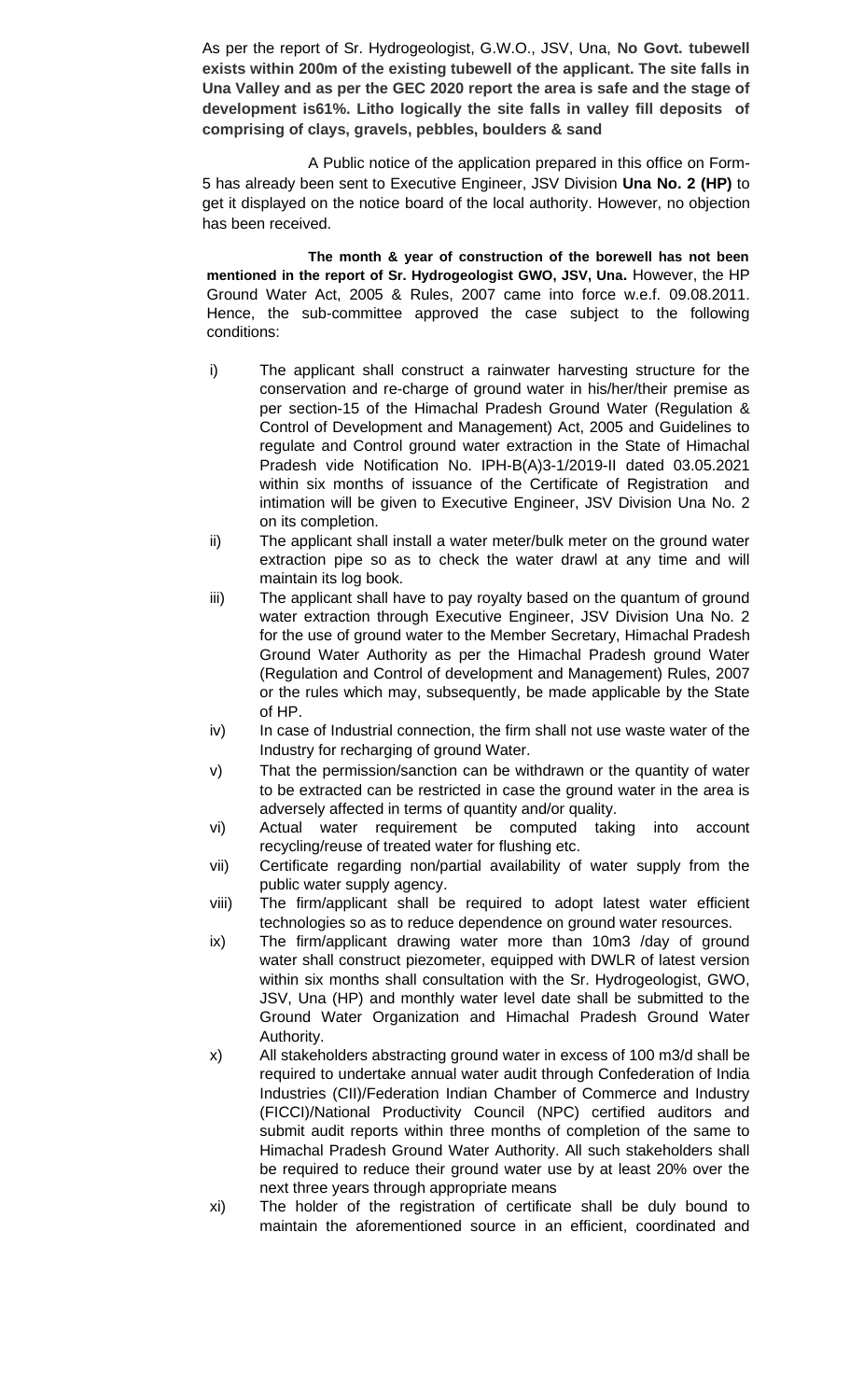As per the report of Sr. Hydrogeologist, G.W.O., JSV, Una, **No Govt. tubewell exists within 200m of the existing tubewell of the applicant. The site falls in Una Valley and as per the GEC 2020 report the area is safe and the stage of development is61%. Litho logically the site falls in valley fill deposits of comprising of clays, gravels, pebbles, boulders & sand**

A Public notice of the application prepared in this office on Form-5 has already been sent to Executive Engineer, JSV Division **Una No. 2 (HP)** to get it displayed on the notice board of the local authority. However, no objection has been received.

**The month & year of construction of the borewell has not been mentioned in the report of Sr. Hydrogeologist GWO, JSV, Una.** However, the HP Ground Water Act, 2005 & Rules, 2007 came into force w.e.f. 09.08.2011. Hence, the sub-committee approved the case subject to the following conditions:

i) The applicant shall construct a rainwater harvesting structure for the conservation and re-charge of ground water in his/her/their premise as per section-15 of the Himachal Pradesh Ground Water (Regulation & Control of Development and Management) Act, 2005 and Guidelines to regulate and Control ground water extraction in the State of Himachal Pradesh vide Notification No. IPH-B(A)3-1/2019-II dated 03.05.2021 within six months of issuance of the Certificate of Registration and intimation will be given to Executive Engineer, JSV Division Una No. 2 on its completion.

ii) The applicant shall install a water meter/bulk meter on the ground water extraction pipe so as to check the water drawl at any time and will maintain its log book.

iii) The applicant shall have to pay royalty based on the quantum of ground water extraction through Executive Engineer, JSV Division Una No. 2 for the use of ground water to the Member Secretary, Himachal Pradesh Ground Water Authority as per the Himachal Pradesh ground Water (Regulation and Control of development and Management) Rules, 2007 or the rules which may, subsequently, be made applicable by the State of HP.

iv) In case of Industrial connection, the firm shall not use waste water of the Industry for recharging of ground Water.

v) That the permission/sanction can be withdrawn or the quantity of water to be extracted can be restricted in case the ground water in the area is adversely affected in terms of quantity and/or quality.

vi) Actual water requirement be computed taking into account recycling/reuse of treated water for flushing etc.

vii) Certificate regarding non/partial availability of water supply from the public water supply agency.

viii) The firm/applicant shall be required to adopt latest water efficient technologies so as to reduce dependence on ground water resources.

ix) The firm/applicant drawing water more than 10m3 /day of ground water shall construct piezometer, equipped with DWLR of latest version within six months shall consultation with the Sr. Hydrogeologist, GWO, JSV, Una (HP) and monthly water level date shall be submitted to the Ground Water Organization and Himachal Pradesh Ground Water Authority.

x) All stakeholders abstracting ground water in excess of 100 m3/d shall be required to undertake annual water audit through Confederation of India Industries (CII)/Federation Indian Chamber of Commerce and Industry (FICCI)/National Productivity Council (NPC) certified auditors and submit audit reports within three months of completion of the same to Himachal Pradesh Ground Water Authority. All such stakeholders shall be required to reduce their ground water use by at least 20% over the next three years through appropriate means

xi) The holder of the registration of certificate shall be duly bound to maintain the aforementioned source in an efficient, coordinated and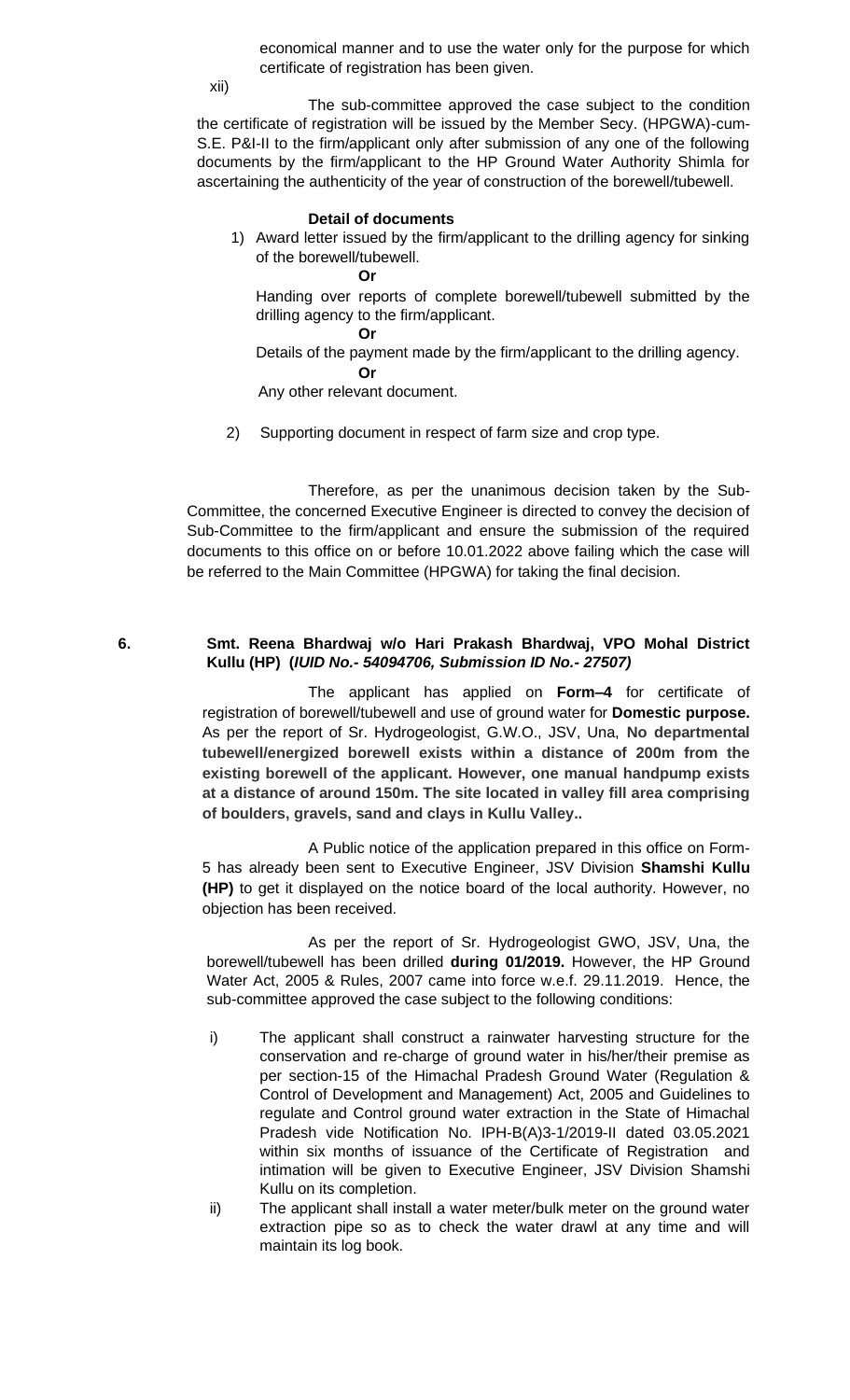economical manner and to use the water only for the purpose for which certificate of registration has been given.

xii) The sub-committee approved the case subject to the condition the certificate of registration will be issued by the Member Secy. (HPGWA)-cum-S.E. P&I-II to the firm/applicant only after submission of any one of the following documents by the firm/applicant to the HP Ground Water Authority Shimla for ascertaining the authenticity of the year of construction of the borewell/tubewell.

**Detail of documents**

1) Award letter issued by the firm/applicant to the drilling agency for sinking of the borewell/tubewell.

   **Or**

   Handing over reports of complete borewell/tubewell submitted by the drilling agency to the firm/applicant.

   **Or**

   Details of the payment made by the firm/applicant to the drilling agency.

   **Or**

   Any other relevant document.

2) Supporting document in respect of farm size and crop type.

Therefore, as per the unanimous decision taken by the Sub-Committee, the concerned Executive Engineer is directed to convey the decision of Sub-Committee to the firm/applicant and ensure the submission of the required documents to this office on or before 10.01.2022 above failing which the case will be referred to the Main Committee (HPGWA) for taking the final decision.

**6. Smt. Reena Bhardwaj w/o Hari Prakash Bhardwaj, VPO Mohal District Kullu (HP) (*IUID No.- 54094706, Submission ID No.- 27507)***

The applicant has applied on **Form–4** for certificate of registration of borewell/tubewell and use of ground water for **Domestic purpose.** As per the report of Sr. Hydrogeologist, G.W.O., JSV, Una, **No departmental tubewell/energized borewell exists within a distance of 200m from the existing borewell of the applicant. However, one manual handpump exists at a distance of around 150m. The site located in valley fill area comprising of boulders, gravels, sand and clays in Kullu Valley..**

A Public notice of the application prepared in this office on Form-5 has already been sent to Executive Engineer, JSV Division **Shamshi Kullu (HP)** to get it displayed on the notice board of the local authority. However, no objection has been received.

As per the report of Sr. Hydrogeologist GWO, JSV, Una, the borewell/tubewell has been drilled **during 01/2019.** However, the HP Ground Water Act, 2005 & Rules, 2007 came into force w.e.f. 29.11.2019. Hence, the sub-committee approved the case subject to the following conditions:

i) The applicant shall construct a rainwater harvesting structure for the conservation and re-charge of ground water in his/her/their premise as per section-15 of the Himachal Pradesh Ground Water (Regulation & Control of Development and Management) Act, 2005 and Guidelines to regulate and Control ground water extraction in the State of Himachal Pradesh vide Notification No. IPH-B(A)3-1/2019-II dated 03.05.2021 within six months of issuance of the Certificate of Registration and intimation will be given to Executive Engineer, JSV Division Shamshi Kullu on its completion.

ii) The applicant shall install a water meter/bulk meter on the ground water extraction pipe so as to check the water drawl at any time and will maintain its log book.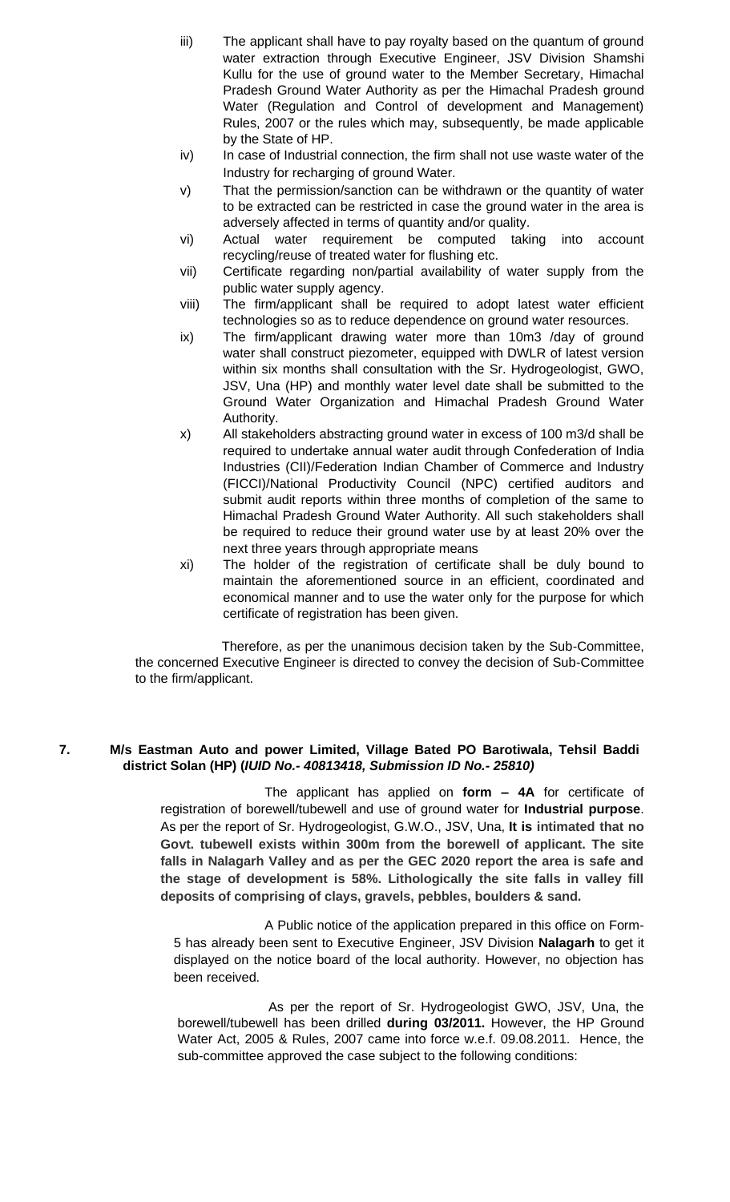iii) The applicant shall have to pay royalty based on the quantum of ground water extraction through Executive Engineer, JSV Division Shamshi Kullu for the use of ground water to the Member Secretary, Himachal Pradesh Ground Water Authority as per the Himachal Pradesh ground Water (Regulation and Control of development and Management) Rules, 2007 or the rules which may, subsequently, be made applicable by the State of HP.

iv) In case of Industrial connection, the firm shall not use waste water of the Industry for recharging of ground Water.

v) That the permission/sanction can be withdrawn or the quantity of water to be extracted can be restricted in case the ground water in the area is adversely affected in terms of quantity and/or quality.

vi) Actual water requirement be computed taking into account recycling/reuse of treated water for flushing etc.

vii) Certificate regarding non/partial availability of water supply from the public water supply agency.

viii) The firm/applicant shall be required to adopt latest water efficient technologies so as to reduce dependence on ground water resources.

ix) The firm/applicant drawing water more than 10m3 /day of ground water shall construct piezometer, equipped with DWLR of latest version within six months shall consultation with the Sr. Hydrogeologist, GWO, JSV, Una (HP) and monthly water level date shall be submitted to the Ground Water Organization and Himachal Pradesh Ground Water Authority.

x) All stakeholders abstracting ground water in excess of 100 m3/d shall be required to undertake annual water audit through Confederation of India Industries (CII)/Federation Indian Chamber of Commerce and Industry (FICCI)/National Productivity Council (NPC) certified auditors and submit audit reports within three months of completion of the same to Himachal Pradesh Ground Water Authority. All such stakeholders shall be required to reduce their ground water use by at least 20% over the next three years through appropriate means

xi) The holder of the registration of certificate shall be duly bound to maintain the aforementioned source in an efficient, coordinated and economical manner and to use the water only for the purpose for which certificate of registration has been given.

Therefore, as per the unanimous decision taken by the Sub-Committee, the concerned Executive Engineer is directed to convey the decision of Sub-Committee to the firm/applicant.

**7. M/s Eastman Auto and power Limited, Village Bated PO Barotiwala, Tehsil Baddi district Solan (HP) (*IUID No.- 40813418, Submission ID No.- 25810)***

The applicant has applied on **form – 4A** for certificate of registration of borewell/tubewell and use of ground water for **Industrial purpose**. As per the report of Sr. Hydrogeologist, G.W.O., JSV, Una, **It is intimated that no Govt. tubewell exists within 300m from the borewell of applicant. The site falls in Nalagarh Valley and as per the GEC 2020 report the area is safe and the stage of development is 58%. Lithologically the site falls in valley fill deposits of comprising of clays, gravels, pebbles, boulders & sand.**

A Public notice of the application prepared in this office on Form-5 has already been sent to Executive Engineer, JSV Division **Nalagarh** to get it displayed on the notice board of the local authority. However, no objection has been received.

As per the report of Sr. Hydrogeologist GWO, JSV, Una, the borewell/tubewell has been drilled **during 03/2011.** However, the HP Ground Water Act, 2005 & Rules, 2007 came into force w.e.f. 09.08.2011. Hence, the sub-committee approved the case subject to the following conditions: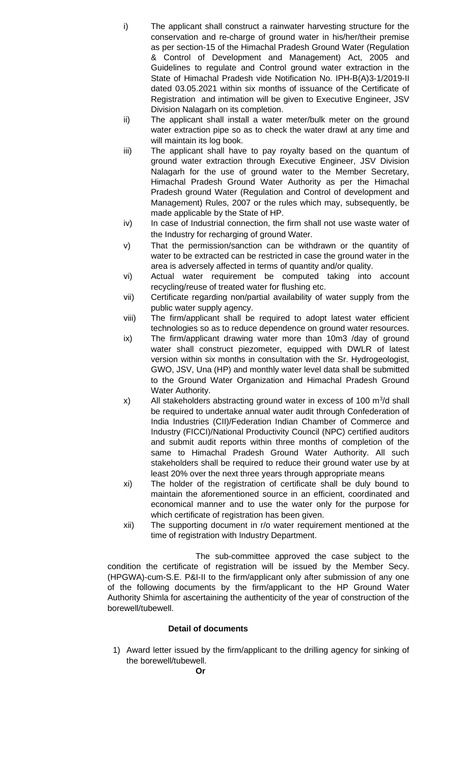i) The applicant shall construct a rainwater harvesting structure for the conservation and re-charge of ground water in his/her/their premise as per section-15 of the Himachal Pradesh Ground Water (Regulation & Control of Development and Management) Act, 2005 and Guidelines to regulate and Control ground water extraction in the State of Himachal Pradesh vide Notification No. IPH-B(A)3-1/2019-II dated 03.05.2021 within six months of issuance of the Certificate of Registration and intimation will be given to Executive Engineer, JSV Division Nalagarh on its completion.

ii) The applicant shall install a water meter/bulk meter on the ground water extraction pipe so as to check the water drawl at any time and will maintain its log book.

iii) The applicant shall have to pay royalty based on the quantum of ground water extraction through Executive Engineer, JSV Division Nalagarh for the use of ground water to the Member Secretary, Himachal Pradesh Ground Water Authority as per the Himachal Pradesh ground Water (Regulation and Control of development and Management) Rules, 2007 or the rules which may, subsequently, be made applicable by the State of HP.

iv) In case of Industrial connection, the firm shall not use waste water of the Industry for recharging of ground Water.

v) That the permission/sanction can be withdrawn or the quantity of water to be extracted can be restricted in case the ground water in the area is adversely affected in terms of quantity and/or quality.

vi) Actual water requirement be computed taking into account recycling/reuse of treated water for flushing etc.

vii) Certificate regarding non/partial availability of water supply from the public water supply agency.

viii) The firm/applicant shall be required to adopt latest water efficient technologies so as to reduce dependence on ground water resources.

ix) The firm/applicant drawing water more than 10m3 /day of ground water shall construct piezometer, equipped with DWLR of latest version within six months in consultation with the Sr. Hydrogeologist, GWO, JSV, Una (HP) and monthly water level data shall be submitted to the Ground Water Organization and Himachal Pradesh Ground Water Authority.

x) All stakeholders abstracting ground water in excess of 100 $m^3/d$ shall be required to undertake annual water audit through Confederation of India Industries (CII)/Federation Indian Chamber of Commerce and Industry (FICCI)/National Productivity Council (NPC) certified auditors and submit audit reports within three months of completion of the same to Himachal Pradesh Ground Water Authority. All such stakeholders shall be required to reduce their ground water use by at least 20% over the next three years through appropriate means

xi) The holder of the registration of certificate shall be duly bound to maintain the aforementioned source in an efficient, coordinated and economical manner and to use the water only for the purpose for which certificate of registration has been given.

xii) The supporting document in r/o water requirement mentioned at the time of registration with Industry Department.

The sub-committee approved the case subject to the condition the certificate of registration will be issued by the Member Secy. (HPGWA)-cum-S.E. P&I-II to the firm/applicant only after submission of any one of the following documents by the firm/applicant to the HP Ground Water Authority Shimla for ascertaining the authenticity of the year of construction of the borewell/tubewell.

**Detail of documents**

1) Award letter issued by the firm/applicant to the drilling agency for sinking of the borewell/tubewell.

**Or**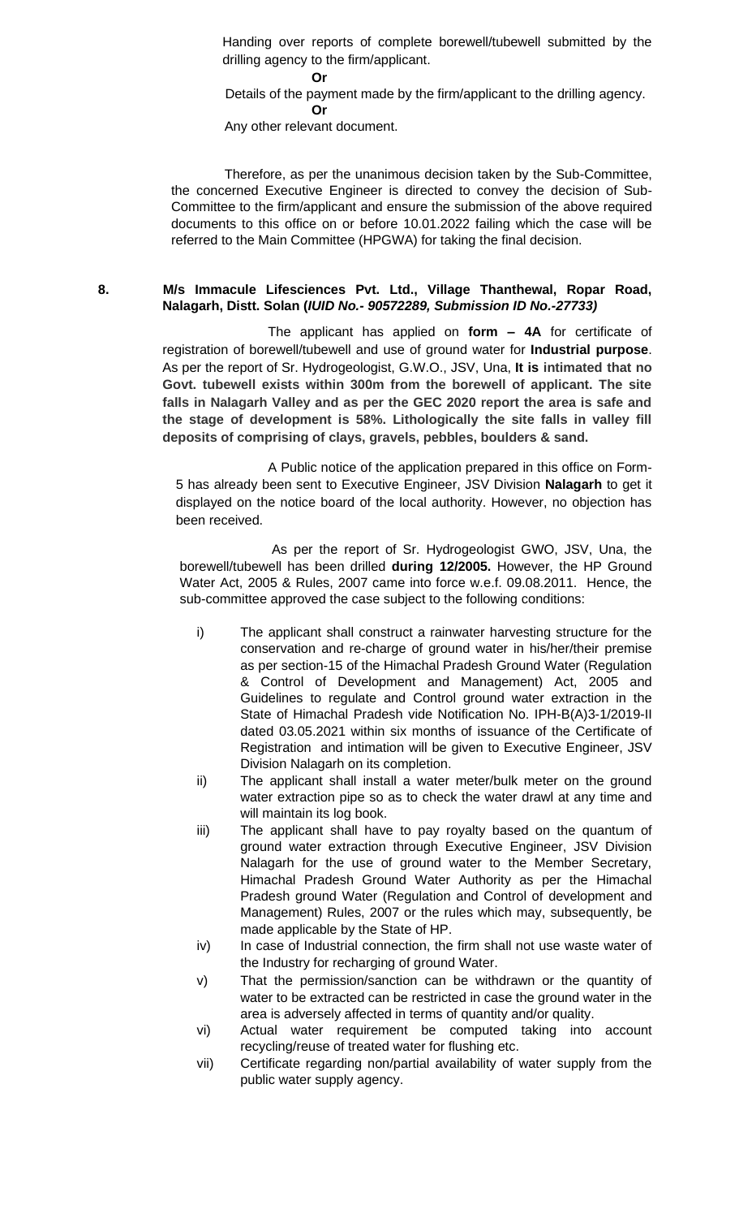Handing over reports of complete borewell/tubewell submitted by the drilling agency to the firm/applicant.

**Or**

Details of the payment made by the firm/applicant to the drilling agency.

**Or**

Any other relevant document.

Therefore, as per the unanimous decision taken by the Sub-Committee, the concerned Executive Engineer is directed to convey the decision of Sub-Committee to the firm/applicant and ensure the submission of the above required documents to this office on or before 10.01.2022 failing which the case will be referred to the Main Committee (HPGWA) for taking the final decision.

**8. M/s Immacule Lifesciences Pvt. Ltd., Village Thanthewal, Ropar Road, Nalagarh, Distt. Solan (*IUID No.- 90572289, Submission ID No.-27733)***

The applicant has applied on **form – 4A** for certificate of registration of borewell/tubewell and use of ground water for **Industrial purpose**. As per the report of Sr. Hydrogeologist, G.W.O., JSV, Una, **It is intimated that no Govt. tubewell exists within 300m from the borewell of applicant. The site falls in Nalagarh Valley and as per the GEC 2020 report the area is safe and the stage of development is 58%. Lithologically the site falls in valley fill deposits of comprising of clays, gravels, pebbles, boulders & sand.**

A Public notice of the application prepared in this office on Form-5 has already been sent to Executive Engineer, JSV Division **Nalagarh** to get it displayed on the notice board of the local authority. However, no objection has been received.

As per the report of Sr. Hydrogeologist GWO, JSV, Una, the borewell/tubewell has been drilled **during 12/2005.** However, the HP Ground Water Act, 2005 & Rules, 2007 came into force w.e.f. 09.08.2011. Hence, the sub-committee approved the case subject to the following conditions:

i) The applicant shall construct a rainwater harvesting structure for the conservation and re-charge of ground water in his/her/their premise as per section-15 of the Himachal Pradesh Ground Water (Regulation & Control of Development and Management) Act, 2005 and Guidelines to regulate and Control ground water extraction in the State of Himachal Pradesh vide Notification No. IPH-B(A)3-1/2019-II dated 03.05.2021 within six months of issuance of the Certificate of Registration and intimation will be given to Executive Engineer, JSV Division Nalagarh on its completion.

ii) The applicant shall install a water meter/bulk meter on the ground water extraction pipe so as to check the water drawl at any time and will maintain its log book.

iii) The applicant shall have to pay royalty based on the quantum of ground water extraction through Executive Engineer, JSV Division Nalagarh for the use of ground water to the Member Secretary, Himachal Pradesh Ground Water Authority as per the Himachal Pradesh ground Water (Regulation and Control of development and Management) Rules, 2007 or the rules which may, subsequently, be made applicable by the State of HP.

iv) In case of Industrial connection, the firm shall not use waste water of the Industry for recharging of ground Water.

v) That the permission/sanction can be withdrawn or the quantity of water to be extracted can be restricted in case the ground water in the area is adversely affected in terms of quantity and/or quality.

vi) Actual water requirement be computed taking into account recycling/reuse of treated water for flushing etc.

vii) Certificate regarding non/partial availability of water supply from the public water supply agency.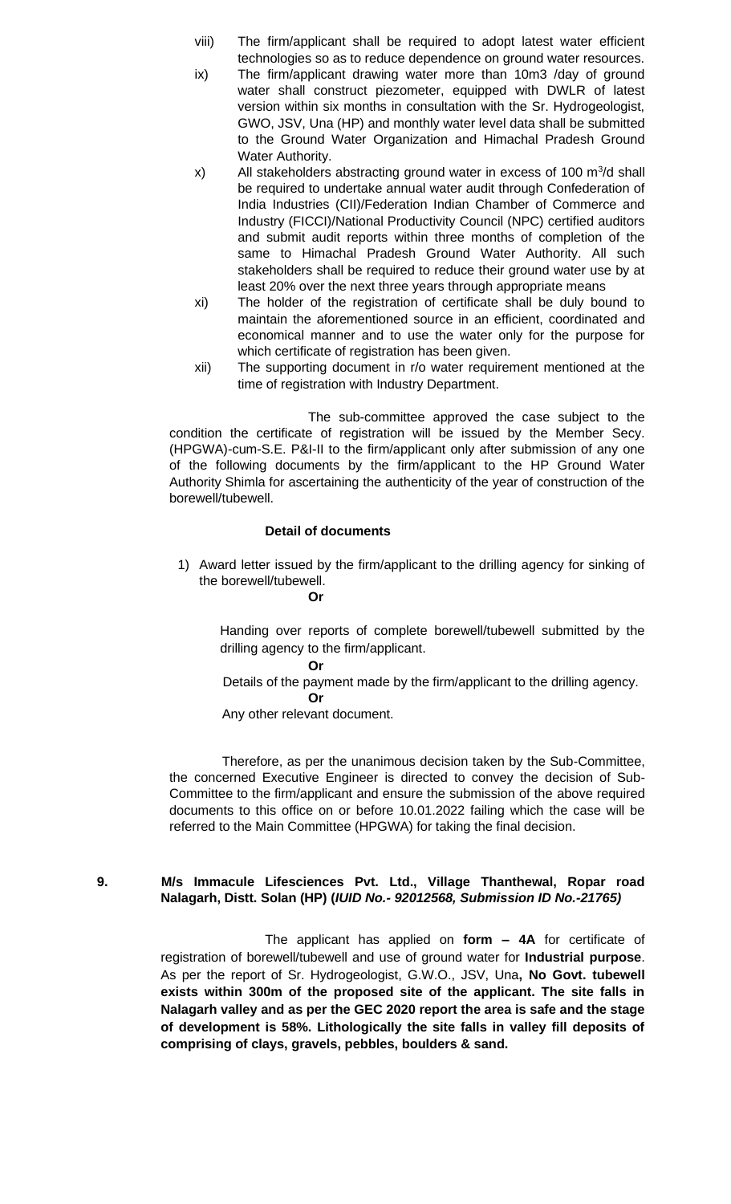viii) The firm/applicant shall be required to adopt latest water efficient technologies so as to reduce dependence on ground water resources.

ix) The firm/applicant drawing water more than 10m3 /day of ground water shall construct piezometer, equipped with DWLR of latest version within six months in consultation with the Sr. Hydrogeologist, GWO, JSV, Una (HP) and monthly water level data shall be submitted to the Ground Water Organization and Himachal Pradesh Ground Water Authority.

x) All stakeholders abstracting ground water in excess of 100 $m^3/d$ shall be required to undertake annual water audit through Confederation of India Industries (CII)/Federation Indian Chamber of Commerce and Industry (FICCI)/National Productivity Council (NPC) certified auditors and submit audit reports within three months of completion of the same to Himachal Pradesh Ground Water Authority. All such stakeholders shall be required to reduce their ground water use by at least 20% over the next three years through appropriate means

xi) The holder of the registration of certificate shall be duly bound to maintain the aforementioned source in an efficient, coordinated and economical manner and to use the water only for the purpose for which certificate of registration has been given.

xii) The supporting document in r/o water requirement mentioned at the time of registration with Industry Department.

The sub-committee approved the case subject to the condition the certificate of registration will be issued by the Member Secy. (HPGWA)-cum-S.E. P&I-II to the firm/applicant only after submission of any one of the following documents by the firm/applicant to the HP Ground Water Authority Shimla for ascertaining the authenticity of the year of construction of the borewell/tubewell.

**Detail of documents**

1) Award letter issued by the firm/applicant to the drilling agency for sinking of the borewell/tubewell.

**Or**

Handing over reports of complete borewell/tubewell submitted by the drilling agency to the firm/applicant.

**Or**

Details of the payment made by the firm/applicant to the drilling agency.

**Or**

Any other relevant document.

Therefore, as per the unanimous decision taken by the Sub-Committee, the concerned Executive Engineer is directed to convey the decision of Sub-Committee to the firm/applicant and ensure the submission of the above required documents to this office on or before 10.01.2022 failing which the case will be referred to the Main Committee (HPGWA) for taking the final decision.

**9. M/s Immacule Lifesciences Pvt. Ltd., Village Thanthewal, Ropar road Nalagarh, Distt. Solan (HP) (*IUID No.- 92012568, Submission ID No.-21765)***

The applicant has applied on **form – 4A** for certificate of registration of borewell/tubewell and use of ground water for **Industrial purpose**. As per the report of Sr. Hydrogeologist, G.W.O., JSV, Una**, No Govt. tubewell exists within 300m of the proposed site of the applicant. The site falls in Nalagarh valley and as per the GEC 2020 report the area is safe and the stage of development is 58%. Lithologically the site falls in valley fill deposits of comprising of clays, gravels, pebbles, boulders & sand.**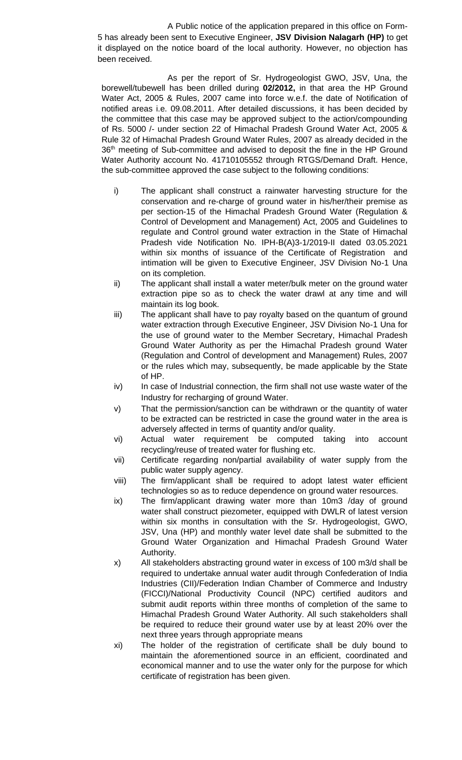A Public notice of the application prepared in this office on Form-5 has already been sent to Executive Engineer, **JSV Division Nalagarh (HP)** to get it displayed on the notice board of the local authority. However, no objection has been received.

As per the report of Sr. Hydrogeologist GWO, JSV, Una, the borewell/tubewell has been drilled during **02/2012,** in that area the HP Ground Water Act, 2005 & Rules, 2007 came into force w.e.f. the date of Notification of notified areas i.e. 09.08.2011. After detailed discussions, it has been decided by the committee that this case may be approved subject to the action/compounding of Rs. 5000 /- under section 22 of Himachal Pradesh Ground Water Act, 2005 & Rule 32 of Himachal Pradesh Ground Water Rules, 2007 as already decided in the 36th meeting of Sub-committee and advised to deposit the fine in the HP Ground Water Authority account No. 41710105552 through RTGS/Demand Draft. Hence, the sub-committee approved the case subject to the following conditions:

i) The applicant shall construct a rainwater harvesting structure for the conservation and re-charge of ground water in his/her/their premise as per section-15 of the Himachal Pradesh Ground Water (Regulation & Control of Development and Management) Act, 2005 and Guidelines to regulate and Control ground water extraction in the State of Himachal Pradesh vide Notification No. IPH-B(A)3-1/2019-II dated 03.05.2021 within six months of issuance of the Certificate of Registration and intimation will be given to Executive Engineer, JSV Division No-1 Una on its completion.

ii) The applicant shall install a water meter/bulk meter on the ground water extraction pipe so as to check the water drawl at any time and will maintain its log book.

iii) The applicant shall have to pay royalty based on the quantum of ground water extraction through Executive Engineer, JSV Division No-1 Una for the use of ground water to the Member Secretary, Himachal Pradesh Ground Water Authority as per the Himachal Pradesh ground Water (Regulation and Control of development and Management) Rules, 2007 or the rules which may, subsequently, be made applicable by the State of HP.

iv) In case of Industrial connection, the firm shall not use waste water of the Industry for recharging of ground Water.

v) That the permission/sanction can be withdrawn or the quantity of water to be extracted can be restricted in case the ground water in the area is adversely affected in terms of quantity and/or quality.

vi) Actual water requirement be computed taking into account recycling/reuse of treated water for flushing etc.

vii) Certificate regarding non/partial availability of water supply from the public water supply agency.

viii) The firm/applicant shall be required to adopt latest water efficient technologies so as to reduce dependence on ground water resources.

ix) The firm/applicant drawing water more than 10m3 /day of ground water shall construct piezometer, equipped with DWLR of latest version within six months in consultation with the Sr. Hydrogeologist, GWO, JSV, Una (HP) and monthly water level date shall be submitted to the Ground Water Organization and Himachal Pradesh Ground Water Authority.

x) All stakeholders abstracting ground water in excess of 100 m3/d shall be required to undertake annual water audit through Confederation of India Industries (CII)/Federation Indian Chamber of Commerce and Industry (FICCI)/National Productivity Council (NPC) certified auditors and submit audit reports within three months of completion of the same to Himachal Pradesh Ground Water Authority. All such stakeholders shall be required to reduce their ground water use by at least 20% over the next three years through appropriate means

xi) The holder of the registration of certificate shall be duly bound to maintain the aforementioned source in an efficient, coordinated and economical manner and to use the water only for the purpose for which certificate of registration has been given.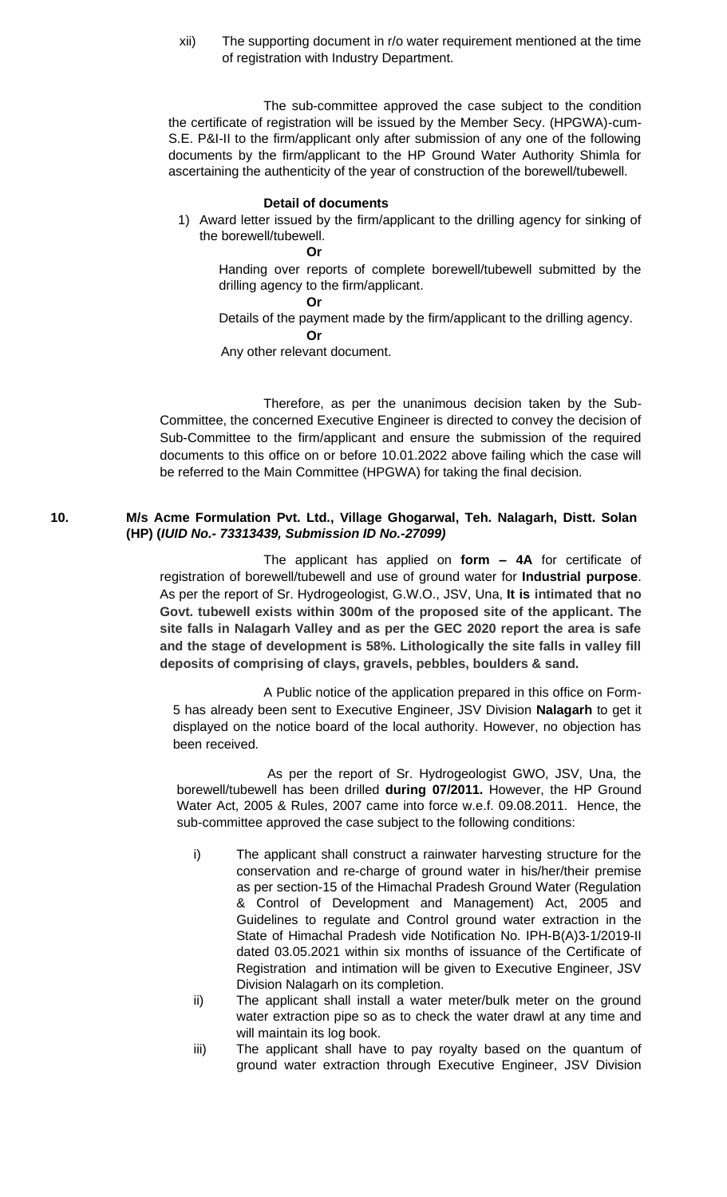xii) The supporting document in r/o water requirement mentioned at the time of registration with Industry Department.

The sub-committee approved the case subject to the condition the certificate of registration will be issued by the Member Secy. (HPGWA)-cum-S.E. P&I-II to the firm/applicant only after submission of any one of the following documents by the firm/applicant to the HP Ground Water Authority Shimla for ascertaining the authenticity of the year of construction of the borewell/tubewell.

**Detail of documents**

1) Award letter issued by the firm/applicant to the drilling agency for sinking of the borewell/tubewell.

**Or**

Handing over reports of complete borewell/tubewell submitted by the drilling agency to the firm/applicant.

**Or**

Details of the payment made by the firm/applicant to the drilling agency.

**Or**

Any other relevant document.

Therefore, as per the unanimous decision taken by the Sub-Committee, the concerned Executive Engineer is directed to convey the decision of Sub-Committee to the firm/applicant and ensure the submission of the required documents to this office on or before 10.01.2022 above failing which the case will be referred to the Main Committee (HPGWA) for taking the final decision.

**10. M/s Acme Formulation Pvt. Ltd., Village Ghogarwal, Teh. Nalagarh, Distt. Solan (HP) (*IUID No.- 73313439, Submission ID No.-27099)***

The applicant has applied on **form – 4A** for certificate of registration of borewell/tubewell and use of ground water for **Industrial purpose**. As per the report of Sr. Hydrogeologist, G.W.O., JSV, Una, **It is intimated that no Govt. tubewell exists within 300m of the proposed site of the applicant. The site falls in Nalagarh Valley and as per the GEC 2020 report the area is safe and the stage of development is 58%. Lithologically the site falls in valley fill deposits of comprising of clays, gravels, pebbles, boulders & sand.**

A Public notice of the application prepared in this office on Form-5 has already been sent to Executive Engineer, JSV Division **Nalagarh** to get it displayed on the notice board of the local authority. However, no objection has been received.

As per the report of Sr. Hydrogeologist GWO, JSV, Una, the borewell/tubewell has been drilled **during 07/2011.** However, the HP Ground Water Act, 2005 & Rules, 2007 came into force w.e.f. 09.08.2011. Hence, the sub-committee approved the case subject to the following conditions:

i) The applicant shall construct a rainwater harvesting structure for the conservation and re-charge of ground water in his/her/their premise as per section-15 of the Himachal Pradesh Ground Water (Regulation & Control of Development and Management) Act, 2005 and Guidelines to regulate and Control ground water extraction in the State of Himachal Pradesh vide Notification No. IPH-B(A)3-1/2019-II dated 03.05.2021 within six months of issuance of the Certificate of Registration and intimation will be given to Executive Engineer, JSV Division Nalagarh on its completion.

ii) The applicant shall install a water meter/bulk meter on the ground water extraction pipe so as to check the water drawl at any time and will maintain its log book.

iii) The applicant shall have to pay royalty based on the quantum of ground water extraction through Executive Engineer, JSV Division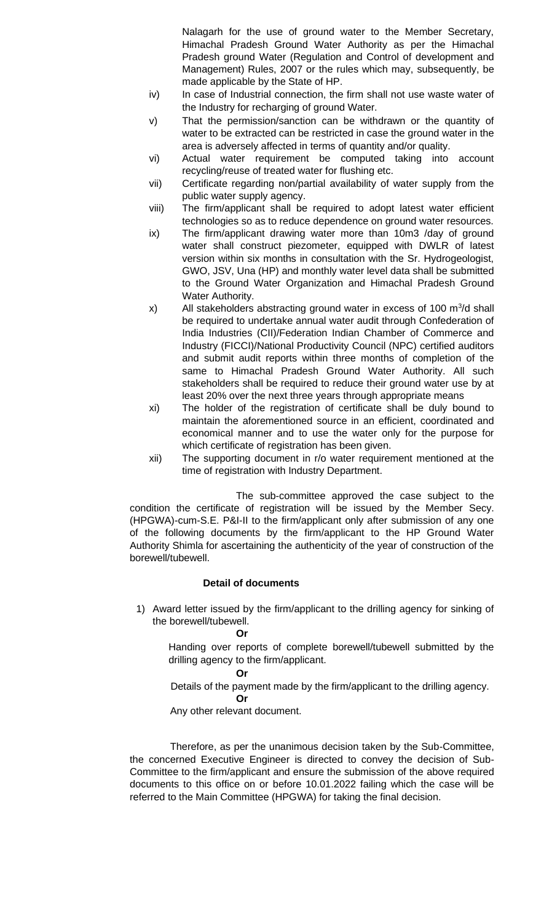Nalagarh for the use of ground water to the Member Secretary, Himachal Pradesh Ground Water Authority as per the Himachal Pradesh ground Water (Regulation and Control of development and Management) Rules, 2007 or the rules which may, subsequently, be made applicable by the State of HP.

iv) In case of Industrial connection, the firm shall not use waste water of the Industry for recharging of ground Water.

v) That the permission/sanction can be withdrawn or the quantity of water to be extracted can be restricted in case the ground water in the area is adversely affected in terms of quantity and/or quality.

vi) Actual water requirement be computed taking into account recycling/reuse of treated water for flushing etc.

vii) Certificate regarding non/partial availability of water supply from the public water supply agency.

viii) The firm/applicant shall be required to adopt latest water efficient technologies so as to reduce dependence on ground water resources.

ix) The firm/applicant drawing water more than 10m3 /day of ground water shall construct piezometer, equipped with DWLR of latest version within six months in consultation with the Sr. Hydrogeologist, GWO, JSV, Una (HP) and monthly water level data shall be submitted to the Ground Water Organization and Himachal Pradesh Ground Water Authority.

x) All stakeholders abstracting ground water in excess of 100 $m^3$/d shall be required to undertake annual water audit through Confederation of India Industries (CII)/Federation Indian Chamber of Commerce and Industry (FICCI)/National Productivity Council (NPC) certified auditors and submit audit reports within three months of completion of the same to Himachal Pradesh Ground Water Authority. All such stakeholders shall be required to reduce their ground water use by at least 20% over the next three years through appropriate means

xi) The holder of the registration of certificate shall be duly bound to maintain the aforementioned source in an efficient, coordinated and economical manner and to use the water only for the purpose for which certificate of registration has been given.

xii) The supporting document in r/o water requirement mentioned at the time of registration with Industry Department.

The sub-committee approved the case subject to the condition the certificate of registration will be issued by the Member Secy. (HPGWA)-cum-S.E. P&I-II to the firm/applicant only after submission of any one of the following documents by the firm/applicant to the HP Ground Water Authority Shimla for ascertaining the authenticity of the year of construction of the borewell/tubewell.

**Detail of documents**

1) Award letter issued by the firm/applicant to the drilling agency for sinking of the borewell/tubewell.

**Or**

Handing over reports of complete borewell/tubewell submitted by the drilling agency to the firm/applicant.

**Or**

Details of the payment made by the firm/applicant to the drilling agency.

**Or**

Any other relevant document.

Therefore, as per the unanimous decision taken by the Sub-Committee, the concerned Executive Engineer is directed to convey the decision of Sub-Committee to the firm/applicant and ensure the submission of the above required documents to this office on or before 10.01.2022 failing which the case will be referred to the Main Committee (HPGWA) for taking the final decision.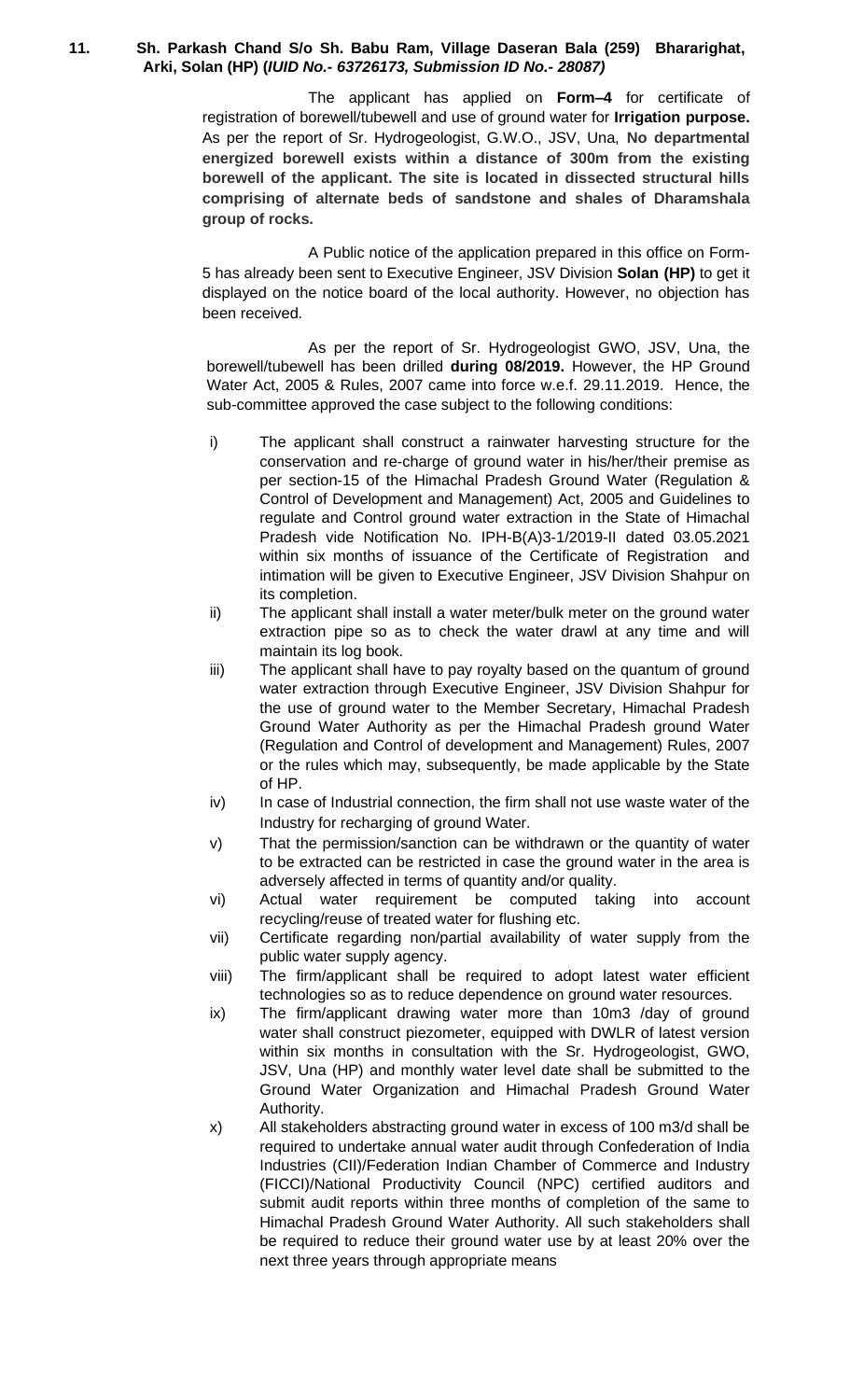**11. Sh. Parkash Chand S/o Sh. Babu Ram, Village Daseran Bala (259) Bhararighat, Arki, Solan (HP) (*IUID No.- 63726173, Submission ID No.- 28087)***

The applicant has applied on **Form–4** for certificate of registration of borewell/tubewell and use of ground water for **Irrigation purpose.** As per the report of Sr. Hydrogeologist, G.W.O., JSV, Una, **No departmental energized borewell exists within a distance of 300m from the existing borewell of the applicant. The site is located in dissected structural hills comprising of alternate beds of sandstone and shales of Dharamshala group of rocks.**

A Public notice of the application prepared in this office on Form-5 has already been sent to Executive Engineer, JSV Division **Solan (HP)** to get it displayed on the notice board of the local authority. However, no objection has been received.

As per the report of Sr. Hydrogeologist GWO, JSV, Una, the borewell/tubewell has been drilled **during 08/2019.** However, the HP Ground Water Act, 2005 & Rules, 2007 came into force w.e.f. 29.11.2019. Hence, the sub-committee approved the case subject to the following conditions:

i) The applicant shall construct a rainwater harvesting structure for the conservation and re-charge of ground water in his/her/their premise as per section-15 of the Himachal Pradesh Ground Water (Regulation & Control of Development and Management) Act, 2005 and Guidelines to regulate and Control ground water extraction in the State of Himachal Pradesh vide Notification No. IPH-B(A)3-1/2019-II dated 03.05.2021 within six months of issuance of the Certificate of Registration and intimation will be given to Executive Engineer, JSV Division Shahpur on its completion.

ii) The applicant shall install a water meter/bulk meter on the ground water extraction pipe so as to check the water drawl at any time and will maintain its log book.

iii) The applicant shall have to pay royalty based on the quantum of ground water extraction through Executive Engineer, JSV Division Shahpur for the use of ground water to the Member Secretary, Himachal Pradesh Ground Water Authority as per the Himachal Pradesh ground Water (Regulation and Control of development and Management) Rules, 2007 or the rules which may, subsequently, be made applicable by the State of HP.

iv) In case of Industrial connection, the firm shall not use waste water of the Industry for recharging of ground Water.

v) That the permission/sanction can be withdrawn or the quantity of water to be extracted can be restricted in case the ground water in the area is adversely affected in terms of quantity and/or quality.

vi) Actual water requirement be computed taking into account recycling/reuse of treated water for flushing etc.

vii) Certificate regarding non/partial availability of water supply from the public water supply agency.

viii) The firm/applicant shall be required to adopt latest water efficient technologies so as to reduce dependence on ground water resources.

ix) The firm/applicant drawing water more than 10m3 /day of ground water shall construct piezometer, equipped with DWLR of latest version within six months in consultation with the Sr. Hydrogeologist, GWO, JSV, Una (HP) and monthly water level date shall be submitted to the Ground Water Organization and Himachal Pradesh Ground Water Authority.

x) All stakeholders abstracting ground water in excess of 100 m3/d shall be required to undertake annual water audit through Confederation of India Industries (CII)/Federation Indian Chamber of Commerce and Industry (FICCI)/National Productivity Council (NPC) certified auditors and submit audit reports within three months of completion of the same to Himachal Pradesh Ground Water Authority. All such stakeholders shall be required to reduce their ground water use by at least 20% over the next three years through appropriate means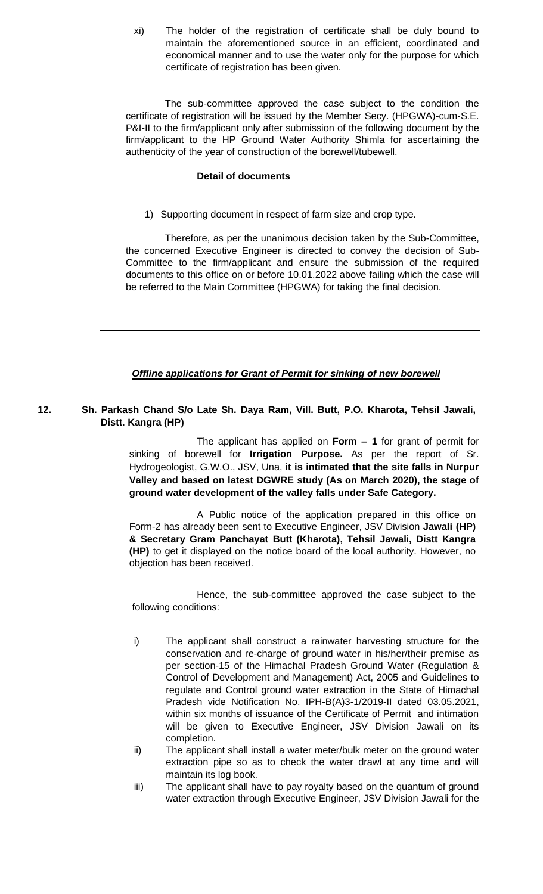xi) The holder of the registration of certificate shall be duly bound to maintain the aforementioned source in an efficient, coordinated and economical manner and to use the water only for the purpose for which certificate of registration has been given.

The sub-committee approved the case subject to the condition the certificate of registration will be issued by the Member Secy. (HPGWA)-cum-S.E. P&I-II to the firm/applicant only after submission of the following document by the firm/applicant to the HP Ground Water Authority Shimla for ascertaining the authenticity of the year of construction of the borewell/tubewell.

**Detail of documents**

1) Supporting document in respect of farm size and crop type.

Therefore, as per the unanimous decision taken by the Sub-Committee, the concerned Executive Engineer is directed to convey the decision of Sub-Committee to the firm/applicant and ensure the submission of the required documents to this office on or before 10.01.2022 above failing which the case will be referred to the Main Committee (HPGWA) for taking the final decision.

---

***Offline applications for Grant of Permit for sinking of new borewell***

**12. Sh. Parkash Chand S/o Late Sh. Daya Ram, Vill. Butt, P.O. Kharota, Tehsil Jawali, Distt. Kangra (HP)**

The applicant has applied on **Form – 1** for grant of permit for sinking of borewell for **Irrigation Purpose.** As per the report of Sr. Hydrogeologist, G.W.O., JSV, Una, **it is intimated that the site falls in Nurpur Valley and based on latest DGWRE study (As on March 2020), the stage of ground water development of the valley falls under Safe Category.**

A Public notice of the application prepared in this office on Form-2 has already been sent to Executive Engineer, JSV Division **Jawali (HP) & Secretary Gram Panchayat Butt (Kharota), Tehsil Jawali, Distt Kangra (HP)** to get it displayed on the notice board of the local authority. However, no objection has been received.

Hence, the sub-committee approved the case subject to the following conditions:

i) The applicant shall construct a rainwater harvesting structure for the conservation and re-charge of ground water in his/her/their premise as per section-15 of the Himachal Pradesh Ground Water (Regulation & Control of Development and Management) Act, 2005 and Guidelines to regulate and Control ground water extraction in the State of Himachal Pradesh vide Notification No. IPH-B(A)3-1/2019-II dated 03.05.2021, within six months of issuance of the Certificate of Permit and intimation will be given to Executive Engineer, JSV Division Jawali on its completion.

ii) The applicant shall install a water meter/bulk meter on the ground water extraction pipe so as to check the water drawl at any time and will maintain its log book.

iii) The applicant shall have to pay royalty based on the quantum of ground water extraction through Executive Engineer, JSV Division Jawali for the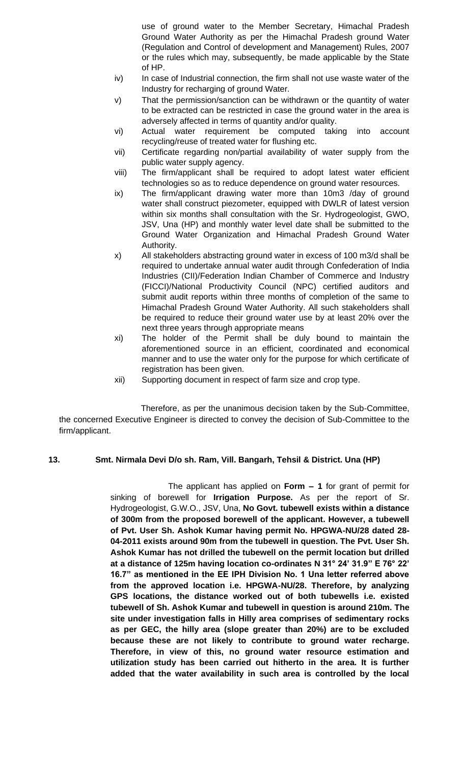use of ground water to the Member Secretary, Himachal Pradesh Ground Water Authority as per the Himachal Pradesh ground Water (Regulation and Control of development and Management) Rules, 2007 or the rules which may, subsequently, be made applicable by the State of HP.

iv) In case of Industrial connection, the firm shall not use waste water of the Industry for recharging of ground Water.

v) That the permission/sanction can be withdrawn or the quantity of water to be extracted can be restricted in case the ground water in the area is adversely affected in terms of quantity and/or quality.

vi) Actual water requirement be computed taking into account recycling/reuse of treated water for flushing etc.

vii) Certificate regarding non/partial availability of water supply from the public water supply agency.

viii) The firm/applicant shall be required to adopt latest water efficient technologies so as to reduce dependence on ground water resources.

ix) The firm/applicant drawing water more than 10m3 /day of ground water shall construct piezometer, equipped with DWLR of latest version within six months shall consultation with the Sr. Hydrogeologist, GWO, JSV, Una (HP) and monthly water level date shall be submitted to the Ground Water Organization and Himachal Pradesh Ground Water Authority.

x) All stakeholders abstracting ground water in excess of 100 m3/d shall be required to undertake annual water audit through Confederation of India Industries (CII)/Federation Indian Chamber of Commerce and Industry (FICCI)/National Productivity Council (NPC) certified auditors and submit audit reports within three months of completion of the same to Himachal Pradesh Ground Water Authority. All such stakeholders shall be required to reduce their ground water use by at least 20% over the next three years through appropriate means

xi) The holder of the Permit shall be duly bound to maintain the aforementioned source in an efficient, coordinated and economical manner and to use the water only for the purpose for which certificate of registration has been given.

xii) Supporting document in respect of farm size and crop type.

Therefore, as per the unanimous decision taken by the Sub-Committee, the concerned Executive Engineer is directed to convey the decision of Sub-Committee to the firm/applicant.

**13. Smt. Nirmala Devi D/o sh. Ram, Vill. Bangarh, Tehsil & District. Una (HP)**

The applicant has applied on **Form – 1** for grant of permit for sinking of borewell for **Irrigation Purpose.** As per the report of Sr. Hydrogeologist, G.W.O., JSV, Una, **No Govt. tubewell exists within a distance of 300m from the proposed borewell of the applicant. However, a tubewell of Pvt. User Sh. Ashok Kumar having permit No. HPGWA-NU/28 dated 28-04-2011 exists around 90m from the tubewell in question. The Pvt. User Sh. Ashok Kumar has not drilled the tubewell on the permit location but drilled at a distance of 125m having location co-ordinates N 31° 24' 31.9" E 76° 22' 16.7" as mentioned in the EE IPH Division No. 1 Una letter referred above from the approved location i.e. HPGWA-NU/28. Therefore, by analyzing GPS locations, the distance worked out of both tubewells i.e. existed tubewell of Sh. Ashok Kumar and tubewell in question is around 210m. The site under investigation falls in Hilly area comprises of sedimentary rocks as per GEC, the hilly area (slope greater than 20%) are to be excluded because these are not likely to contribute to ground water recharge. Therefore, in view of this, no ground water resource estimation and utilization study has been carried out hitherto in the area. It is further added that the water availability in such area is controlled by the local**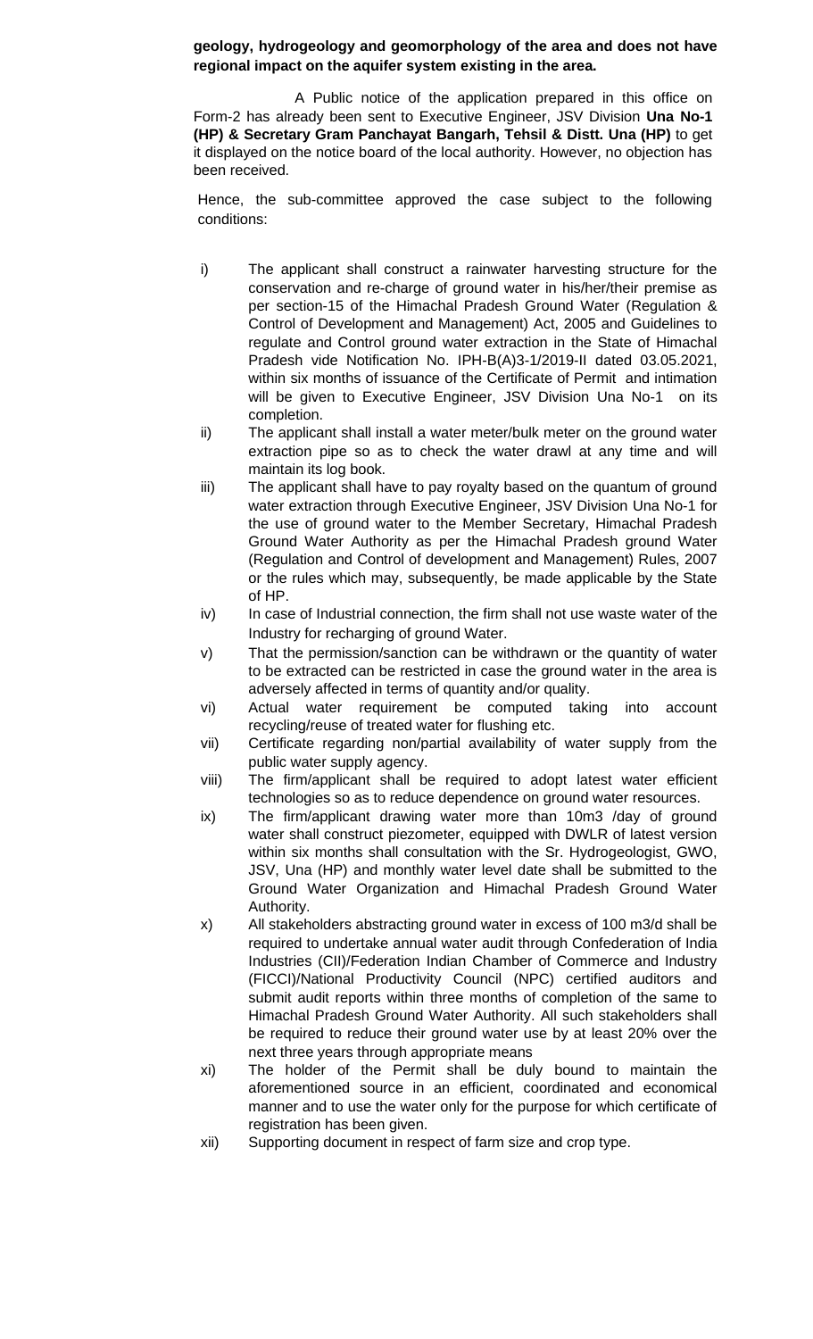**geology, hydrogeology and geomorphology of the area and does not have regional impact on the aquifer system existing in the area.**

A Public notice of the application prepared in this office on Form-2 has already been sent to Executive Engineer, JSV Division **Una No-1 (HP) & Secretary Gram Panchayat Bangarh, Tehsil & Distt. Una (HP)** to get it displayed on the notice board of the local authority. However, no objection has been received.

Hence, the sub-committee approved the case subject to the following conditions:

i) The applicant shall construct a rainwater harvesting structure for the conservation and re-charge of ground water in his/her/their premise as per section-15 of the Himachal Pradesh Ground Water (Regulation & Control of Development and Management) Act, 2005 and Guidelines to regulate and Control ground water extraction in the State of Himachal Pradesh vide Notification No. IPH-B(A)3-1/2019-II dated 03.05.2021, within six months of issuance of the Certificate of Permit and intimation will be given to Executive Engineer, JSV Division Una No-1 on its completion.

ii) The applicant shall install a water meter/bulk meter on the ground water extraction pipe so as to check the water drawl at any time and will maintain its log book.

iii) The applicant shall have to pay royalty based on the quantum of ground water extraction through Executive Engineer, JSV Division Una No-1 for the use of ground water to the Member Secretary, Himachal Pradesh Ground Water Authority as per the Himachal Pradesh ground Water (Regulation and Control of development and Management) Rules, 2007 or the rules which may, subsequently, be made applicable by the State of HP.

iv) In case of Industrial connection, the firm shall not use waste water of the Industry for recharging of ground Water.

v) That the permission/sanction can be withdrawn or the quantity of water to be extracted can be restricted in case the ground water in the area is adversely affected in terms of quantity and/or quality.

vi) Actual water requirement be computed taking into account recycling/reuse of treated water for flushing etc.

vii) Certificate regarding non/partial availability of water supply from the public water supply agency.

viii) The firm/applicant shall be required to adopt latest water efficient technologies so as to reduce dependence on ground water resources.

ix) The firm/applicant drawing water more than 10m3 /day of ground water shall construct piezometer, equipped with DWLR of latest version within six months shall consultation with the Sr. Hydrogeologist, GWO, JSV, Una (HP) and monthly water level date shall be submitted to the Ground Water Organization and Himachal Pradesh Ground Water Authority.

x) All stakeholders abstracting ground water in excess of 100 m3/d shall be required to undertake annual water audit through Confederation of India Industries (CII)/Federation Indian Chamber of Commerce and Industry (FICCI)/National Productivity Council (NPC) certified auditors and submit audit reports within three months of completion of the same to Himachal Pradesh Ground Water Authority. All such stakeholders shall be required to reduce their ground water use by at least 20% over the next three years through appropriate means

xi) The holder of the Permit shall be duly bound to maintain the aforementioned source in an efficient, coordinated and economical manner and to use the water only for the purpose for which certificate of registration has been given.

xii) Supporting document in respect of farm size and crop type.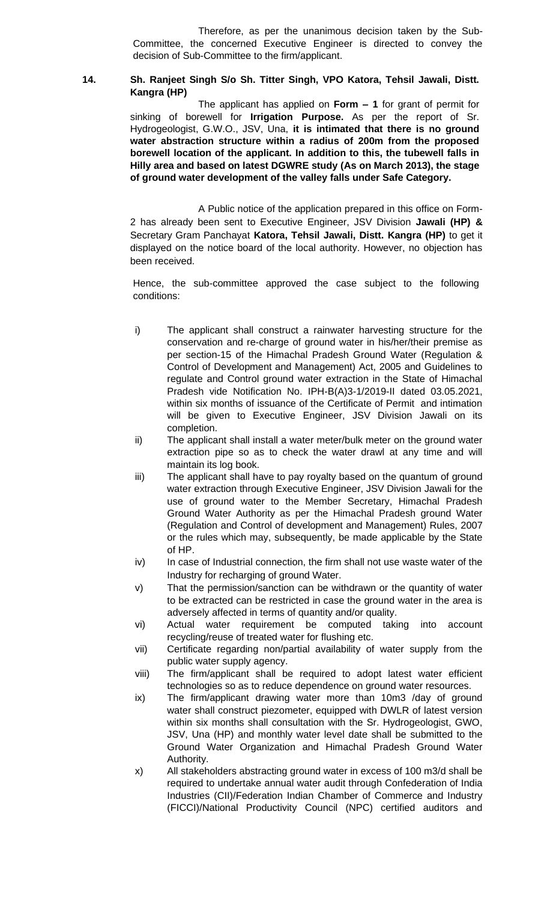Therefore, as per the unanimous decision taken by the Sub-Committee, the concerned Executive Engineer is directed to convey the decision of Sub-Committee to the firm/applicant.

**14. Sh. Ranjeet Singh S/o Sh. Titter Singh, VPO Katora, Tehsil Jawali, Distt. Kangra (HP)**

The applicant has applied on **Form – 1** for grant of permit for sinking of borewell for **Irrigation Purpose.** As per the report of Sr. Hydrogeologist, G.W.O., JSV, Una, **it is intimated that there is no ground water abstraction structure within a radius of 200m from the proposed borewell location of the applicant. In addition to this, the tubewell falls in Hilly area and based on latest DGWRE study (As on March 2013), the stage of ground water development of the valley falls under Safe Category.**

A Public notice of the application prepared in this office on Form-2 has already been sent to Executive Engineer, JSV Division **Jawali (HP) &** Secretary Gram Panchayat **Katora, Tehsil Jawali, Distt. Kangra (HP)** to get it displayed on the notice board of the local authority. However, no objection has been received.

Hence, the sub-committee approved the case subject to the following conditions:

- i) The applicant shall construct a rainwater harvesting structure for the conservation and re-charge of ground water in his/her/their premise as per section-15 of the Himachal Pradesh Ground Water (Regulation & Control of Development and Management) Act, 2005 and Guidelines to regulate and Control ground water extraction in the State of Himachal Pradesh vide Notification No. IPH-B(A)3-1/2019-II dated 03.05.2021, within six months of issuance of the Certificate of Permit and intimation will be given to Executive Engineer, JSV Division Jawali on its completion.
- ii) The applicant shall install a water meter/bulk meter on the ground water extraction pipe so as to check the water drawl at any time and will maintain its log book.
- iii) The applicant shall have to pay royalty based on the quantum of ground water extraction through Executive Engineer, JSV Division Jawali for the use of ground water to the Member Secretary, Himachal Pradesh Ground Water Authority as per the Himachal Pradesh ground Water (Regulation and Control of development and Management) Rules, 2007 or the rules which may, subsequently, be made applicable by the State of HP.
- iv) In case of Industrial connection, the firm shall not use waste water of the Industry for recharging of ground Water.
- v) That the permission/sanction can be withdrawn or the quantity of water to be extracted can be restricted in case the ground water in the area is adversely affected in terms of quantity and/or quality.
- vi) Actual water requirement be computed taking into account recycling/reuse of treated water for flushing etc.
- vii) Certificate regarding non/partial availability of water supply from the public water supply agency.
- viii) The firm/applicant shall be required to adopt latest water efficient technologies so as to reduce dependence on ground water resources.
- ix) The firm/applicant drawing water more than 10m3 /day of ground water shall construct piezometer, equipped with DWLR of latest version within six months shall consultation with the Sr. Hydrogeologist, GWO, JSV, Una (HP) and monthly water level date shall be submitted to the Ground Water Organization and Himachal Pradesh Ground Water Authority.
- x) All stakeholders abstracting ground water in excess of 100 m3/d shall be required to undertake annual water audit through Confederation of India Industries (CII)/Federation Indian Chamber of Commerce and Industry (FICCI)/National Productivity Council (NPC) certified auditors and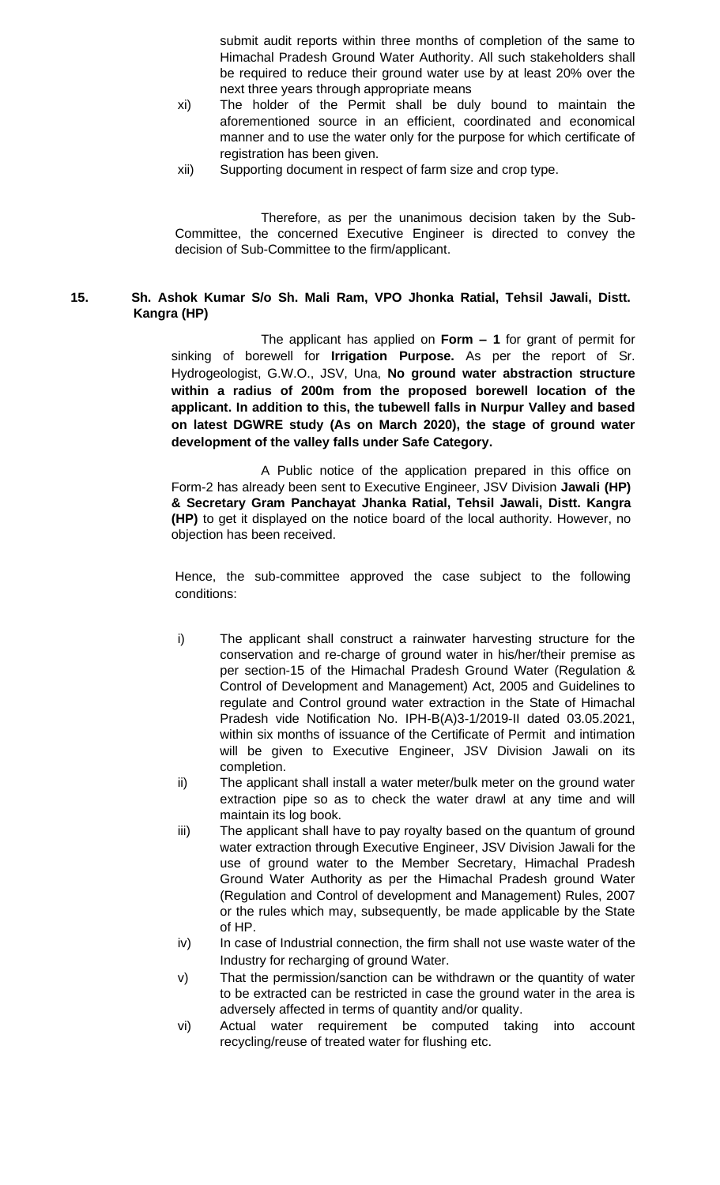submit audit reports within three months of completion of the same to Himachal Pradesh Ground Water Authority. All such stakeholders shall be required to reduce their ground water use by at least 20% over the next three years through appropriate means

xi) The holder of the Permit shall be duly bound to maintain the aforementioned source in an efficient, coordinated and economical manner and to use the water only for the purpose for which certificate of registration has been given.

xii) Supporting document in respect of farm size and crop type.

Therefore, as per the unanimous decision taken by the Sub-Committee, the concerned Executive Engineer is directed to convey the decision of Sub-Committee to the firm/applicant.

**15. Sh. Ashok Kumar S/o Sh. Mali Ram, VPO Jhonka Ratial, Tehsil Jawali, Distt. Kangra (HP)**

The applicant has applied on **Form – 1** for grant of permit for sinking of borewell for **Irrigation Purpose.** As per the report of Sr. Hydrogeologist, G.W.O., JSV, Una, **No ground water abstraction structure within a radius of 200m from the proposed borewell location of the applicant. In addition to this, the tubewell falls in Nurpur Valley and based on latest DGWRE study (As on March 2020), the stage of ground water development of the valley falls under Safe Category.**

A Public notice of the application prepared in this office on Form-2 has already been sent to Executive Engineer, JSV Division **Jawali (HP) & Secretary Gram Panchayat Jhanka Ratial, Tehsil Jawali, Distt. Kangra (HP)** to get it displayed on the notice board of the local authority. However, no objection has been received.

Hence, the sub-committee approved the case subject to the following conditions:

i) The applicant shall construct a rainwater harvesting structure for the conservation and re-charge of ground water in his/her/their premise as per section-15 of the Himachal Pradesh Ground Water (Regulation & Control of Development and Management) Act, 2005 and Guidelines to regulate and Control ground water extraction in the State of Himachal Pradesh vide Notification No. IPH-B(A)3-1/2019-II dated 03.05.2021, within six months of issuance of the Certificate of Permit and intimation will be given to Executive Engineer, JSV Division Jawali on its completion.

ii) The applicant shall install a water meter/bulk meter on the ground water extraction pipe so as to check the water drawl at any time and will maintain its log book.

iii) The applicant shall have to pay royalty based on the quantum of ground water extraction through Executive Engineer, JSV Division Jawali for the use of ground water to the Member Secretary, Himachal Pradesh Ground Water Authority as per the Himachal Pradesh ground Water (Regulation and Control of development and Management) Rules, 2007 or the rules which may, subsequently, be made applicable by the State of HP.

iv) In case of Industrial connection, the firm shall not use waste water of the Industry for recharging of ground Water.

v) That the permission/sanction can be withdrawn or the quantity of water to be extracted can be restricted in case the ground water in the area is adversely affected in terms of quantity and/or quality.

vi) Actual water requirement be computed taking into account recycling/reuse of treated water for flushing etc.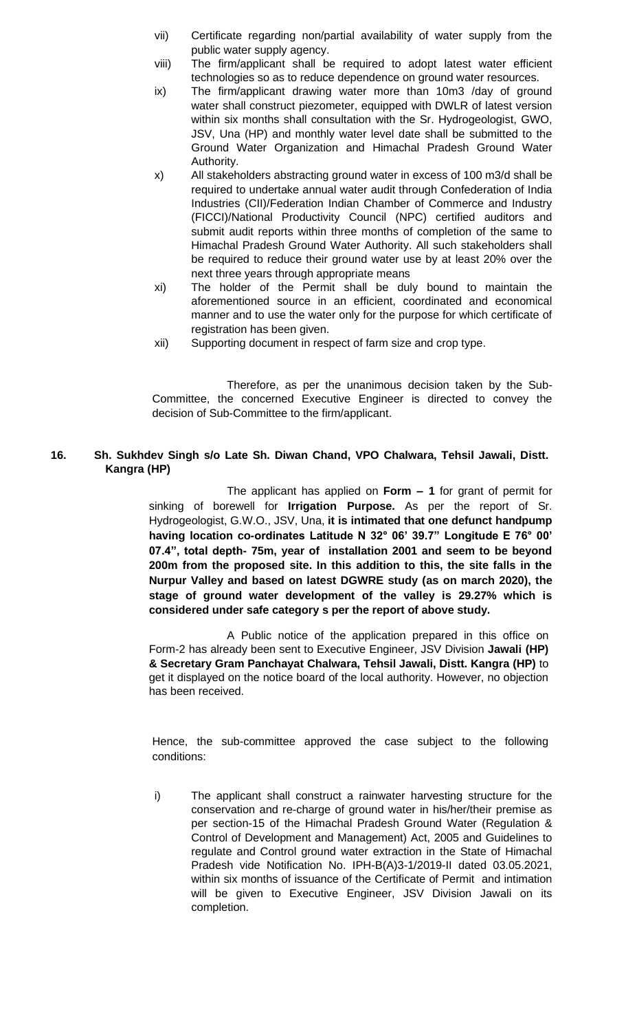vii) Certificate regarding non/partial availability of water supply from the public water supply agency.

viii) The firm/applicant shall be required to adopt latest water efficient technologies so as to reduce dependence on ground water resources.

ix) The firm/applicant drawing water more than 10m3 /day of ground water shall construct piezometer, equipped with DWLR of latest version within six months shall consultation with the Sr. Hydrogeologist, GWO, JSV, Una (HP) and monthly water level date shall be submitted to the Ground Water Organization and Himachal Pradesh Ground Water Authority.

x) All stakeholders abstracting ground water in excess of 100 m3/d shall be required to undertake annual water audit through Confederation of India Industries (CII)/Federation Indian Chamber of Commerce and Industry (FICCI)/National Productivity Council (NPC) certified auditors and submit audit reports within three months of completion of the same to Himachal Pradesh Ground Water Authority. All such stakeholders shall be required to reduce their ground water use by at least 20% over the next three years through appropriate means

xi) The holder of the Permit shall be duly bound to maintain the aforementioned source in an efficient, coordinated and economical manner and to use the water only for the purpose for which certificate of registration has been given.

xii) Supporting document in respect of farm size and crop type.

Therefore, as per the unanimous decision taken by the Sub-Committee, the concerned Executive Engineer is directed to convey the decision of Sub-Committee to the firm/applicant.

**16. Sh. Sukhdev Singh s/o Late Sh. Diwan Chand, VPO Chalwara, Tehsil Jawali, Distt. Kangra (HP)**

The applicant has applied on **Form – 1** for grant of permit for sinking of borewell for **Irrigation Purpose.** As per the report of Sr. Hydrogeologist, G.W.O., JSV, Una, **it is intimated that one defunct handpump having location co-ordinates Latitude N 32° 06' 39.7" Longitude E 76° 00' 07.4", total depth- 75m, year of installation 2001 and seem to be beyond 200m from the proposed site. In this addition to this, the site falls in the Nurpur Valley and based on latest DGWRE study (as on march 2020), the stage of ground water development of the valley is 29.27% which is considered under safe category s per the report of above study.**

A Public notice of the application prepared in this office on Form-2 has already been sent to Executive Engineer, JSV Division **Jawali (HP) & Secretary Gram Panchayat Chalwara, Tehsil Jawali, Distt. Kangra (HP)** to get it displayed on the notice board of the local authority. However, no objection has been received.

Hence, the sub-committee approved the case subject to the following conditions:

i) The applicant shall construct a rainwater harvesting structure for the conservation and re-charge of ground water in his/her/their premise as per section-15 of the Himachal Pradesh Ground Water (Regulation & Control of Development and Management) Act, 2005 and Guidelines to regulate and Control ground water extraction in the State of Himachal Pradesh vide Notification No. IPH-B(A)3-1/2019-II dated 03.05.2021, within six months of issuance of the Certificate of Permit and intimation will be given to Executive Engineer, JSV Division Jawali on its completion.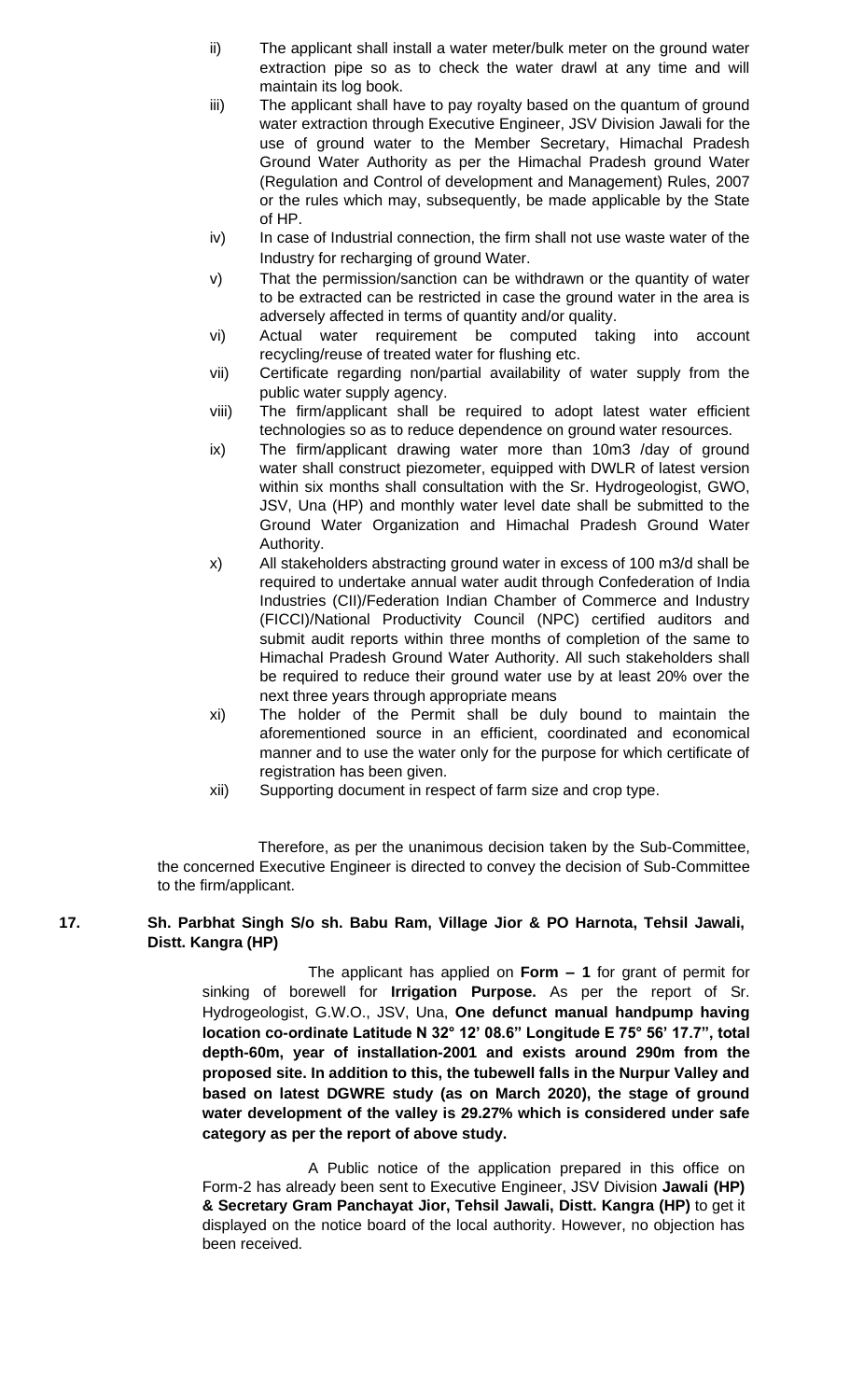ii) The applicant shall install a water meter/bulk meter on the ground water extraction pipe so as to check the water drawl at any time and will maintain its log book.

iii) The applicant shall have to pay royalty based on the quantum of ground water extraction through Executive Engineer, JSV Division Jawali for the use of ground water to the Member Secretary, Himachal Pradesh Ground Water Authority as per the Himachal Pradesh ground Water (Regulation and Control of development and Management) Rules, 2007 or the rules which may, subsequently, be made applicable by the State of HP.

iv) In case of Industrial connection, the firm shall not use waste water of the Industry for recharging of ground Water.

v) That the permission/sanction can be withdrawn or the quantity of water to be extracted can be restricted in case the ground water in the area is adversely affected in terms of quantity and/or quality.

vi) Actual water requirement be computed taking into account recycling/reuse of treated water for flushing etc.

vii) Certificate regarding non/partial availability of water supply from the public water supply agency.

viii) The firm/applicant shall be required to adopt latest water efficient technologies so as to reduce dependence on ground water resources.

ix) The firm/applicant drawing water more than 10m3 /day of ground water shall construct piezometer, equipped with DWLR of latest version within six months shall consultation with the Sr. Hydrogeologist, GWO, JSV, Una (HP) and monthly water level date shall be submitted to the Ground Water Organization and Himachal Pradesh Ground Water Authority.

x) All stakeholders abstracting ground water in excess of 100 m3/d shall be required to undertake annual water audit through Confederation of India Industries (CII)/Federation Indian Chamber of Commerce and Industry (FICCI)/National Productivity Council (NPC) certified auditors and submit audit reports within three months of completion of the same to Himachal Pradesh Ground Water Authority. All such stakeholders shall be required to reduce their ground water use by at least 20% over the next three years through appropriate means

xi) The holder of the Permit shall be duly bound to maintain the aforementioned source in an efficient, coordinated and economical manner and to use the water only for the purpose for which certificate of registration has been given.

xii) Supporting document in respect of farm size and crop type.

Therefore, as per the unanimous decision taken by the Sub-Committee, the concerned Executive Engineer is directed to convey the decision of Sub-Committee to the firm/applicant.

**17. Sh. Parbhat Singh S/o sh. Babu Ram, Village Jior & PO Harnota, Tehsil Jawali, Distt. Kangra (HP)**

The applicant has applied on **Form – 1** for grant of permit for sinking of borewell for **Irrigation Purpose.** As per the report of Sr. Hydrogeologist, G.W.O., JSV, Una, **One defunct manual handpump having location co-ordinate Latitude N 32° 12' 08.6" Longitude E 75° 56' 17.7", total depth-60m, year of installation-2001 and exists around 290m from the proposed site. In addition to this, the tubewell falls in the Nurpur Valley and based on latest DGWRE study (as on March 2020), the stage of ground water development of the valley is 29.27% which is considered under safe category as per the report of above study.**

A Public notice of the application prepared in this office on Form-2 has already been sent to Executive Engineer, JSV Division **Jawali (HP) & Secretary Gram Panchayat Jior, Tehsil Jawali, Distt. Kangra (HP)** to get it displayed on the notice board of the local authority. However, no objection has been received.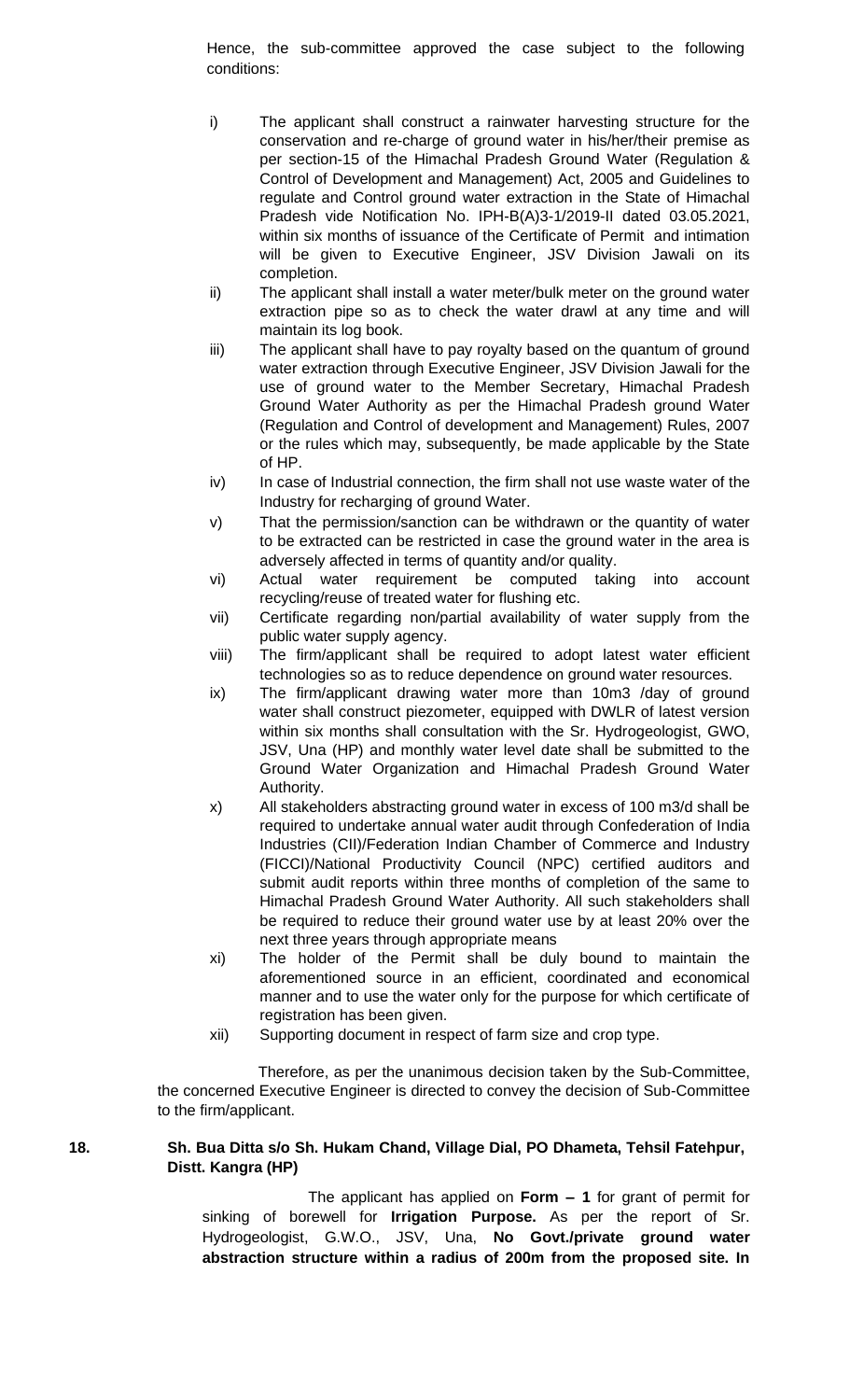Hence, the sub-committee approved the case subject to the following conditions:

i) The applicant shall construct a rainwater harvesting structure for the conservation and re-charge of ground water in his/her/their premise as per section-15 of the Himachal Pradesh Ground Water (Regulation & Control of Development and Management) Act, 2005 and Guidelines to regulate and Control ground water extraction in the State of Himachal Pradesh vide Notification No. IPH-B(A)3-1/2019-II dated 03.05.2021, within six months of issuance of the Certificate of Permit and intimation will be given to Executive Engineer, JSV Division Jawali on its completion.

ii) The applicant shall install a water meter/bulk meter on the ground water extraction pipe so as to check the water drawl at any time and will maintain its log book.

iii) The applicant shall have to pay royalty based on the quantum of ground water extraction through Executive Engineer, JSV Division Jawali for the use of ground water to the Member Secretary, Himachal Pradesh Ground Water Authority as per the Himachal Pradesh ground Water (Regulation and Control of development and Management) Rules, 2007 or the rules which may, subsequently, be made applicable by the State of HP.

iv) In case of Industrial connection, the firm shall not use waste water of the Industry for recharging of ground Water.

v) That the permission/sanction can be withdrawn or the quantity of water to be extracted can be restricted in case the ground water in the area is adversely affected in terms of quantity and/or quality.

vi) Actual water requirement be computed taking into account recycling/reuse of treated water for flushing etc.

vii) Certificate regarding non/partial availability of water supply from the public water supply agency.

viii) The firm/applicant shall be required to adopt latest water efficient technologies so as to reduce dependence on ground water resources.

ix) The firm/applicant drawing water more than 10m3 /day of ground water shall construct piezometer, equipped with DWLR of latest version within six months shall consultation with the Sr. Hydrogeologist, GWO, JSV, Una (HP) and monthly water level date shall be submitted to the Ground Water Organization and Himachal Pradesh Ground Water Authority.

x) All stakeholders abstracting ground water in excess of 100 m3/d shall be required to undertake annual water audit through Confederation of India Industries (CII)/Federation Indian Chamber of Commerce and Industry (FICCI)/National Productivity Council (NPC) certified auditors and submit audit reports within three months of completion of the same to Himachal Pradesh Ground Water Authority. All such stakeholders shall be required to reduce their ground water use by at least 20% over the next three years through appropriate means

xi) The holder of the Permit shall be duly bound to maintain the aforementioned source in an efficient, coordinated and economical manner and to use the water only for the purpose for which certificate of registration has been given.

xii) Supporting document in respect of farm size and crop type.

Therefore, as per the unanimous decision taken by the Sub-Committee, the concerned Executive Engineer is directed to convey the decision of Sub-Committee to the firm/applicant.

**18. Sh. Bua Ditta s/o Sh. Hukam Chand, Village Dial, PO Dhameta, Tehsil Fatehpur, Distt. Kangra (HP)**

The applicant has applied on **Form – 1** for grant of permit for sinking of borewell for **Irrigation Purpose.** As per the report of Sr. Hydrogeologist, G.W.O., JSV, Una, **No Govt./private ground water abstraction structure within a radius of 200m from the proposed site. In**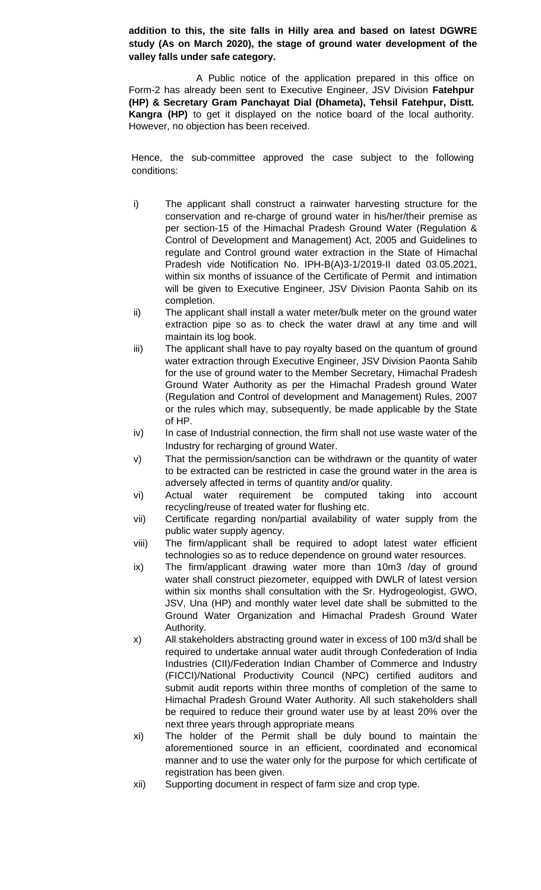**addition to this, the site falls in Hilly area and based on latest DGWRE study (As on March 2020), the stage of ground water development of the valley falls under safe category.**

A Public notice of the application prepared in this office on Form-2 has already been sent to Executive Engineer, JSV Division **Fatehpur (HP) & Secretary Gram Panchayat Dial (Dhameta), Tehsil Fatehpur, Distt. Kangra (HP)** to get it displayed on the notice board of the local authority. However, no objection has been received.

Hence, the sub-committee approved the case subject to the following conditions:

i) The applicant shall construct a rainwater harvesting structure for the conservation and re-charge of ground water in his/her/their premise as per section-15 of the Himachal Pradesh Ground Water (Regulation & Control of Development and Management) Act, 2005 and Guidelines to regulate and Control ground water extraction in the State of Himachal Pradesh vide Notification No. IPH-B(A)3-1/2019-II dated 03.05.2021, within six months of issuance of the Certificate of Permit and intimation will be given to Executive Engineer, JSV Division Paonta Sahib on its completion.

ii) The applicant shall install a water meter/bulk meter on the ground water extraction pipe so as to check the water drawl at any time and will maintain its log book.

iii) The applicant shall have to pay royalty based on the quantum of ground water extraction through Executive Engineer, JSV Division Paonta Sahib for the use of ground water to the Member Secretary, Himachal Pradesh Ground Water Authority as per the Himachal Pradesh ground Water (Regulation and Control of development and Management) Rules, 2007 or the rules which may, subsequently, be made applicable by the State of HP.

iv) In case of Industrial connection, the firm shall not use waste water of the Industry for recharging of ground Water.

v) That the permission/sanction can be withdrawn or the quantity of water to be extracted can be restricted in case the ground water in the area is adversely affected in terms of quantity and/or quality.

vi) Actual water requirement be computed taking into account recycling/reuse of treated water for flushing etc.

vii) Certificate regarding non/partial availability of water supply from the public water supply agency.

viii) The firm/applicant shall be required to adopt latest water efficient technologies so as to reduce dependence on ground water resources.

ix) The firm/applicant drawing water more than 10m3 /day of ground water shall construct piezometer, equipped with DWLR of latest version within six months shall consultation with the Sr. Hydrogeologist, GWO, JSV, Una (HP) and monthly water level date shall be submitted to the Ground Water Organization and Himachal Pradesh Ground Water Authority.

x) All stakeholders abstracting ground water in excess of 100 m3/d shall be required to undertake annual water audit through Confederation of India Industries (CII)/Federation Indian Chamber of Commerce and Industry (FICCI)/National Productivity Council (NPC) certified auditors and submit audit reports within three months of completion of the same to Himachal Pradesh Ground Water Authority. All such stakeholders shall be required to reduce their ground water use by at least 20% over the next three years through appropriate means

xi) The holder of the Permit shall be duly bound to maintain the aforementioned source in an efficient, coordinated and economical manner and to use the water only for the purpose for which certificate of registration has been given.

xii) Supporting document in respect of farm size and crop type.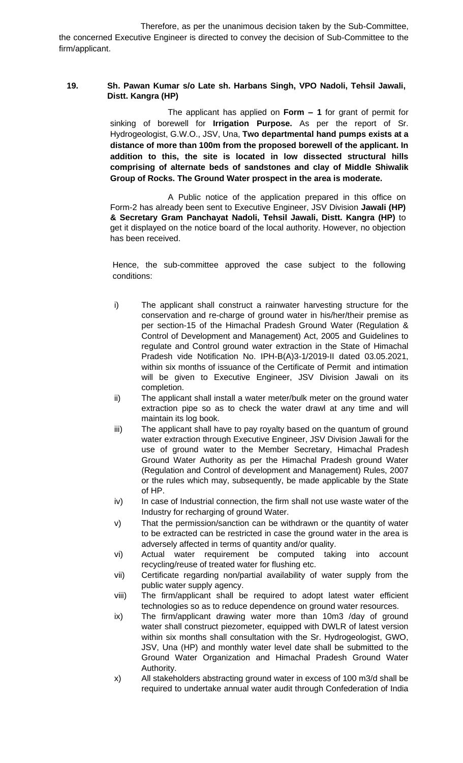Therefore, as per the unanimous decision taken by the Sub-Committee, the concerned Executive Engineer is directed to convey the decision of Sub-Committee to the firm/applicant.

**19. Sh. Pawan Kumar s/o Late sh. Harbans Singh, VPO Nadoli, Tehsil Jawali, Distt. Kangra (HP)**

The applicant has applied on **Form – 1** for grant of permit for sinking of borewell for **Irrigation Purpose.** As per the report of Sr. Hydrogeologist, G.W.O., JSV, Una, **Two departmental hand pumps exists at a distance of more than 100m from the proposed borewell of the applicant. In addition to this, the site is located in low dissected structural hills comprising of alternate beds of sandstones and clay of Middle Shiwalik Group of Rocks. The Ground Water prospect in the area is moderate.**

A Public notice of the application prepared in this office on Form-2 has already been sent to Executive Engineer, JSV Division **Jawali (HP) & Secretary Gram Panchayat Nadoli, Tehsil Jawali, Distt. Kangra (HP)** to get it displayed on the notice board of the local authority. However, no objection has been received.

Hence, the sub-committee approved the case subject to the following conditions:

- i) The applicant shall construct a rainwater harvesting structure for the conservation and re-charge of ground water in his/her/their premise as per section-15 of the Himachal Pradesh Ground Water (Regulation & Control of Development and Management) Act, 2005 and Guidelines to regulate and Control ground water extraction in the State of Himachal Pradesh vide Notification No. IPH-B(A)3-1/2019-II dated 03.05.2021, within six months of issuance of the Certificate of Permit and intimation will be given to Executive Engineer, JSV Division Jawali on its completion.
- ii) The applicant shall install a water meter/bulk meter on the ground water extraction pipe so as to check the water drawl at any time and will maintain its log book.
- iii) The applicant shall have to pay royalty based on the quantum of ground water extraction through Executive Engineer, JSV Division Jawali for the use of ground water to the Member Secretary, Himachal Pradesh Ground Water Authority as per the Himachal Pradesh ground Water (Regulation and Control of development and Management) Rules, 2007 or the rules which may, subsequently, be made applicable by the State of HP.
- iv) In case of Industrial connection, the firm shall not use waste water of the Industry for recharging of ground Water.
- v) That the permission/sanction can be withdrawn or the quantity of water to be extracted can be restricted in case the ground water in the area is adversely affected in terms of quantity and/or quality.
- vi) Actual water requirement be computed taking into account recycling/reuse of treated water for flushing etc.
- vii) Certificate regarding non/partial availability of water supply from the public water supply agency.
- viii) The firm/applicant shall be required to adopt latest water efficient technologies so as to reduce dependence on ground water resources.
- ix) The firm/applicant drawing water more than 10m3 /day of ground water shall construct piezometer, equipped with DWLR of latest version within six months shall consultation with the Sr. Hydrogeologist, GWO, JSV, Una (HP) and monthly water level date shall be submitted to the Ground Water Organization and Himachal Pradesh Ground Water Authority.
- x) All stakeholders abstracting ground water in excess of 100 m3/d shall be required to undertake annual water audit through Confederation of India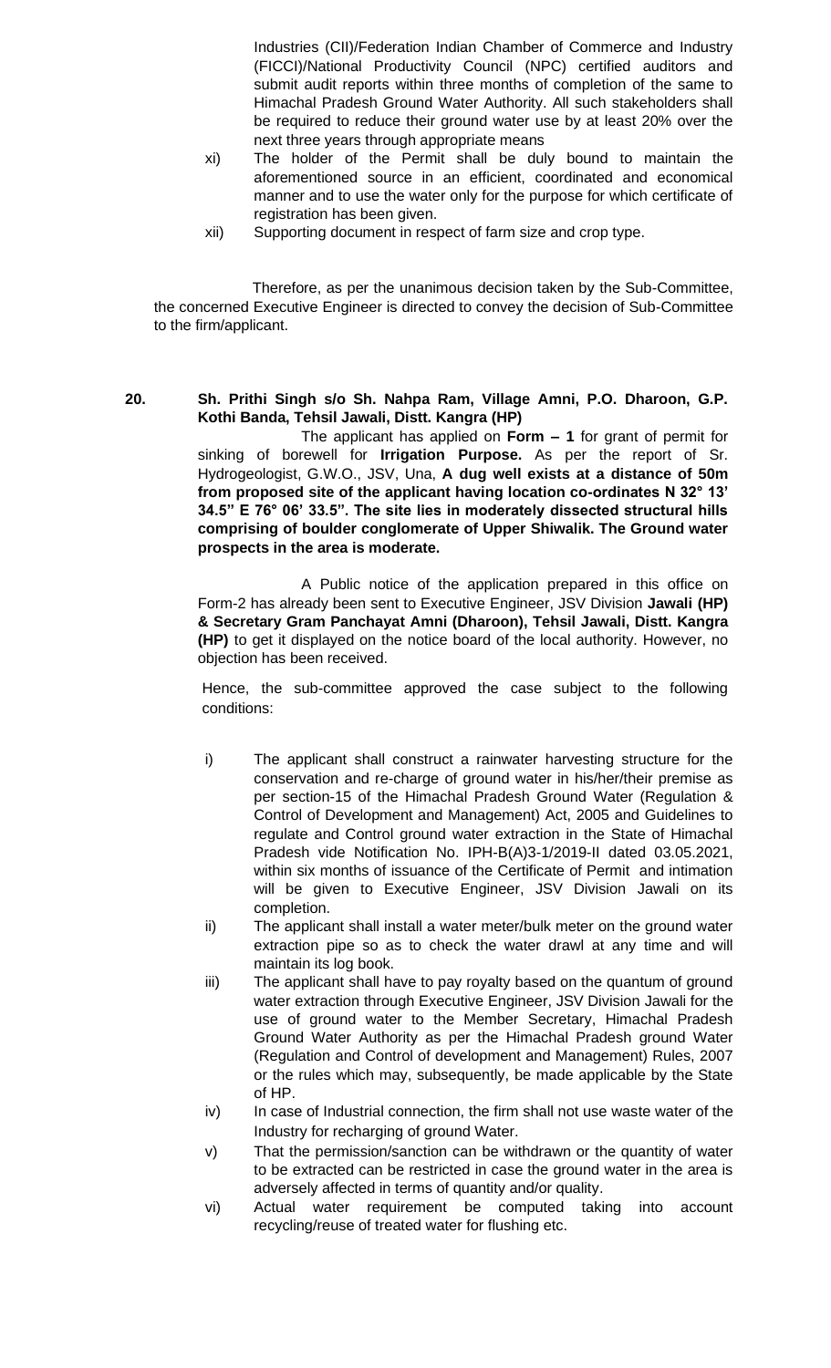Industries (CII)/Federation Indian Chamber of Commerce and Industry (FICCI)/National Productivity Council (NPC) certified auditors and submit audit reports within three months of completion of the same to Himachal Pradesh Ground Water Authority. All such stakeholders shall be required to reduce their ground water use by at least 20% over the next three years through appropriate means

xi) The holder of the Permit shall be duly bound to maintain the aforementioned source in an efficient, coordinated and economical manner and to use the water only for the purpose for which certificate of registration has been given.

xii) Supporting document in respect of farm size and crop type.

Therefore, as per the unanimous decision taken by the Sub-Committee, the concerned Executive Engineer is directed to convey the decision of Sub-Committee to the firm/applicant.

**20. Sh. Prithi Singh s/o Sh. Nahpa Ram, Village Amni, P.O. Dharoon, G.P. Kothi Banda, Tehsil Jawali, Distt. Kangra (HP)**

The applicant has applied on **Form – 1** for grant of permit for sinking of borewell for **Irrigation Purpose.** As per the report of Sr. Hydrogeologist, G.W.O., JSV, Una, **A dug well exists at a distance of 50m from proposed site of the applicant having location co-ordinates N 32° 13' 34.5" E 76° 06' 33.5". The site lies in moderately dissected structural hills comprising of boulder conglomerate of Upper Shiwalik. The Ground water prospects in the area is moderate.**

A Public notice of the application prepared in this office on Form-2 has already been sent to Executive Engineer, JSV Division **Jawali (HP) & Secretary Gram Panchayat Amni (Dharoon), Tehsil Jawali, Distt. Kangra (HP)** to get it displayed on the notice board of the local authority. However, no objection has been received.

Hence, the sub-committee approved the case subject to the following conditions:

i) The applicant shall construct a rainwater harvesting structure for the conservation and re-charge of ground water in his/her/their premise as per section-15 of the Himachal Pradesh Ground Water (Regulation & Control of Development and Management) Act, 2005 and Guidelines to regulate and Control ground water extraction in the State of Himachal Pradesh vide Notification No. IPH-B(A)3-1/2019-II dated 03.05.2021, within six months of issuance of the Certificate of Permit and intimation will be given to Executive Engineer, JSV Division Jawali on its completion.

ii) The applicant shall install a water meter/bulk meter on the ground water extraction pipe so as to check the water drawl at any time and will maintain its log book.

iii) The applicant shall have to pay royalty based on the quantum of ground water extraction through Executive Engineer, JSV Division Jawali for the use of ground water to the Member Secretary, Himachal Pradesh Ground Water Authority as per the Himachal Pradesh ground Water (Regulation and Control of development and Management) Rules, 2007 or the rules which may, subsequently, be made applicable by the State of HP.

iv) In case of Industrial connection, the firm shall not use waste water of the Industry for recharging of ground Water.

v) That the permission/sanction can be withdrawn or the quantity of water to be extracted can be restricted in case the ground water in the area is adversely affected in terms of quantity and/or quality.

vi) Actual water requirement be computed taking into account recycling/reuse of treated water for flushing etc.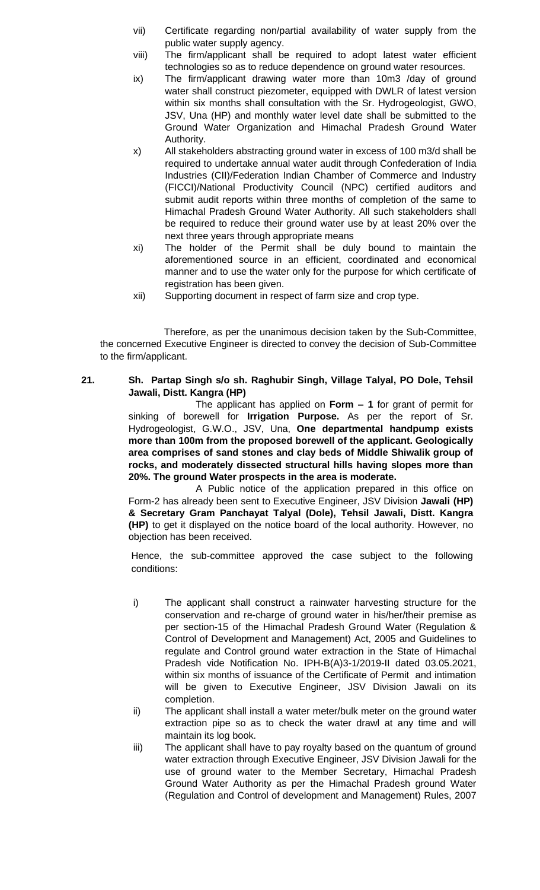vii) Certificate regarding non/partial availability of water supply from the public water supply agency.

viii) The firm/applicant shall be required to adopt latest water efficient technologies so as to reduce dependence on ground water resources.

ix) The firm/applicant drawing water more than 10m3 /day of ground water shall construct piezometer, equipped with DWLR of latest version within six months shall consultation with the Sr. Hydrogeologist, GWO, JSV, Una (HP) and monthly water level date shall be submitted to the Ground Water Organization and Himachal Pradesh Ground Water Authority.

x) All stakeholders abstracting ground water in excess of 100 m3/d shall be required to undertake annual water audit through Confederation of India Industries (CII)/Federation Indian Chamber of Commerce and Industry (FICCI)/National Productivity Council (NPC) certified auditors and submit audit reports within three months of completion of the same to Himachal Pradesh Ground Water Authority. All such stakeholders shall be required to reduce their ground water use by at least 20% over the next three years through appropriate means

xi) The holder of the Permit shall be duly bound to maintain the aforementioned source in an efficient, coordinated and economical manner and to use the water only for the purpose for which certificate of registration has been given.

xii) Supporting document in respect of farm size and crop type.

Therefore, as per the unanimous decision taken by the Sub-Committee, the concerned Executive Engineer is directed to convey the decision of Sub-Committee to the firm/applicant.

**21. Sh. Partap Singh s/o sh. Raghubir Singh, Village Talyal, PO Dole, Tehsil Jawali, Distt. Kangra (HP)**

The applicant has applied on **Form – 1** for grant of permit for sinking of borewell for **Irrigation Purpose.** As per the report of Sr. Hydrogeologist, G.W.O., JSV, Una, **One departmental handpump exists more than 100m from the proposed borewell of the applicant. Geologically area comprises of sand stones and clay beds of Middle Shiwalik group of rocks, and moderately dissected structural hills having slopes more than 20%. The ground Water prospects in the area is moderate.**

A Public notice of the application prepared in this office on Form-2 has already been sent to Executive Engineer, JSV Division **Jawali (HP) & Secretary Gram Panchayat Talyal (Dole), Tehsil Jawali, Distt. Kangra (HP)** to get it displayed on the notice board of the local authority. However, no objection has been received.

Hence, the sub-committee approved the case subject to the following conditions:

i) The applicant shall construct a rainwater harvesting structure for the conservation and re-charge of ground water in his/her/their premise as per section-15 of the Himachal Pradesh Ground Water (Regulation & Control of Development and Management) Act, 2005 and Guidelines to regulate and Control ground water extraction in the State of Himachal Pradesh vide Notification No. IPH-B(A)3-1/2019-II dated 03.05.2021, within six months of issuance of the Certificate of Permit and intimation will be given to Executive Engineer, JSV Division Jawali on its completion.

ii) The applicant shall install a water meter/bulk meter on the ground water extraction pipe so as to check the water drawl at any time and will maintain its log book.

iii) The applicant shall have to pay royalty based on the quantum of ground water extraction through Executive Engineer, JSV Division Jawali for the use of ground water to the Member Secretary, Himachal Pradesh Ground Water Authority as per the Himachal Pradesh ground Water (Regulation and Control of development and Management) Rules, 2007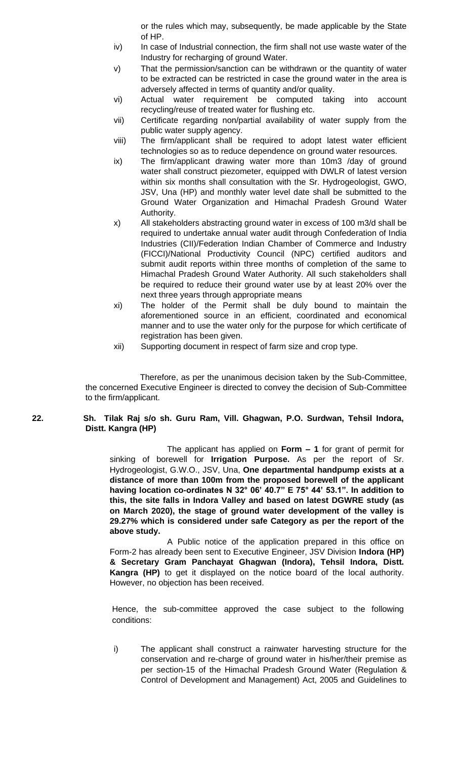or the rules which may, subsequently, be made applicable by the State of HP.

iv) In case of Industrial connection, the firm shall not use waste water of the Industry for recharging of ground Water.

v) That the permission/sanction can be withdrawn or the quantity of water to be extracted can be restricted in case the ground water in the area is adversely affected in terms of quantity and/or quality.

vi) Actual water requirement be computed taking into account recycling/reuse of treated water for flushing etc.

vii) Certificate regarding non/partial availability of water supply from the public water supply agency.

viii) The firm/applicant shall be required to adopt latest water efficient technologies so as to reduce dependence on ground water resources.

ix) The firm/applicant drawing water more than 10m3 /day of ground water shall construct piezometer, equipped with DWLR of latest version within six months shall consultation with the Sr. Hydrogeologist, GWO, JSV, Una (HP) and monthly water level date shall be submitted to the Ground Water Organization and Himachal Pradesh Ground Water Authority.

x) All stakeholders abstracting ground water in excess of 100 m3/d shall be required to undertake annual water audit through Confederation of India Industries (CII)/Federation Indian Chamber of Commerce and Industry (FICCI)/National Productivity Council (NPC) certified auditors and submit audit reports within three months of completion of the same to Himachal Pradesh Ground Water Authority. All such stakeholders shall be required to reduce their ground water use by at least 20% over the next three years through appropriate means

xi) The holder of the Permit shall be duly bound to maintain the aforementioned source in an efficient, coordinated and economical manner and to use the water only for the purpose for which certificate of registration has been given.

xii) Supporting document in respect of farm size and crop type.

Therefore, as per the unanimous decision taken by the Sub-Committee, the concerned Executive Engineer is directed to convey the decision of Sub-Committee to the firm/applicant.

**22. Sh. Tilak Raj s/o sh. Guru Ram, Vill. Ghagwan, P.O. Surdwan, Tehsil Indora, Distt. Kangra (HP)**

The applicant has applied on **Form – 1** for grant of permit for sinking of borewell for **Irrigation Purpose.** As per the report of Sr. Hydrogeologist, G.W.O., JSV, Una, **One departmental handpump exists at a distance of more than 100m from the proposed borewell of the applicant having location co-ordinates N 32° 06' 40.7" E 75° 44' 53.1". In addition to this, the site falls in Indora Valley and based on latest DGWRE study (as on March 2020), the stage of ground water development of the valley is 29.27% which is considered under safe Category as per the report of the above study.**

A Public notice of the application prepared in this office on Form-2 has already been sent to Executive Engineer, JSV Division **Indora (HP) & Secretary Gram Panchayat Ghagwan (Indora), Tehsil Indora, Distt. Kangra (HP)** to get it displayed on the notice board of the local authority. However, no objection has been received.

Hence, the sub-committee approved the case subject to the following conditions:

i) The applicant shall construct a rainwater harvesting structure for the conservation and re-charge of ground water in his/her/their premise as per section-15 of the Himachal Pradesh Ground Water (Regulation & Control of Development and Management) Act, 2005 and Guidelines to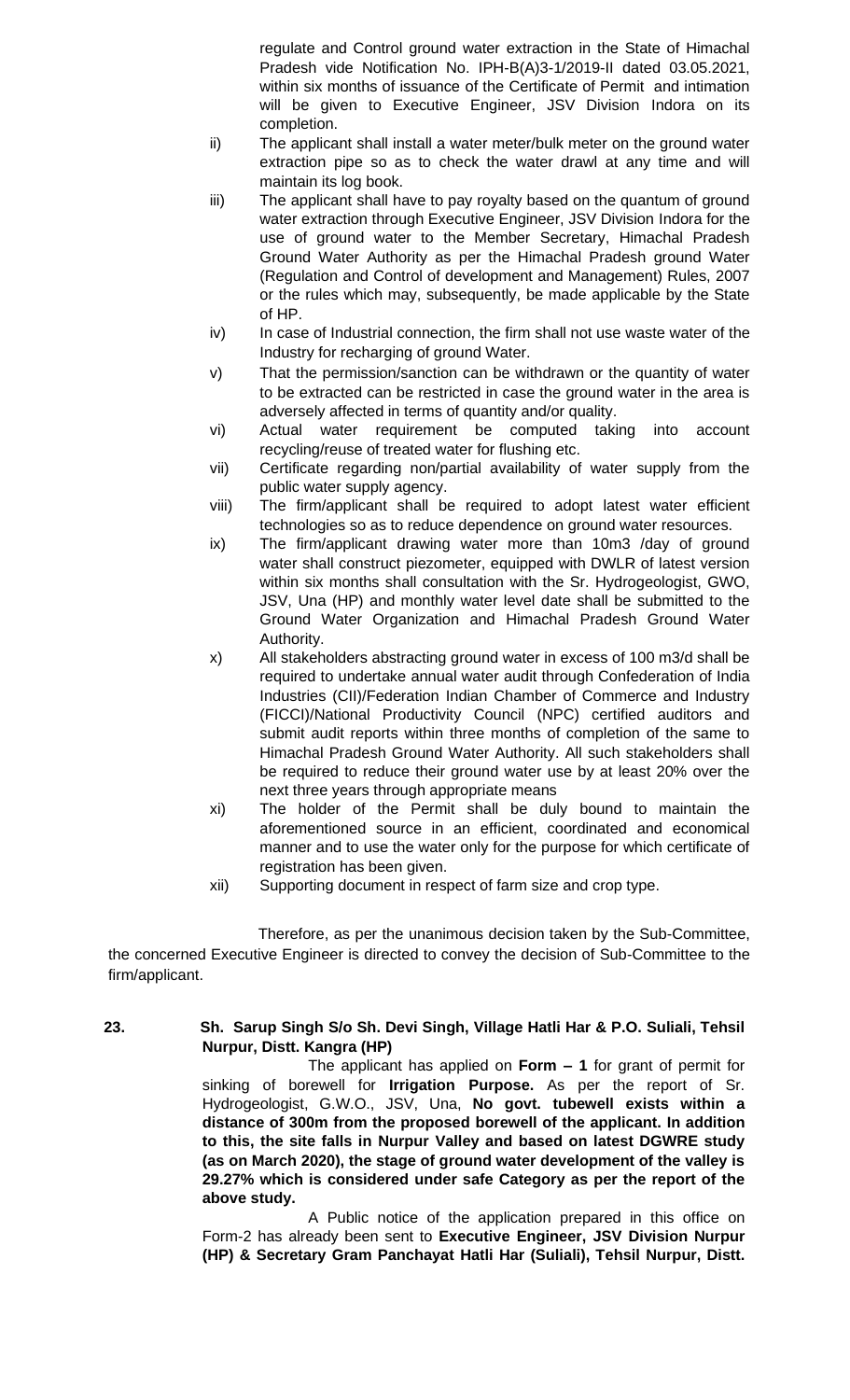regulate and Control ground water extraction in the State of Himachal Pradesh vide Notification No. IPH-B(A)3-1/2019-II dated 03.05.2021, within six months of issuance of the Certificate of Permit and intimation will be given to Executive Engineer, JSV Division Indora on its completion.

ii) The applicant shall install a water meter/bulk meter on the ground water extraction pipe so as to check the water drawl at any time and will maintain its log book.

iii) The applicant shall have to pay royalty based on the quantum of ground water extraction through Executive Engineer, JSV Division Indora for the use of ground water to the Member Secretary, Himachal Pradesh Ground Water Authority as per the Himachal Pradesh ground Water (Regulation and Control of development and Management) Rules, 2007 or the rules which may, subsequently, be made applicable by the State of HP.

iv) In case of Industrial connection, the firm shall not use waste water of the Industry for recharging of ground Water.

v) That the permission/sanction can be withdrawn or the quantity of water to be extracted can be restricted in case the ground water in the area is adversely affected in terms of quantity and/or quality.

vi) Actual water requirement be computed taking into account recycling/reuse of treated water for flushing etc.

vii) Certificate regarding non/partial availability of water supply from the public water supply agency.

viii) The firm/applicant shall be required to adopt latest water efficient technologies so as to reduce dependence on ground water resources.

ix) The firm/applicant drawing water more than 10m3 /day of ground water shall construct piezometer, equipped with DWLR of latest version within six months shall consultation with the Sr. Hydrogeologist, GWO, JSV, Una (HP) and monthly water level date shall be submitted to the Ground Water Organization and Himachal Pradesh Ground Water Authority.

x) All stakeholders abstracting ground water in excess of 100 m3/d shall be required to undertake annual water audit through Confederation of India Industries (CII)/Federation Indian Chamber of Commerce and Industry (FICCI)/National Productivity Council (NPC) certified auditors and submit audit reports within three months of completion of the same to Himachal Pradesh Ground Water Authority. All such stakeholders shall be required to reduce their ground water use by at least 20% over the next three years through appropriate means

xi) The holder of the Permit shall be duly bound to maintain the aforementioned source in an efficient, coordinated and economical manner and to use the water only for the purpose for which certificate of registration has been given.

xii) Supporting document in respect of farm size and crop type.

Therefore, as per the unanimous decision taken by the Sub-Committee, the concerned Executive Engineer is directed to convey the decision of Sub-Committee to the firm/applicant.

**23. Sh. Sarup Singh S/o Sh. Devi Singh, Village Hatli Har & P.O. Suliali, Tehsil Nurpur, Distt. Kangra (HP)**

The applicant has applied on **Form – 1** for grant of permit for sinking of borewell for **Irrigation Purpose.** As per the report of Sr. Hydrogeologist, G.W.O., JSV, Una, **No govt. tubewell exists within a distance of 300m from the proposed borewell of the applicant. In addition to this, the site falls in Nurpur Valley and based on latest DGWRE study (as on March 2020), the stage of ground water development of the valley is 29.27% which is considered under safe Category as per the report of the above study.**

A Public notice of the application prepared in this office on Form-2 has already been sent to **Executive Engineer, JSV Division Nurpur (HP) & Secretary Gram Panchayat Hatli Har (Suliali), Tehsil Nurpur, Distt.**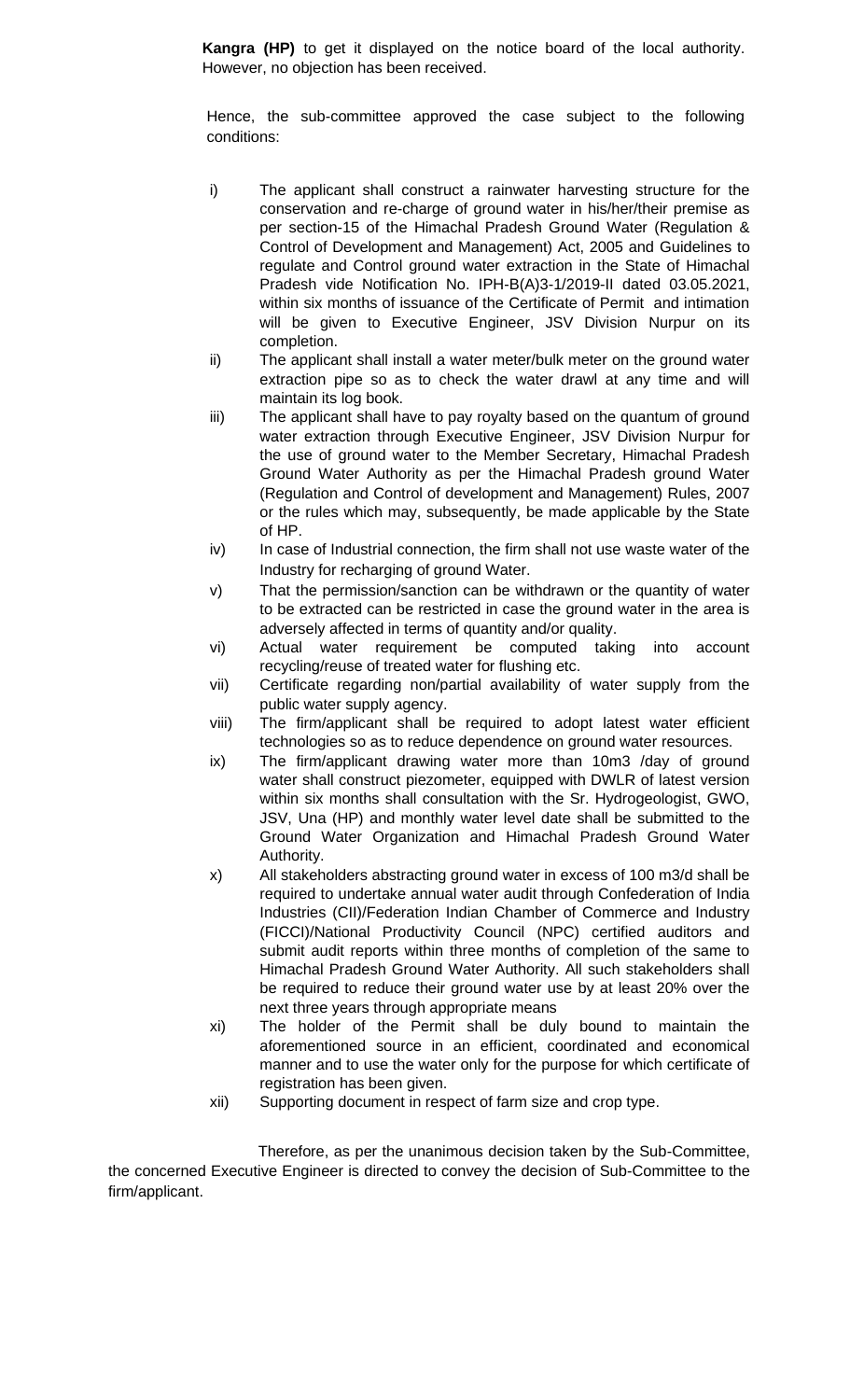**Kangra (HP)** to get it displayed on the notice board of the local authority. However, no objection has been received.

Hence, the sub-committee approved the case subject to the following conditions:

i) The applicant shall construct a rainwater harvesting structure for the conservation and re-charge of ground water in his/her/their premise as per section-15 of the Himachal Pradesh Ground Water (Regulation & Control of Development and Management) Act, 2005 and Guidelines to regulate and Control ground water extraction in the State of Himachal Pradesh vide Notification No. IPH-B(A)3-1/2019-II dated 03.05.2021, within six months of issuance of the Certificate of Permit and intimation will be given to Executive Engineer, JSV Division Nurpur on its completion.

ii) The applicant shall install a water meter/bulk meter on the ground water extraction pipe so as to check the water drawl at any time and will maintain its log book.

iii) The applicant shall have to pay royalty based on the quantum of ground water extraction through Executive Engineer, JSV Division Nurpur for the use of ground water to the Member Secretary, Himachal Pradesh Ground Water Authority as per the Himachal Pradesh ground Water (Regulation and Control of development and Management) Rules, 2007 or the rules which may, subsequently, be made applicable by the State of HP.

iv) In case of Industrial connection, the firm shall not use waste water of the Industry for recharging of ground Water.

v) That the permission/sanction can be withdrawn or the quantity of water to be extracted can be restricted in case the ground water in the area is adversely affected in terms of quantity and/or quality.

vi) Actual water requirement be computed taking into account recycling/reuse of treated water for flushing etc.

vii) Certificate regarding non/partial availability of water supply from the public water supply agency.

viii) The firm/applicant shall be required to adopt latest water efficient technologies so as to reduce dependence on ground water resources.

ix) The firm/applicant drawing water more than 10m3 /day of ground water shall construct piezometer, equipped with DWLR of latest version within six months shall consultation with the Sr. Hydrogeologist, GWO, JSV, Una (HP) and monthly water level date shall be submitted to the Ground Water Organization and Himachal Pradesh Ground Water Authority.

x) All stakeholders abstracting ground water in excess of 100 m3/d shall be required to undertake annual water audit through Confederation of India Industries (CII)/Federation Indian Chamber of Commerce and Industry (FICCI)/National Productivity Council (NPC) certified auditors and submit audit reports within three months of completion of the same to Himachal Pradesh Ground Water Authority. All such stakeholders shall be required to reduce their ground water use by at least 20% over the next three years through appropriate means

xi) The holder of the Permit shall be duly bound to maintain the aforementioned source in an efficient, coordinated and economical manner and to use the water only for the purpose for which certificate of registration has been given.

xii) Supporting document in respect of farm size and crop type.

Therefore, as per the unanimous decision taken by the Sub-Committee, the concerned Executive Engineer is directed to convey the decision of Sub-Committee to the firm/applicant.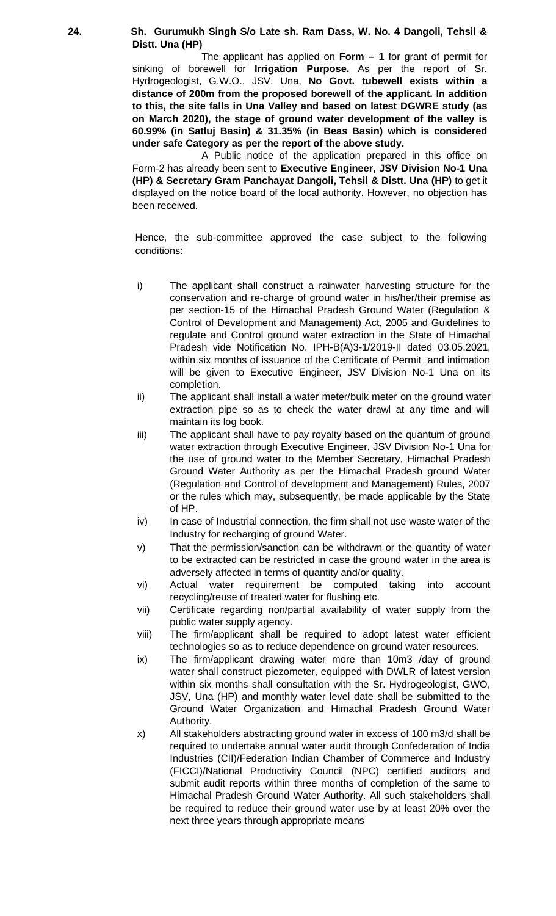**24. Sh. Gurumukh Singh S/o Late sh. Ram Dass, W. No. 4 Dangoli, Tehsil & Distt. Una (HP)**

The applicant has applied on **Form – 1** for grant of permit for sinking of borewell for **Irrigation Purpose.** As per the report of Sr. Hydrogeologist, G.W.O., JSV, Una, **No Govt. tubewell exists within a distance of 200m from the proposed borewell of the applicant. In addition to this, the site falls in Una Valley and based on latest DGWRE study (as on March 2020), the stage of ground water development of the valley is 60.99% (in Satluj Basin) & 31.35% (in Beas Basin) which is considered under safe Category as per the report of the above study.**

A Public notice of the application prepared in this office on Form-2 has already been sent to **Executive Engineer, JSV Division No-1 Una (HP) & Secretary Gram Panchayat Dangoli, Tehsil & Distt. Una (HP)** to get it displayed on the notice board of the local authority. However, no objection has been received.

Hence, the sub-committee approved the case subject to the following conditions:

i) The applicant shall construct a rainwater harvesting structure for the conservation and re-charge of ground water in his/her/their premise as per section-15 of the Himachal Pradesh Ground Water (Regulation & Control of Development and Management) Act, 2005 and Guidelines to regulate and Control ground water extraction in the State of Himachal Pradesh vide Notification No. IPH-B(A)3-1/2019-II dated 03.05.2021, within six months of issuance of the Certificate of Permit and intimation will be given to Executive Engineer, JSV Division No-1 Una on its completion.

ii) The applicant shall install a water meter/bulk meter on the ground water extraction pipe so as to check the water drawl at any time and will maintain its log book.

iii) The applicant shall have to pay royalty based on the quantum of ground water extraction through Executive Engineer, JSV Division No-1 Una for the use of ground water to the Member Secretary, Himachal Pradesh Ground Water Authority as per the Himachal Pradesh ground Water (Regulation and Control of development and Management) Rules, 2007 or the rules which may, subsequently, be made applicable by the State of HP.

iv) In case of Industrial connection, the firm shall not use waste water of the Industry for recharging of ground Water.

v) That the permission/sanction can be withdrawn or the quantity of water to be extracted can be restricted in case the ground water in the area is adversely affected in terms of quantity and/or quality.

vi) Actual water requirement be computed taking into account recycling/reuse of treated water for flushing etc.

vii) Certificate regarding non/partial availability of water supply from the public water supply agency.

viii) The firm/applicant shall be required to adopt latest water efficient technologies so as to reduce dependence on ground water resources.

ix) The firm/applicant drawing water more than 10m3 /day of ground water shall construct piezometer, equipped with DWLR of latest version within six months shall consultation with the Sr. Hydrogeologist, GWO, JSV, Una (HP) and monthly water level date shall be submitted to the Ground Water Organization and Himachal Pradesh Ground Water Authority.

x) All stakeholders abstracting ground water in excess of 100 m3/d shall be required to undertake annual water audit through Confederation of India Industries (CII)/Federation Indian Chamber of Commerce and Industry (FICCI)/National Productivity Council (NPC) certified auditors and submit audit reports within three months of completion of the same to Himachal Pradesh Ground Water Authority. All such stakeholders shall be required to reduce their ground water use by at least 20% over the next three years through appropriate means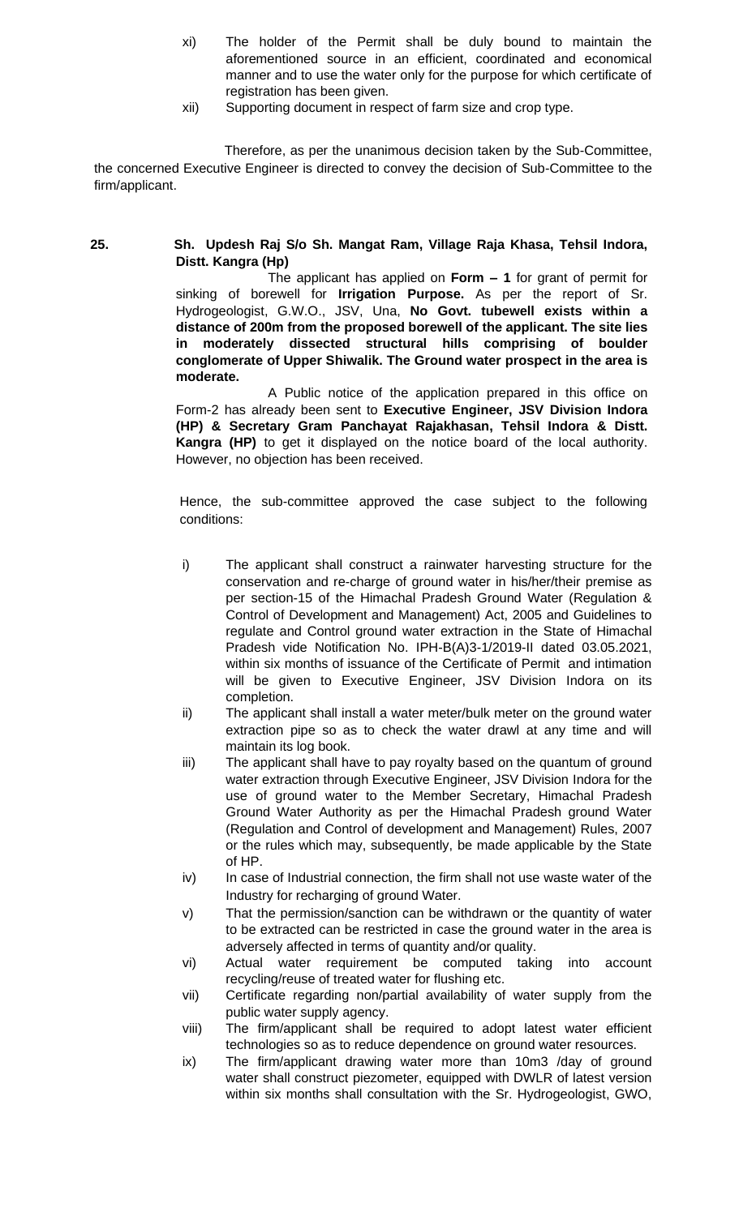xi) The holder of the Permit shall be duly bound to maintain the aforementioned source in an efficient, coordinated and economical manner and to use the water only for the purpose for which certificate of registration has been given.

xii) Supporting document in respect of farm size and crop type.

Therefore, as per the unanimous decision taken by the Sub-Committee, the concerned Executive Engineer is directed to convey the decision of Sub-Committee to the firm/applicant.

**25. Sh. Updesh Raj S/o Sh. Mangat Ram, Village Raja Khasa, Tehsil Indora, Distt. Kangra (Hp)**

The applicant has applied on **Form – 1** for grant of permit for sinking of borewell for **Irrigation Purpose.** As per the report of Sr. Hydrogeologist, G.W.O., JSV, Una, **No Govt. tubewell exists within a distance of 200m from the proposed borewell of the applicant. The site lies in moderately dissected structural hills comprising of boulder conglomerate of Upper Shiwalik. The Ground water prospect in the area is moderate.**

A Public notice of the application prepared in this office on Form-2 has already been sent to **Executive Engineer, JSV Division Indora (HP) & Secretary Gram Panchayat Rajakhasan, Tehsil Indora & Distt. Kangra (HP)** to get it displayed on the notice board of the local authority. However, no objection has been received.

Hence, the sub-committee approved the case subject to the following conditions:

i) The applicant shall construct a rainwater harvesting structure for the conservation and re-charge of ground water in his/her/their premise as per section-15 of the Himachal Pradesh Ground Water (Regulation & Control of Development and Management) Act, 2005 and Guidelines to regulate and Control ground water extraction in the State of Himachal Pradesh vide Notification No. IPH-B(A)3-1/2019-II dated 03.05.2021, within six months of issuance of the Certificate of Permit and intimation will be given to Executive Engineer, JSV Division Indora on its completion.

ii) The applicant shall install a water meter/bulk meter on the ground water extraction pipe so as to check the water drawl at any time and will maintain its log book.

iii) The applicant shall have to pay royalty based on the quantum of ground water extraction through Executive Engineer, JSV Division Indora for the use of ground water to the Member Secretary, Himachal Pradesh Ground Water Authority as per the Himachal Pradesh ground Water (Regulation and Control of development and Management) Rules, 2007 or the rules which may, subsequently, be made applicable by the State of HP.

iv) In case of Industrial connection, the firm shall not use waste water of the Industry for recharging of ground Water.

v) That the permission/sanction can be withdrawn or the quantity of water to be extracted can be restricted in case the ground water in the area is adversely affected in terms of quantity and/or quality.

vi) Actual water requirement be computed taking into account recycling/reuse of treated water for flushing etc.

vii) Certificate regarding non/partial availability of water supply from the public water supply agency.

viii) The firm/applicant shall be required to adopt latest water efficient technologies so as to reduce dependence on ground water resources.

ix) The firm/applicant drawing water more than 10m3 /day of ground water shall construct piezometer, equipped with DWLR of latest version within six months shall consultation with the Sr. Hydrogeologist, GWO,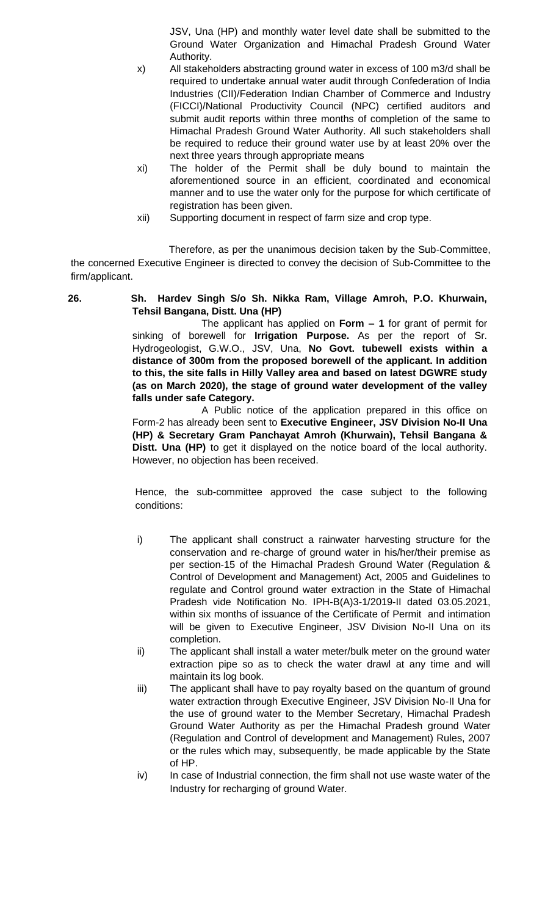JSV, Una (HP) and monthly water level date shall be submitted to the Ground Water Organization and Himachal Pradesh Ground Water Authority.

x) All stakeholders abstracting ground water in excess of 100 m3/d shall be required to undertake annual water audit through Confederation of India Industries (CII)/Federation Indian Chamber of Commerce and Industry (FICCI)/National Productivity Council (NPC) certified auditors and submit audit reports within three months of completion of the same to Himachal Pradesh Ground Water Authority. All such stakeholders shall be required to reduce their ground water use by at least 20% over the next three years through appropriate means

xi) The holder of the Permit shall be duly bound to maintain the aforementioned source in an efficient, coordinated and economical manner and to use the water only for the purpose for which certificate of registration has been given.

xii) Supporting document in respect of farm size and crop type.

Therefore, as per the unanimous decision taken by the Sub-Committee, the concerned Executive Engineer is directed to convey the decision of Sub-Committee to the firm/applicant.

**26. Sh. Hardev Singh S/o Sh. Nikka Ram, Village Amroh, P.O. Khurwain, Tehsil Bangana, Distt. Una (HP)**

The applicant has applied on **Form – 1** for grant of permit for sinking of borewell for **Irrigation Purpose.** As per the report of Sr. Hydrogeologist, G.W.O., JSV, Una, **No Govt. tubewell exists within a distance of 300m from the proposed borewell of the applicant. In addition to this, the site falls in Hilly Valley area and based on latest DGWRE study (as on March 2020), the stage of ground water development of the valley falls under safe Category.**

A Public notice of the application prepared in this office on Form-2 has already been sent to **Executive Engineer, JSV Division No-II Una (HP) & Secretary Gram Panchayat Amroh (Khurwain), Tehsil Bangana & Distt. Una (HP)** to get it displayed on the notice board of the local authority. However, no objection has been received.

Hence, the sub-committee approved the case subject to the following conditions:

i) The applicant shall construct a rainwater harvesting structure for the conservation and re-charge of ground water in his/her/their premise as per section-15 of the Himachal Pradesh Ground Water (Regulation & Control of Development and Management) Act, 2005 and Guidelines to regulate and Control ground water extraction in the State of Himachal Pradesh vide Notification No. IPH-B(A)3-1/2019-II dated 03.05.2021, within six months of issuance of the Certificate of Permit and intimation will be given to Executive Engineer, JSV Division No-II Una on its completion.

ii) The applicant shall install a water meter/bulk meter on the ground water extraction pipe so as to check the water drawl at any time and will maintain its log book.

iii) The applicant shall have to pay royalty based on the quantum of ground water extraction through Executive Engineer, JSV Division No-II Una for the use of ground water to the Member Secretary, Himachal Pradesh Ground Water Authority as per the Himachal Pradesh ground Water (Regulation and Control of development and Management) Rules, 2007 or the rules which may, subsequently, be made applicable by the State of HP.

iv) In case of Industrial connection, the firm shall not use waste water of the Industry for recharging of ground Water.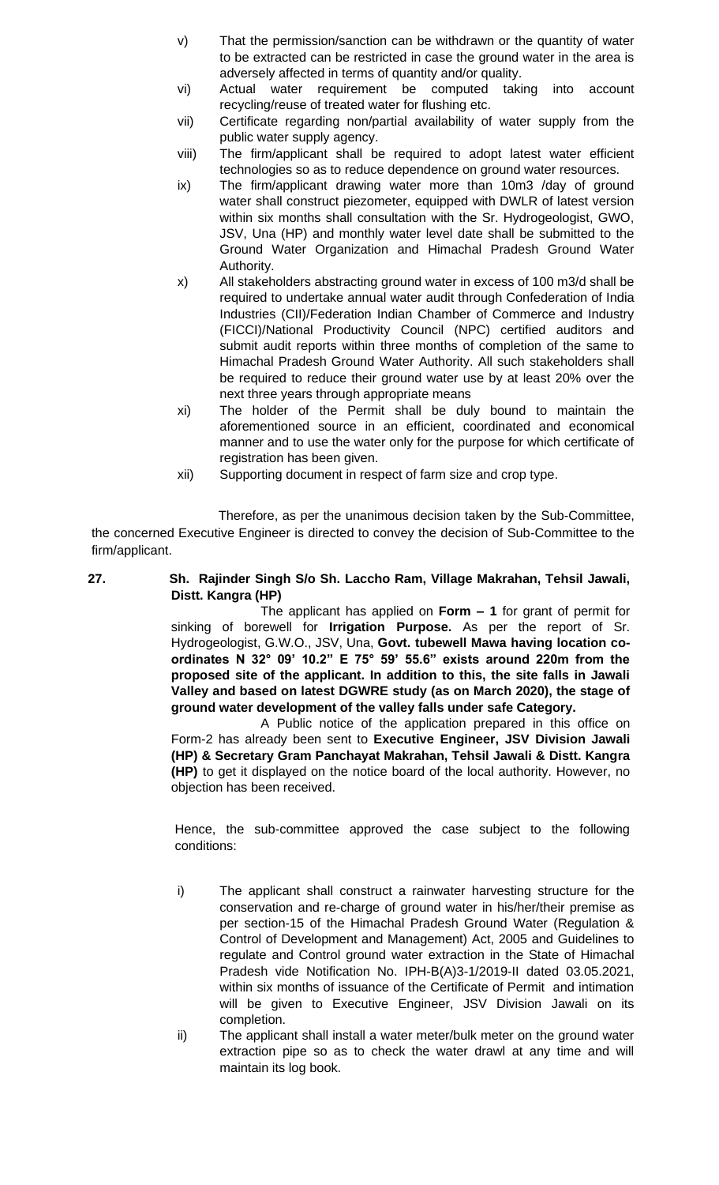v) That the permission/sanction can be withdrawn or the quantity of water to be extracted can be restricted in case the ground water in the area is adversely affected in terms of quantity and/or quality.

vi) Actual water requirement be computed taking into account recycling/reuse of treated water for flushing etc.

vii) Certificate regarding non/partial availability of water supply from the public water supply agency.

viii) The firm/applicant shall be required to adopt latest water efficient technologies so as to reduce dependence on ground water resources.

ix) The firm/applicant drawing water more than 10m3 /day of ground water shall construct piezometer, equipped with DWLR of latest version within six months shall consultation with the Sr. Hydrogeologist, GWO, JSV, Una (HP) and monthly water level date shall be submitted to the Ground Water Organization and Himachal Pradesh Ground Water Authority.

x) All stakeholders abstracting ground water in excess of 100 m3/d shall be required to undertake annual water audit through Confederation of India Industries (CII)/Federation Indian Chamber of Commerce and Industry (FICCI)/National Productivity Council (NPC) certified auditors and submit audit reports within three months of completion of the same to Himachal Pradesh Ground Water Authority. All such stakeholders shall be required to reduce their ground water use by at least 20% over the next three years through appropriate means

xi) The holder of the Permit shall be duly bound to maintain the aforementioned source in an efficient, coordinated and economical manner and to use the water only for the purpose for which certificate of registration has been given.

xii) Supporting document in respect of farm size and crop type.

Therefore, as per the unanimous decision taken by the Sub-Committee, the concerned Executive Engineer is directed to convey the decision of Sub-Committee to the firm/applicant.

**27. Sh. Rajinder Singh S/o Sh. Laccho Ram, Village Makrahan, Tehsil Jawali, Distt. Kangra (HP)**

The applicant has applied on **Form – 1** for grant of permit for sinking of borewell for **Irrigation Purpose.** As per the report of Sr. Hydrogeologist, G.W.O., JSV, Una, **Govt. tubewell Mawa having location co-ordinates N 32° 09' 10.2" E 75° 59' 55.6" exists around 220m from the proposed site of the applicant. In addition to this, the site falls in Jawali Valley and based on latest DGWRE study (as on March 2020), the stage of ground water development of the valley falls under safe Category.**

A Public notice of the application prepared in this office on Form-2 has already been sent to **Executive Engineer, JSV Division Jawali (HP) & Secretary Gram Panchayat Makrahan, Tehsil Jawali & Distt. Kangra (HP)** to get it displayed on the notice board of the local authority. However, no objection has been received.

Hence, the sub-committee approved the case subject to the following conditions:

i) The applicant shall construct a rainwater harvesting structure for the conservation and re-charge of ground water in his/her/their premise as per section-15 of the Himachal Pradesh Ground Water (Regulation & Control of Development and Management) Act, 2005 and Guidelines to regulate and Control ground water extraction in the State of Himachal Pradesh vide Notification No. IPH-B(A)3-1/2019-II dated 03.05.2021, within six months of issuance of the Certificate of Permit and intimation will be given to Executive Engineer, JSV Division Jawali on its completion.

ii) The applicant shall install a water meter/bulk meter on the ground water extraction pipe so as to check the water drawl at any time and will maintain its log book.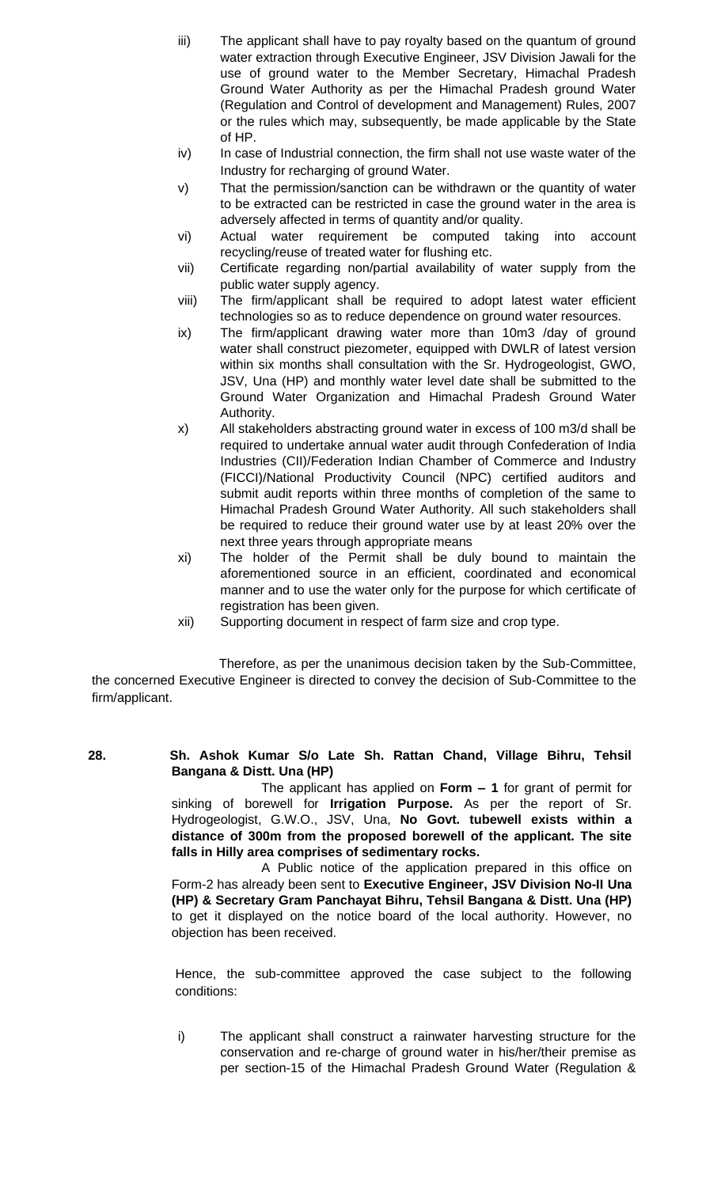iii) The applicant shall have to pay royalty based on the quantum of ground water extraction through Executive Engineer, JSV Division Jawali for the use of ground water to the Member Secretary, Himachal Pradesh Ground Water Authority as per the Himachal Pradesh ground Water (Regulation and Control of development and Management) Rules, 2007 or the rules which may, subsequently, be made applicable by the State of HP.

iv) In case of Industrial connection, the firm shall not use waste water of the Industry for recharging of ground Water.

v) That the permission/sanction can be withdrawn or the quantity of water to be extracted can be restricted in case the ground water in the area is adversely affected in terms of quantity and/or quality.

vi) Actual water requirement be computed taking into account recycling/reuse of treated water for flushing etc.

vii) Certificate regarding non/partial availability of water supply from the public water supply agency.

viii) The firm/applicant shall be required to adopt latest water efficient technologies so as to reduce dependence on ground water resources.

ix) The firm/applicant drawing water more than 10m3 /day of ground water shall construct piezometer, equipped with DWLR of latest version within six months shall consultation with the Sr. Hydrogeologist, GWO, JSV, Una (HP) and monthly water level date shall be submitted to the Ground Water Organization and Himachal Pradesh Ground Water Authority.

x) All stakeholders abstracting ground water in excess of 100 m3/d shall be required to undertake annual water audit through Confederation of India Industries (CII)/Federation Indian Chamber of Commerce and Industry (FICCI)/National Productivity Council (NPC) certified auditors and submit audit reports within three months of completion of the same to Himachal Pradesh Ground Water Authority. All such stakeholders shall be required to reduce their ground water use by at least 20% over the next three years through appropriate means

xi) The holder of the Permit shall be duly bound to maintain the aforementioned source in an efficient, coordinated and economical manner and to use the water only for the purpose for which certificate of registration has been given.

xii) Supporting document in respect of farm size and crop type.

Therefore, as per the unanimous decision taken by the Sub-Committee, the concerned Executive Engineer is directed to convey the decision of Sub-Committee to the firm/applicant.

**28. Sh. Ashok Kumar S/o Late Sh. Rattan Chand, Village Bihru, Tehsil Bangana & Distt. Una (HP)**

The applicant has applied on **Form – 1** for grant of permit for sinking of borewell for **Irrigation Purpose.** As per the report of Sr. Hydrogeologist, G.W.O., JSV, Una, **No Govt. tubewell exists within a distance of 300m from the proposed borewell of the applicant. The site falls in Hilly area comprises of sedimentary rocks.**

A Public notice of the application prepared in this office on Form-2 has already been sent to **Executive Engineer, JSV Division No-II Una (HP) & Secretary Gram Panchayat Bihru, Tehsil Bangana & Distt. Una (HP)** to get it displayed on the notice board of the local authority. However, no objection has been received.

Hence, the sub-committee approved the case subject to the following conditions:

i) The applicant shall construct a rainwater harvesting structure for the conservation and re-charge of ground water in his/her/their premise as per section-15 of the Himachal Pradesh Ground Water (Regulation &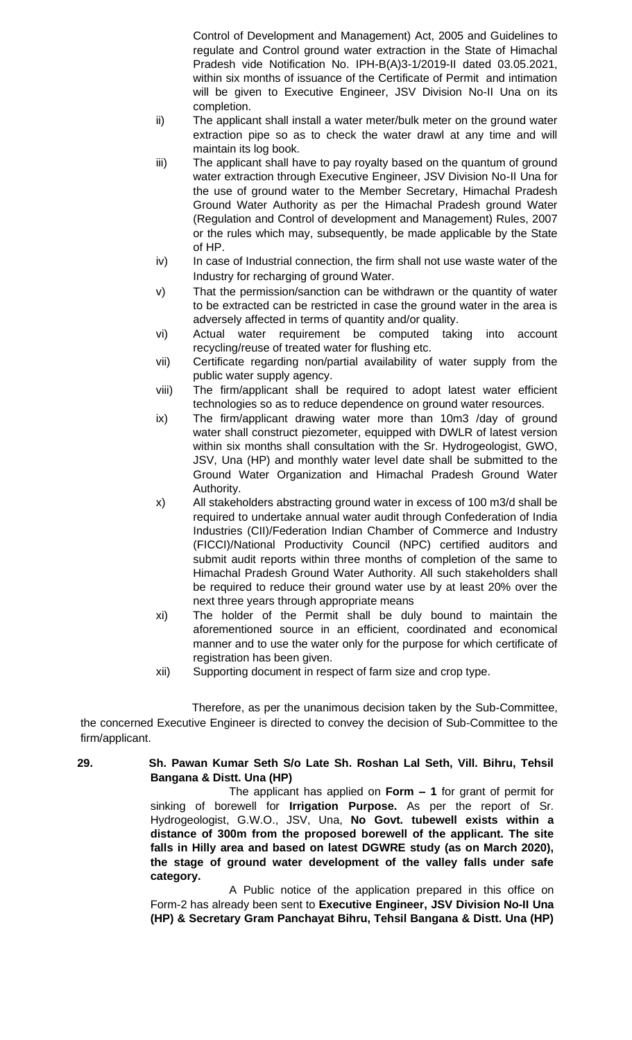Control of Development and Management) Act, 2005 and Guidelines to regulate and Control ground water extraction in the State of Himachal Pradesh vide Notification No. IPH-B(A)3-1/2019-II dated 03.05.2021, within six months of issuance of the Certificate of Permit and intimation will be given to Executive Engineer, JSV Division No-II Una on its completion.

ii) The applicant shall install a water meter/bulk meter on the ground water extraction pipe so as to check the water drawl at any time and will maintain its log book.

iii) The applicant shall have to pay royalty based on the quantum of ground water extraction through Executive Engineer, JSV Division No-II Una for the use of ground water to the Member Secretary, Himachal Pradesh Ground Water Authority as per the Himachal Pradesh ground Water (Regulation and Control of development and Management) Rules, 2007 or the rules which may, subsequently, be made applicable by the State of HP.

iv) In case of Industrial connection, the firm shall not use waste water of the Industry for recharging of ground Water.

v) That the permission/sanction can be withdrawn or the quantity of water to be extracted can be restricted in case the ground water in the area is adversely affected in terms of quantity and/or quality.

vi) Actual water requirement be computed taking into account recycling/reuse of treated water for flushing etc.

vii) Certificate regarding non/partial availability of water supply from the public water supply agency.

viii) The firm/applicant shall be required to adopt latest water efficient technologies so as to reduce dependence on ground water resources.

ix) The firm/applicant drawing water more than 10m3 /day of ground water shall construct piezometer, equipped with DWLR of latest version within six months shall consultation with the Sr. Hydrogeologist, GWO, JSV, Una (HP) and monthly water level date shall be submitted to the Ground Water Organization and Himachal Pradesh Ground Water Authority.

x) All stakeholders abstracting ground water in excess of 100 m3/d shall be required to undertake annual water audit through Confederation of India Industries (CII)/Federation Indian Chamber of Commerce and Industry (FICCI)/National Productivity Council (NPC) certified auditors and submit audit reports within three months of completion of the same to Himachal Pradesh Ground Water Authority. All such stakeholders shall be required to reduce their ground water use by at least 20% over the next three years through appropriate means

xi) The holder of the Permit shall be duly bound to maintain the aforementioned source in an efficient, coordinated and economical manner and to use the water only for the purpose for which certificate of registration has been given.

xii) Supporting document in respect of farm size and crop type.

Therefore, as per the unanimous decision taken by the Sub-Committee, the concerned Executive Engineer is directed to convey the decision of Sub-Committee to the firm/applicant.

**29. Sh. Pawan Kumar Seth S/o Late Sh. Roshan Lal Seth, Vill. Bihru, Tehsil Bangana & Distt. Una (HP)**

The applicant has applied on **Form – 1** for grant of permit for sinking of borewell for **Irrigation Purpose.** As per the report of Sr. Hydrogeologist, G.W.O., JSV, Una, **No Govt. tubewell exists within a distance of 300m from the proposed borewell of the applicant. The site falls in Hilly area and based on latest DGWRE study (as on March 2020), the stage of ground water development of the valley falls under safe category.**

A Public notice of the application prepared in this office on Form-2 has already been sent to **Executive Engineer, JSV Division No-II Una (HP) & Secretary Gram Panchayat Bihru, Tehsil Bangana & Distt. Una (HP)**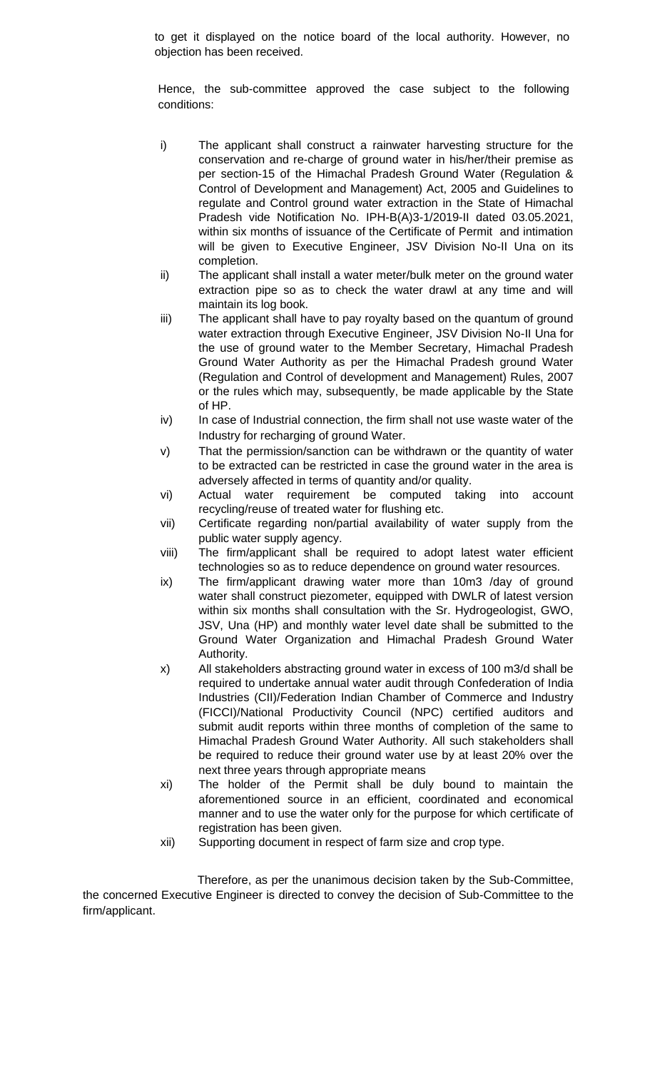to get it displayed on the notice board of the local authority. However, no objection has been received.

Hence, the sub-committee approved the case subject to the following conditions:

i) The applicant shall construct a rainwater harvesting structure for the conservation and re-charge of ground water in his/her/their premise as per section-15 of the Himachal Pradesh Ground Water (Regulation & Control of Development and Management) Act, 2005 and Guidelines to regulate and Control ground water extraction in the State of Himachal Pradesh vide Notification No. IPH-B(A)3-1/2019-II dated 03.05.2021, within six months of issuance of the Certificate of Permit and intimation will be given to Executive Engineer, JSV Division No-II Una on its completion.

ii) The applicant shall install a water meter/bulk meter on the ground water extraction pipe so as to check the water drawl at any time and will maintain its log book.

iii) The applicant shall have to pay royalty based on the quantum of ground water extraction through Executive Engineer, JSV Division No-II Una for the use of ground water to the Member Secretary, Himachal Pradesh Ground Water Authority as per the Himachal Pradesh ground Water (Regulation and Control of development and Management) Rules, 2007 or the rules which may, subsequently, be made applicable by the State of HP.

iv) In case of Industrial connection, the firm shall not use waste water of the Industry for recharging of ground Water.

v) That the permission/sanction can be withdrawn or the quantity of water to be extracted can be restricted in case the ground water in the area is adversely affected in terms of quantity and/or quality.

vi) Actual water requirement be computed taking into account recycling/reuse of treated water for flushing etc.

vii) Certificate regarding non/partial availability of water supply from the public water supply agency.

viii) The firm/applicant shall be required to adopt latest water efficient technologies so as to reduce dependence on ground water resources.

ix) The firm/applicant drawing water more than 10m3 /day of ground water shall construct piezometer, equipped with DWLR of latest version within six months shall consultation with the Sr. Hydrogeologist, GWO, JSV, Una (HP) and monthly water level date shall be submitted to the Ground Water Organization and Himachal Pradesh Ground Water Authority.

x) All stakeholders abstracting ground water in excess of 100 m3/d shall be required to undertake annual water audit through Confederation of India Industries (CII)/Federation Indian Chamber of Commerce and Industry (FICCI)/National Productivity Council (NPC) certified auditors and submit audit reports within three months of completion of the same to Himachal Pradesh Ground Water Authority. All such stakeholders shall be required to reduce their ground water use by at least 20% over the next three years through appropriate means

xi) The holder of the Permit shall be duly bound to maintain the aforementioned source in an efficient, coordinated and economical manner and to use the water only for the purpose for which certificate of registration has been given.

xii) Supporting document in respect of farm size and crop type.

Therefore, as per the unanimous decision taken by the Sub-Committee, the concerned Executive Engineer is directed to convey the decision of Sub-Committee to the firm/applicant.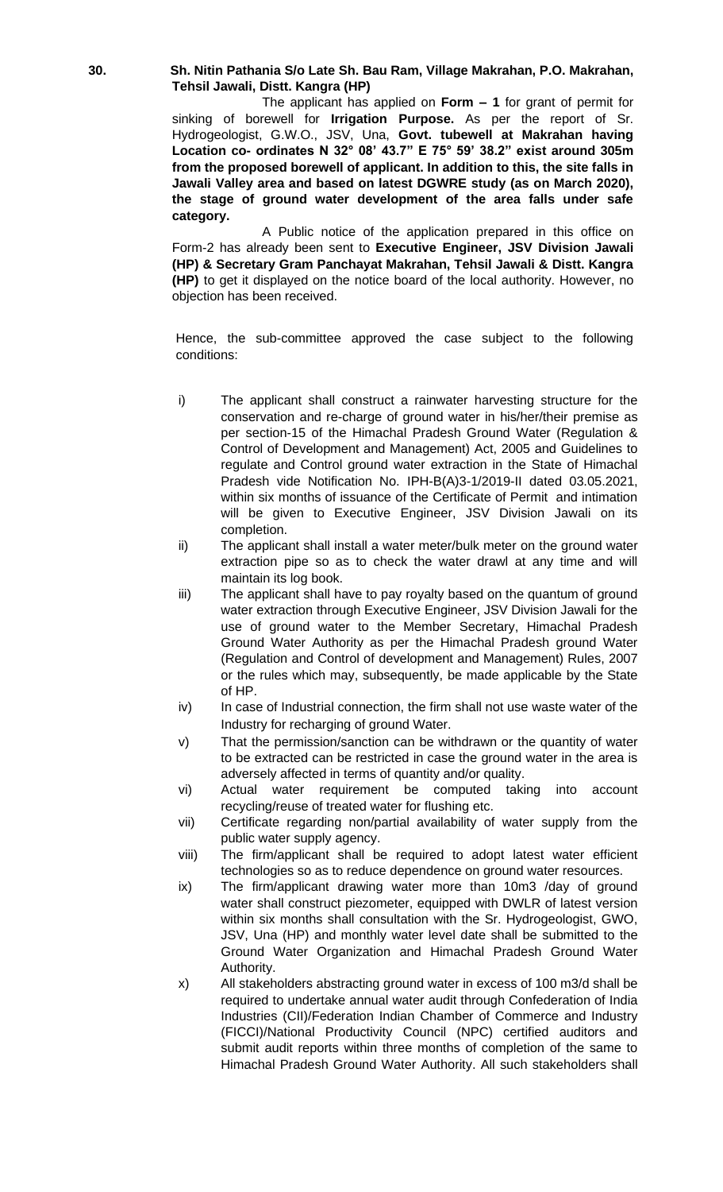**30. Sh. Nitin Pathania S/o Late Sh. Bau Ram, Village Makrahan, P.O. Makrahan, Tehsil Jawali, Distt. Kangra (HP)**

The applicant has applied on **Form – 1** for grant of permit for sinking of borewell for **Irrigation Purpose.** As per the report of Sr. Hydrogeologist, G.W.O., JSV, Una, **Govt. tubewell at Makrahan having Location co- ordinates N 32° 08' 43.7" E 75° 59' 38.2" exist around 305m from the proposed borewell of applicant. In addition to this, the site falls in Jawali Valley area and based on latest DGWRE study (as on March 2020), the stage of ground water development of the area falls under safe category.**

A Public notice of the application prepared in this office on Form-2 has already been sent to **Executive Engineer, JSV Division Jawali (HP) & Secretary Gram Panchayat Makrahan, Tehsil Jawali & Distt. Kangra (HP)** to get it displayed on the notice board of the local authority. However, no objection has been received.

Hence, the sub-committee approved the case subject to the following conditions:

i) The applicant shall construct a rainwater harvesting structure for the conservation and re-charge of ground water in his/her/their premise as per section-15 of the Himachal Pradesh Ground Water (Regulation & Control of Development and Management) Act, 2005 and Guidelines to regulate and Control ground water extraction in the State of Himachal Pradesh vide Notification No. IPH-B(A)3-1/2019-II dated 03.05.2021, within six months of issuance of the Certificate of Permit and intimation will be given to Executive Engineer, JSV Division Jawali on its completion.

ii) The applicant shall install a water meter/bulk meter on the ground water extraction pipe so as to check the water drawl at any time and will maintain its log book.

iii) The applicant shall have to pay royalty based on the quantum of ground water extraction through Executive Engineer, JSV Division Jawali for the use of ground water to the Member Secretary, Himachal Pradesh Ground Water Authority as per the Himachal Pradesh ground Water (Regulation and Control of development and Management) Rules, 2007 or the rules which may, subsequently, be made applicable by the State of HP.

iv) In case of Industrial connection, the firm shall not use waste water of the Industry for recharging of ground Water.

v) That the permission/sanction can be withdrawn or the quantity of water to be extracted can be restricted in case the ground water in the area is adversely affected in terms of quantity and/or quality.

vi) Actual water requirement be computed taking into account recycling/reuse of treated water for flushing etc.

vii) Certificate regarding non/partial availability of water supply from the public water supply agency.

viii) The firm/applicant shall be required to adopt latest water efficient technologies so as to reduce dependence on ground water resources.

ix) The firm/applicant drawing water more than 10m3 /day of ground water shall construct piezometer, equipped with DWLR of latest version within six months shall consultation with the Sr. Hydrogeologist, GWO, JSV, Una (HP) and monthly water level date shall be submitted to the Ground Water Organization and Himachal Pradesh Ground Water Authority.

x) All stakeholders abstracting ground water in excess of 100 m3/d shall be required to undertake annual water audit through Confederation of India Industries (CII)/Federation Indian Chamber of Commerce and Industry (FICCI)/National Productivity Council (NPC) certified auditors and submit audit reports within three months of completion of the same to Himachal Pradesh Ground Water Authority. All such stakeholders shall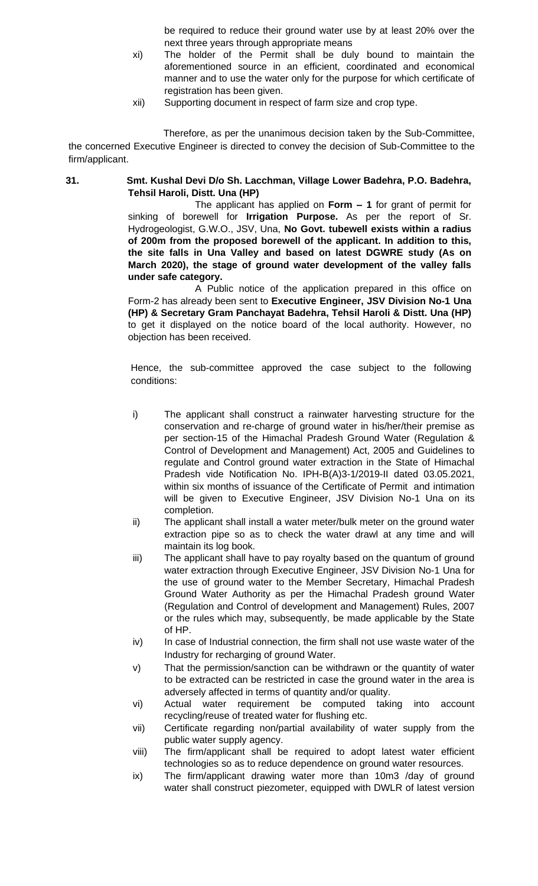be required to reduce their ground water use by at least 20% over the next three years through appropriate means

xi) The holder of the Permit shall be duly bound to maintain the aforementioned source in an efficient, coordinated and economical manner and to use the water only for the purpose for which certificate of registration has been given.

xii) Supporting document in respect of farm size and crop type.

Therefore, as per the unanimous decision taken by the Sub-Committee, the concerned Executive Engineer is directed to convey the decision of Sub-Committee to the firm/applicant.

**31. Smt. Kushal Devi D/o Sh. Lacchman, Village Lower Badehra, P.O. Badehra, Tehsil Haroli, Distt. Una (HP)**

The applicant has applied on **Form – 1** for grant of permit for sinking of borewell for **Irrigation Purpose.** As per the report of Sr. Hydrogeologist, G.W.O., JSV, Una, **No Govt. tubewell exists within a radius of 200m from the proposed borewell of the applicant. In addition to this, the site falls in Una Valley and based on latest DGWRE study (As on March 2020), the stage of ground water development of the valley falls under safe category.**

A Public notice of the application prepared in this office on Form-2 has already been sent to **Executive Engineer, JSV Division No-1 Una (HP) & Secretary Gram Panchayat Badehra, Tehsil Haroli & Distt. Una (HP)** to get it displayed on the notice board of the local authority. However, no objection has been received.

Hence, the sub-committee approved the case subject to the following conditions:

i) The applicant shall construct a rainwater harvesting structure for the conservation and re-charge of ground water in his/her/their premise as per section-15 of the Himachal Pradesh Ground Water (Regulation & Control of Development and Management) Act, 2005 and Guidelines to regulate and Control ground water extraction in the State of Himachal Pradesh vide Notification No. IPH-B(A)3-1/2019-II dated 03.05.2021, within six months of issuance of the Certificate of Permit and intimation will be given to Executive Engineer, JSV Division No-1 Una on its completion.

ii) The applicant shall install a water meter/bulk meter on the ground water extraction pipe so as to check the water drawl at any time and will maintain its log book.

iii) The applicant shall have to pay royalty based on the quantum of ground water extraction through Executive Engineer, JSV Division No-1 Una for the use of ground water to the Member Secretary, Himachal Pradesh Ground Water Authority as per the Himachal Pradesh ground Water (Regulation and Control of development and Management) Rules, 2007 or the rules which may, subsequently, be made applicable by the State of HP.

iv) In case of Industrial connection, the firm shall not use waste water of the Industry for recharging of ground Water.

v) That the permission/sanction can be withdrawn or the quantity of water to be extracted can be restricted in case the ground water in the area is adversely affected in terms of quantity and/or quality.

vi) Actual water requirement be computed taking into account recycling/reuse of treated water for flushing etc.

vii) Certificate regarding non/partial availability of water supply from the public water supply agency.

viii) The firm/applicant shall be required to adopt latest water efficient technologies so as to reduce dependence on ground water resources.

ix) The firm/applicant drawing water more than $10m^3$ /day of ground water shall construct piezometer, equipped with DWLR of latest version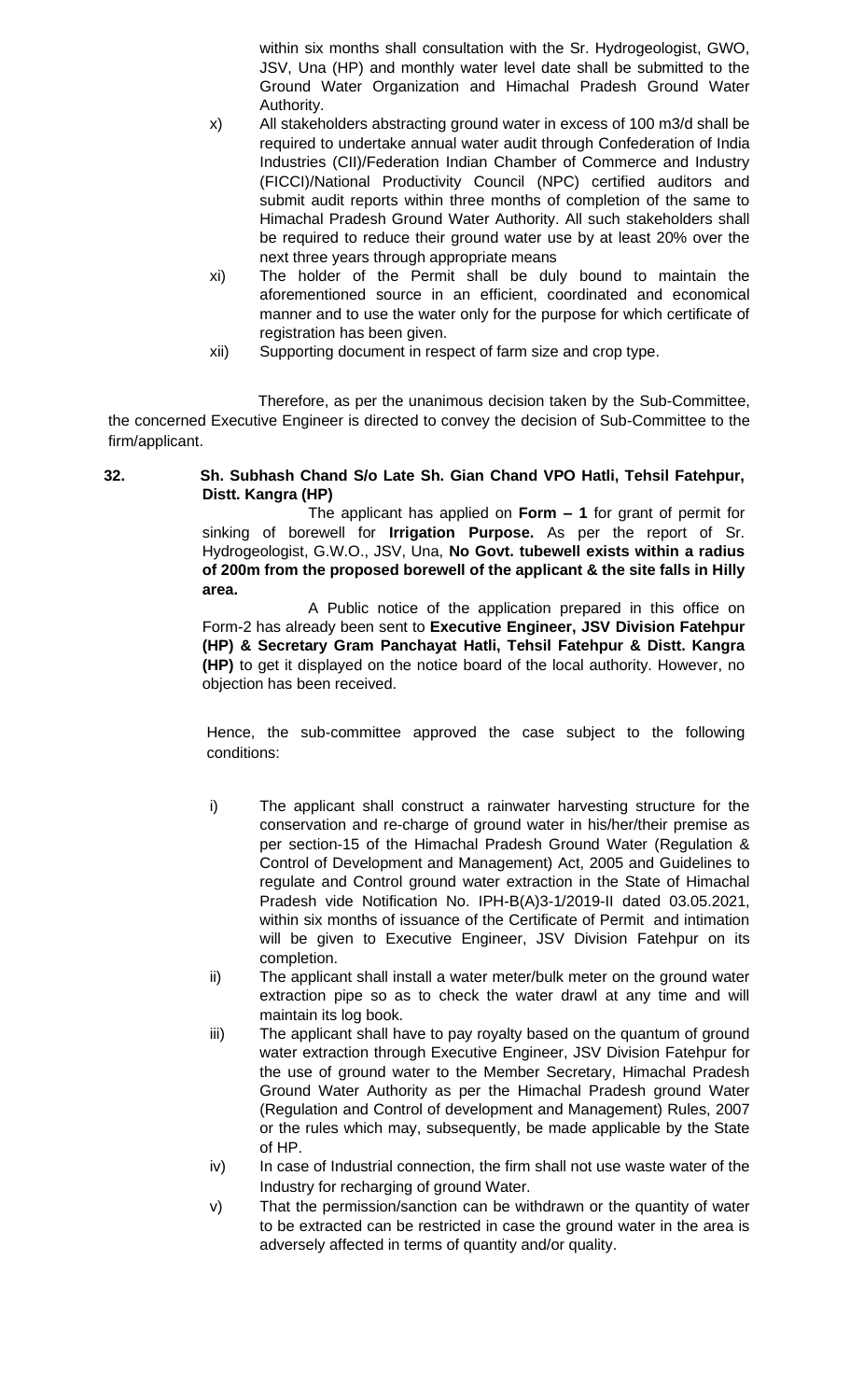within six months shall consultation with the Sr. Hydrogeologist, GWO, JSV, Una (HP) and monthly water level date shall be submitted to the Ground Water Organization and Himachal Pradesh Ground Water Authority.

x) All stakeholders abstracting ground water in excess of 100 m3/d shall be required to undertake annual water audit through Confederation of India Industries (CII)/Federation Indian Chamber of Commerce and Industry (FICCI)/National Productivity Council (NPC) certified auditors and submit audit reports within three months of completion of the same to Himachal Pradesh Ground Water Authority. All such stakeholders shall be required to reduce their ground water use by at least 20% over the next three years through appropriate means

xi) The holder of the Permit shall be duly bound to maintain the aforementioned source in an efficient, coordinated and economical manner and to use the water only for the purpose for which certificate of registration has been given.

xii) Supporting document in respect of farm size and crop type.

Therefore, as per the unanimous decision taken by the Sub-Committee, the concerned Executive Engineer is directed to convey the decision of Sub-Committee to the firm/applicant.

**32. Sh. Subhash Chand S/o Late Sh. Gian Chand VPO Hatli, Tehsil Fatehpur, Distt. Kangra (HP)**

The applicant has applied on **Form – 1** for grant of permit for sinking of borewell for **Irrigation Purpose.** As per the report of Sr. Hydrogeologist, G.W.O., JSV, Una, **No Govt. tubewell exists within a radius of 200m from the proposed borewell of the applicant & the site falls in Hilly area.**

A Public notice of the application prepared in this office on Form-2 has already been sent to **Executive Engineer, JSV Division Fatehpur (HP) & Secretary Gram Panchayat Hatli, Tehsil Fatehpur & Distt. Kangra (HP)** to get it displayed on the notice board of the local authority. However, no objection has been received.

Hence, the sub-committee approved the case subject to the following conditions:

i) The applicant shall construct a rainwater harvesting structure for the conservation and re-charge of ground water in his/her/their premise as per section-15 of the Himachal Pradesh Ground Water (Regulation & Control of Development and Management) Act, 2005 and Guidelines to regulate and Control ground water extraction in the State of Himachal Pradesh vide Notification No. IPH-B(A)3-1/2019-II dated 03.05.2021, within six months of issuance of the Certificate of Permit and intimation will be given to Executive Engineer, JSV Division Fatehpur on its completion.

ii) The applicant shall install a water meter/bulk meter on the ground water extraction pipe so as to check the water drawl at any time and will maintain its log book.

iii) The applicant shall have to pay royalty based on the quantum of ground water extraction through Executive Engineer, JSV Division Fatehpur for the use of ground water to the Member Secretary, Himachal Pradesh Ground Water Authority as per the Himachal Pradesh ground Water (Regulation and Control of development and Management) Rules, 2007 or the rules which may, subsequently, be made applicable by the State of HP.

iv) In case of Industrial connection, the firm shall not use waste water of the Industry for recharging of ground Water.

v) That the permission/sanction can be withdrawn or the quantity of water to be extracted can be restricted in case the ground water in the area is adversely affected in terms of quantity and/or quality.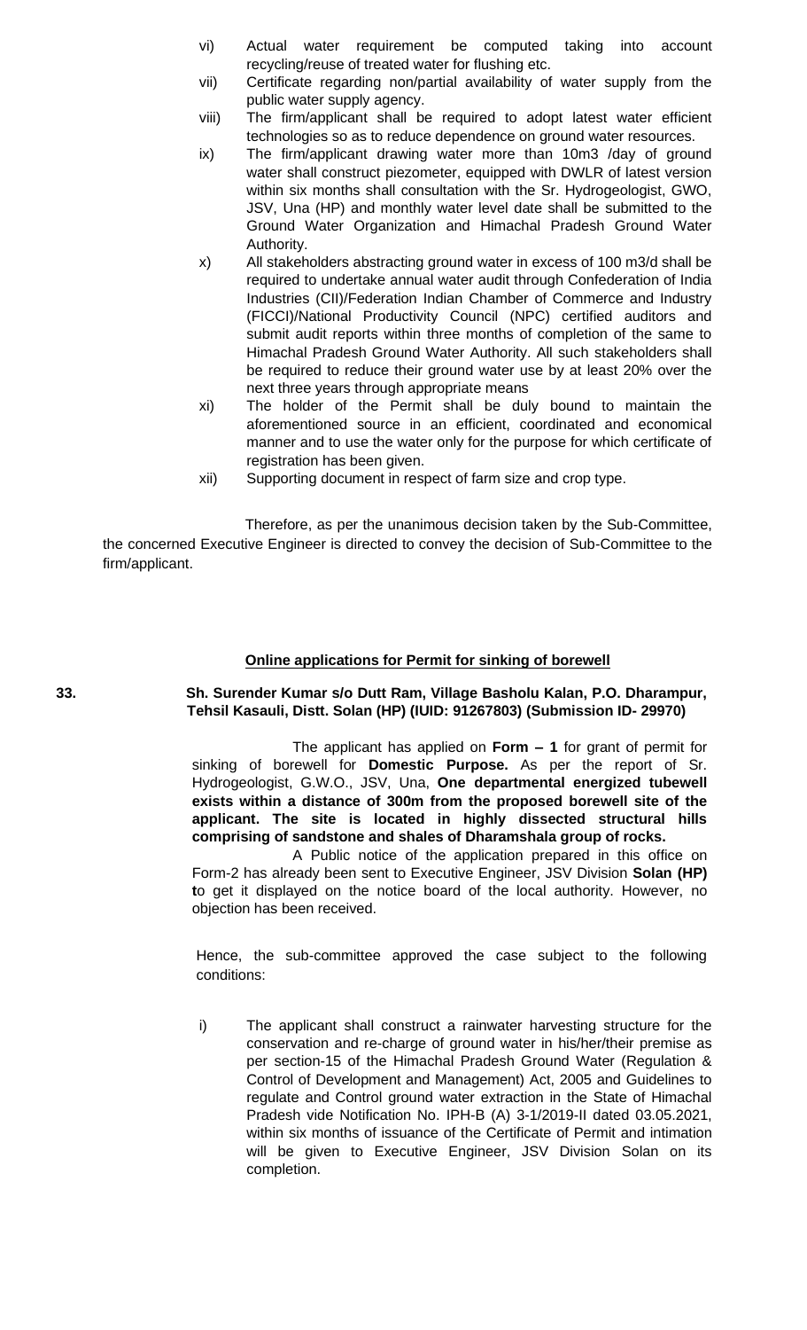vi) Actual water requirement be computed taking into account recycling/reuse of treated water for flushing etc.

vii) Certificate regarding non/partial availability of water supply from the public water supply agency.

viii) The firm/applicant shall be required to adopt latest water efficient technologies so as to reduce dependence on ground water resources.

ix) The firm/applicant drawing water more than 10m3 /day of ground water shall construct piezometer, equipped with DWLR of latest version within six months shall consultation with the Sr. Hydrogeologist, GWO, JSV, Una (HP) and monthly water level date shall be submitted to the Ground Water Organization and Himachal Pradesh Ground Water Authority.

x) All stakeholders abstracting ground water in excess of 100 m3/d shall be required to undertake annual water audit through Confederation of India Industries (CII)/Federation Indian Chamber of Commerce and Industry (FICCI)/National Productivity Council (NPC) certified auditors and submit audit reports within three months of completion of the same to Himachal Pradesh Ground Water Authority. All such stakeholders shall be required to reduce their ground water use by at least 20% over the next three years through appropriate means

xi) The holder of the Permit shall be duly bound to maintain the aforementioned source in an efficient, coordinated and economical manner and to use the water only for the purpose for which certificate of registration has been given.

xii) Supporting document in respect of farm size and crop type.

Therefore, as per the unanimous decision taken by the Sub-Committee, the concerned Executive Engineer is directed to convey the decision of Sub-Committee to the firm/applicant.

**Online applications for Permit for sinking of borewell**

**33. Sh. Surender Kumar s/o Dutt Ram, Village Basholu Kalan, P.O. Dharampur, Tehsil Kasauli, Distt. Solan (HP) (IUID: 91267803) (Submission ID- 29970)**

The applicant has applied on **Form – 1** for grant of permit for sinking of borewell for **Domestic Purpose.** As per the report of Sr. Hydrogeologist, G.W.O., JSV, Una, **One departmental energized tubewell exists within a distance of 300m from the proposed borewell site of the applicant. The site is located in highly dissected structural hills comprising of sandstone and shales of Dharamshala group of rocks.**

A Public notice of the application prepared in this office on Form-2 has already been sent to Executive Engineer, JSV Division **Solan (HP) t**o get it displayed on the notice board of the local authority. However, no objection has been received.

Hence, the sub-committee approved the case subject to the following conditions:

i) The applicant shall construct a rainwater harvesting structure for the conservation and re-charge of ground water in his/her/their premise as per section-15 of the Himachal Pradesh Ground Water (Regulation & Control of Development and Management) Act, 2005 and Guidelines to regulate and Control ground water extraction in the State of Himachal Pradesh vide Notification No. IPH-B (A) 3-1/2019-II dated 03.05.2021, within six months of issuance of the Certificate of Permit and intimation will be given to Executive Engineer, JSV Division Solan on its completion.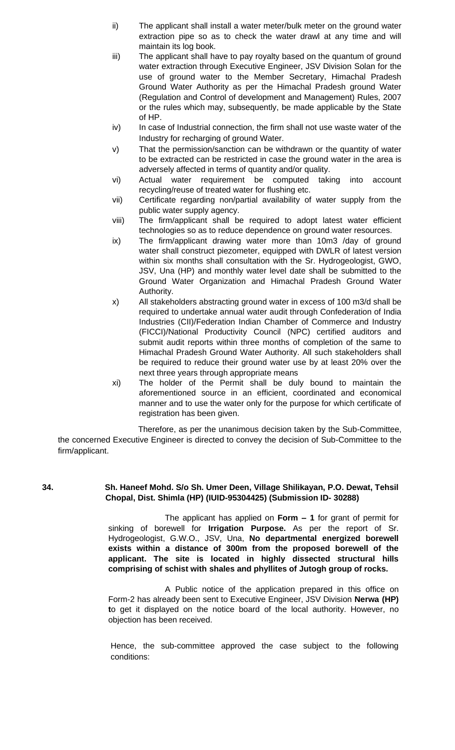ii) The applicant shall install a water meter/bulk meter on the ground water extraction pipe so as to check the water drawl at any time and will maintain its log book.

iii) The applicant shall have to pay royalty based on the quantum of ground water extraction through Executive Engineer, JSV Division Solan for the use of ground water to the Member Secretary, Himachal Pradesh Ground Water Authority as per the Himachal Pradesh ground Water (Regulation and Control of development and Management) Rules, 2007 or the rules which may, subsequently, be made applicable by the State of HP.

iv) In case of Industrial connection, the firm shall not use waste water of the Industry for recharging of ground Water.

v) That the permission/sanction can be withdrawn or the quantity of water to be extracted can be restricted in case the ground water in the area is adversely affected in terms of quantity and/or quality.

vi) Actual water requirement be computed taking into account recycling/reuse of treated water for flushing etc.

vii) Certificate regarding non/partial availability of water supply from the public water supply agency.

viii) The firm/applicant shall be required to adopt latest water efficient technologies so as to reduce dependence on ground water resources.

ix) The firm/applicant drawing water more than 10m3 /day of ground water shall construct piezometer, equipped with DWLR of latest version within six months shall consultation with the Sr. Hydrogeologist, GWO, JSV, Una (HP) and monthly water level date shall be submitted to the Ground Water Organization and Himachal Pradesh Ground Water Authority.

x) All stakeholders abstracting ground water in excess of 100 m3/d shall be required to undertake annual water audit through Confederation of India Industries (CII)/Federation Indian Chamber of Commerce and Industry (FICCI)/National Productivity Council (NPC) certified auditors and submit audit reports within three months of completion of the same to Himachal Pradesh Ground Water Authority. All such stakeholders shall be required to reduce their ground water use by at least 20% over the next three years through appropriate means

xi) The holder of the Permit shall be duly bound to maintain the aforementioned source in an efficient, coordinated and economical manner and to use the water only for the purpose for which certificate of registration has been given.

Therefore, as per the unanimous decision taken by the Sub-Committee, the concerned Executive Engineer is directed to convey the decision of Sub-Committee to the firm/applicant.

**34. Sh. Haneef Mohd. S/o Sh. Umer Deen, Village Shilikayan, P.O. Dewat, Tehsil Chopal, Dist. Shimla (HP) (IUID-95304425) (Submission ID- 30288)**

The applicant has applied on **Form – 1** for grant of permit for sinking of borewell for **Irrigation Purpose.** As per the report of Sr. Hydrogeologist, G.W.O., JSV, Una, **No departmental energized borewell exists within a distance of 300m from the proposed borewell of the applicant. The site is located in highly dissected structural hills comprising of schist with shales and phyllites of Jutogh group of rocks.**

A Public notice of the application prepared in this office on Form-2 has already been sent to Executive Engineer, JSV Division **Nerwa (HP) t**o get it displayed on the notice board of the local authority. However, no objection has been received.

Hence, the sub-committee approved the case subject to the following conditions: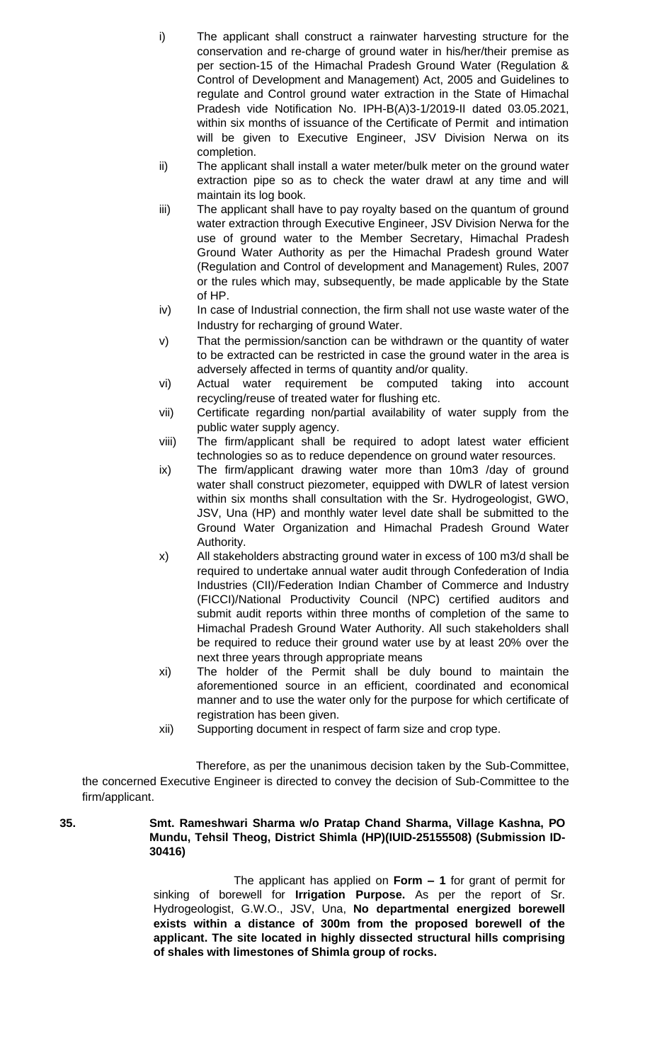i) The applicant shall construct a rainwater harvesting structure for the conservation and re-charge of ground water in his/her/their premise as per section-15 of the Himachal Pradesh Ground Water (Regulation & Control of Development and Management) Act, 2005 and Guidelines to regulate and Control ground water extraction in the State of Himachal Pradesh vide Notification No. IPH-B(A)3-1/2019-II dated 03.05.2021, within six months of issuance of the Certificate of Permit and intimation will be given to Executive Engineer, JSV Division Nerwa on its completion.

ii) The applicant shall install a water meter/bulk meter on the ground water extraction pipe so as to check the water drawl at any time and will maintain its log book.

iii) The applicant shall have to pay royalty based on the quantum of ground water extraction through Executive Engineer, JSV Division Nerwa for the use of ground water to the Member Secretary, Himachal Pradesh Ground Water Authority as per the Himachal Pradesh ground Water (Regulation and Control of development and Management) Rules, 2007 or the rules which may, subsequently, be made applicable by the State of HP.

iv) In case of Industrial connection, the firm shall not use waste water of the Industry for recharging of ground Water.

v) That the permission/sanction can be withdrawn or the quantity of water to be extracted can be restricted in case the ground water in the area is adversely affected in terms of quantity and/or quality.

vi) Actual water requirement be computed taking into account recycling/reuse of treated water for flushing etc.

vii) Certificate regarding non/partial availability of water supply from the public water supply agency.

viii) The firm/applicant shall be required to adopt latest water efficient technologies so as to reduce dependence on ground water resources.

ix) The firm/applicant drawing water more than 10m3 /day of ground water shall construct piezometer, equipped with DWLR of latest version within six months shall consultation with the Sr. Hydrogeologist, GWO, JSV, Una (HP) and monthly water level date shall be submitted to the Ground Water Organization and Himachal Pradesh Ground Water Authority.

x) All stakeholders abstracting ground water in excess of 100 m3/d shall be required to undertake annual water audit through Confederation of India Industries (CII)/Federation Indian Chamber of Commerce and Industry (FICCI)/National Productivity Council (NPC) certified auditors and submit audit reports within three months of completion of the same to Himachal Pradesh Ground Water Authority. All such stakeholders shall be required to reduce their ground water use by at least 20% over the next three years through appropriate means

xi) The holder of the Permit shall be duly bound to maintain the aforementioned source in an efficient, coordinated and economical manner and to use the water only for the purpose for which certificate of registration has been given.

xii) Supporting document in respect of farm size and crop type.

Therefore, as per the unanimous decision taken by the Sub-Committee, the concerned Executive Engineer is directed to convey the decision of Sub-Committee to the firm/applicant.

**35. Smt. Rameshwari Sharma w/o Pratap Chand Sharma, Village Kashna, PO Mundu, Tehsil Theog, District Shimla (HP)(IUID-25155508) (Submission ID-30416)**

The applicant has applied on **Form – 1** for grant of permit for sinking of borewell for **Irrigation Purpose.** As per the report of Sr. Hydrogeologist, G.W.O., JSV, Una, **No departmental energized borewell exists within a distance of 300m from the proposed borewell of the applicant. The site located in highly dissected structural hills comprising of shales with limestones of Shimla group of rocks.**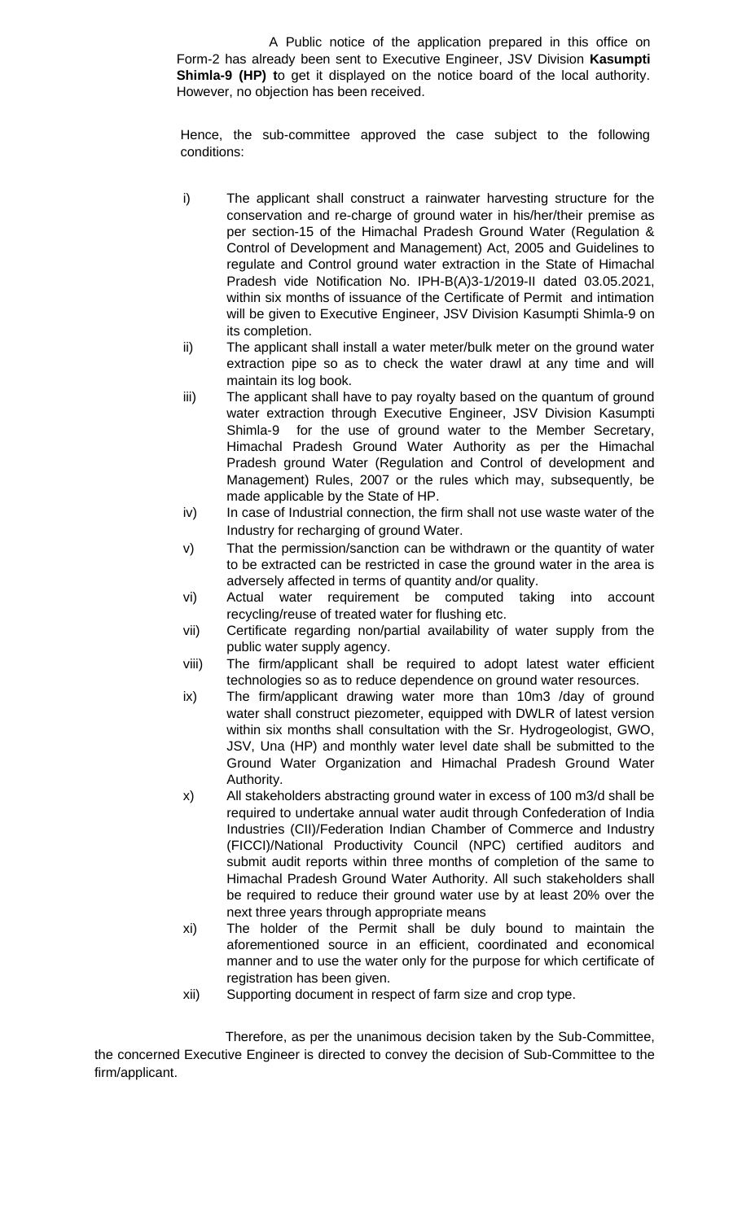A Public notice of the application prepared in this office on Form-2 has already been sent to Executive Engineer, JSV Division **Kasumpti Shimla-9 (HP) t**o get it displayed on the notice board of the local authority. However, no objection has been received.

Hence, the sub-committee approved the case subject to the following conditions:

i) The applicant shall construct a rainwater harvesting structure for the conservation and re-charge of ground water in his/her/their premise as per section-15 of the Himachal Pradesh Ground Water (Regulation & Control of Development and Management) Act, 2005 and Guidelines to regulate and Control ground water extraction in the State of Himachal Pradesh vide Notification No. IPH-B(A)3-1/2019-II dated 03.05.2021, within six months of issuance of the Certificate of Permit and intimation will be given to Executive Engineer, JSV Division Kasumpti Shimla-9 on its completion.

ii) The applicant shall install a water meter/bulk meter on the ground water extraction pipe so as to check the water drawl at any time and will maintain its log book.

iii) The applicant shall have to pay royalty based on the quantum of ground water extraction through Executive Engineer, JSV Division Kasumpti Shimla-9 for the use of ground water to the Member Secretary, Himachal Pradesh Ground Water Authority as per the Himachal Pradesh ground Water (Regulation and Control of development and Management) Rules, 2007 or the rules which may, subsequently, be made applicable by the State of HP.

iv) In case of Industrial connection, the firm shall not use waste water of the Industry for recharging of ground Water.

v) That the permission/sanction can be withdrawn or the quantity of water to be extracted can be restricted in case the ground water in the area is adversely affected in terms of quantity and/or quality.

vi) Actual water requirement be computed taking into account recycling/reuse of treated water for flushing etc.

vii) Certificate regarding non/partial availability of water supply from the public water supply agency.

viii) The firm/applicant shall be required to adopt latest water efficient technologies so as to reduce dependence on ground water resources.

ix) The firm/applicant drawing water more than 10m3 /day of ground water shall construct piezometer, equipped with DWLR of latest version within six months shall consultation with the Sr. Hydrogeologist, GWO, JSV, Una (HP) and monthly water level date shall be submitted to the Ground Water Organization and Himachal Pradesh Ground Water Authority.

x) All stakeholders abstracting ground water in excess of 100 m3/d shall be required to undertake annual water audit through Confederation of India Industries (CII)/Federation Indian Chamber of Commerce and Industry (FICCI)/National Productivity Council (NPC) certified auditors and submit audit reports within three months of completion of the same to Himachal Pradesh Ground Water Authority. All such stakeholders shall be required to reduce their ground water use by at least 20% over the next three years through appropriate means

xi) The holder of the Permit shall be duly bound to maintain the aforementioned source in an efficient, coordinated and economical manner and to use the water only for the purpose for which certificate of registration has been given.

xii) Supporting document in respect of farm size and crop type.

Therefore, as per the unanimous decision taken by the Sub-Committee, the concerned Executive Engineer is directed to convey the decision of Sub-Committee to the firm/applicant.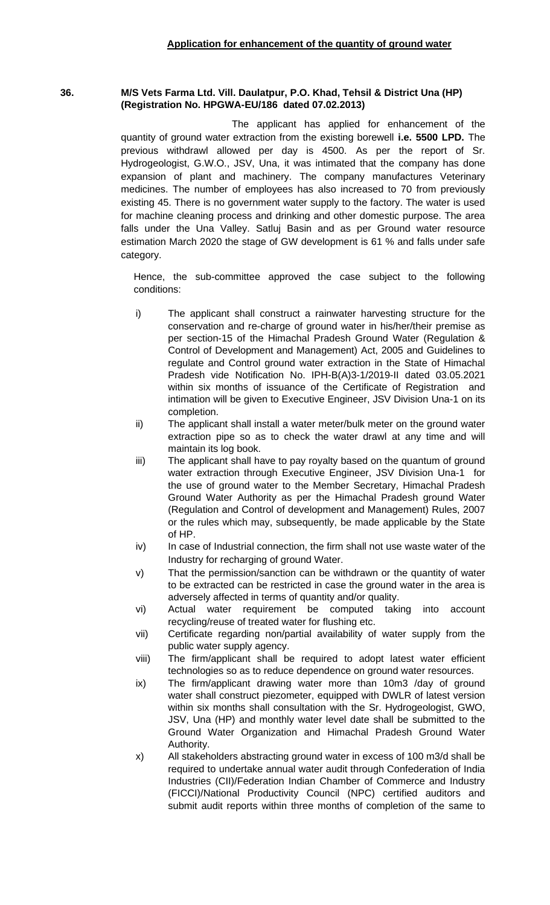## Application for enhancement of the quantity of ground water

**36. M/S Vets Farma Ltd. Vill. Daulatpur, P.O. Khad, Tehsil & District Una (HP) (Registration No. HPGWA-EU/186 dated 07.02.2013)**

The applicant has applied for enhancement of the quantity of ground water extraction from the existing borewell **i.e. 5500 LPD.** The previous withdrawl allowed per day is 4500. As per the report of Sr. Hydrogeologist, G.W.O., JSV, Una, it was intimated that the company has done expansion of plant and machinery. The company manufactures Veterinary medicines. The number of employees has also increased to 70 from previously existing 45. There is no government water supply to the factory. The water is used for machine cleaning process and drinking and other domestic purpose. The area falls under the Una Valley. Satluj Basin and as per Ground water resource estimation March 2020 the stage of GW development is 61 % and falls under safe category.

Hence, the sub-committee approved the case subject to the following conditions:

i) The applicant shall construct a rainwater harvesting structure for the conservation and re-charge of ground water in his/her/their premise as per section-15 of the Himachal Pradesh Ground Water (Regulation & Control of Development and Management) Act, 2005 and Guidelines to regulate and Control ground water extraction in the State of Himachal Pradesh vide Notification No. IPH-B(A)3-1/2019-II dated 03.05.2021 within six months of issuance of the Certificate of Registration and intimation will be given to Executive Engineer, JSV Division Una-1 on its completion.

ii) The applicant shall install a water meter/bulk meter on the ground water extraction pipe so as to check the water drawl at any time and will maintain its log book.

iii) The applicant shall have to pay royalty based on the quantum of ground water extraction through Executive Engineer, JSV Division Una-1 for the use of ground water to the Member Secretary, Himachal Pradesh Ground Water Authority as per the Himachal Pradesh ground Water (Regulation and Control of development and Management) Rules, 2007 or the rules which may, subsequently, be made applicable by the State of HP.

iv) In case of Industrial connection, the firm shall not use waste water of the Industry for recharging of ground Water.

v) That the permission/sanction can be withdrawn or the quantity of water to be extracted can be restricted in case the ground water in the area is adversely affected in terms of quantity and/or quality.

vi) Actual water requirement be computed taking into account recycling/reuse of treated water for flushing etc.

vii) Certificate regarding non/partial availability of water supply from the public water supply agency.

viii) The firm/applicant shall be required to adopt latest water efficient technologies so as to reduce dependence on ground water resources.

ix) The firm/applicant drawing water more than 10m3 /day of ground water shall construct piezometer, equipped with DWLR of latest version within six months shall consultation with the Sr. Hydrogeologist, GWO, JSV, Una (HP) and monthly water level date shall be submitted to the Ground Water Organization and Himachal Pradesh Ground Water Authority.

x) All stakeholders abstracting ground water in excess of 100 m3/d shall be required to undertake annual water audit through Confederation of India Industries (CII)/Federation Indian Chamber of Commerce and Industry (FICCI)/National Productivity Council (NPC) certified auditors and submit audit reports within three months of completion of the same to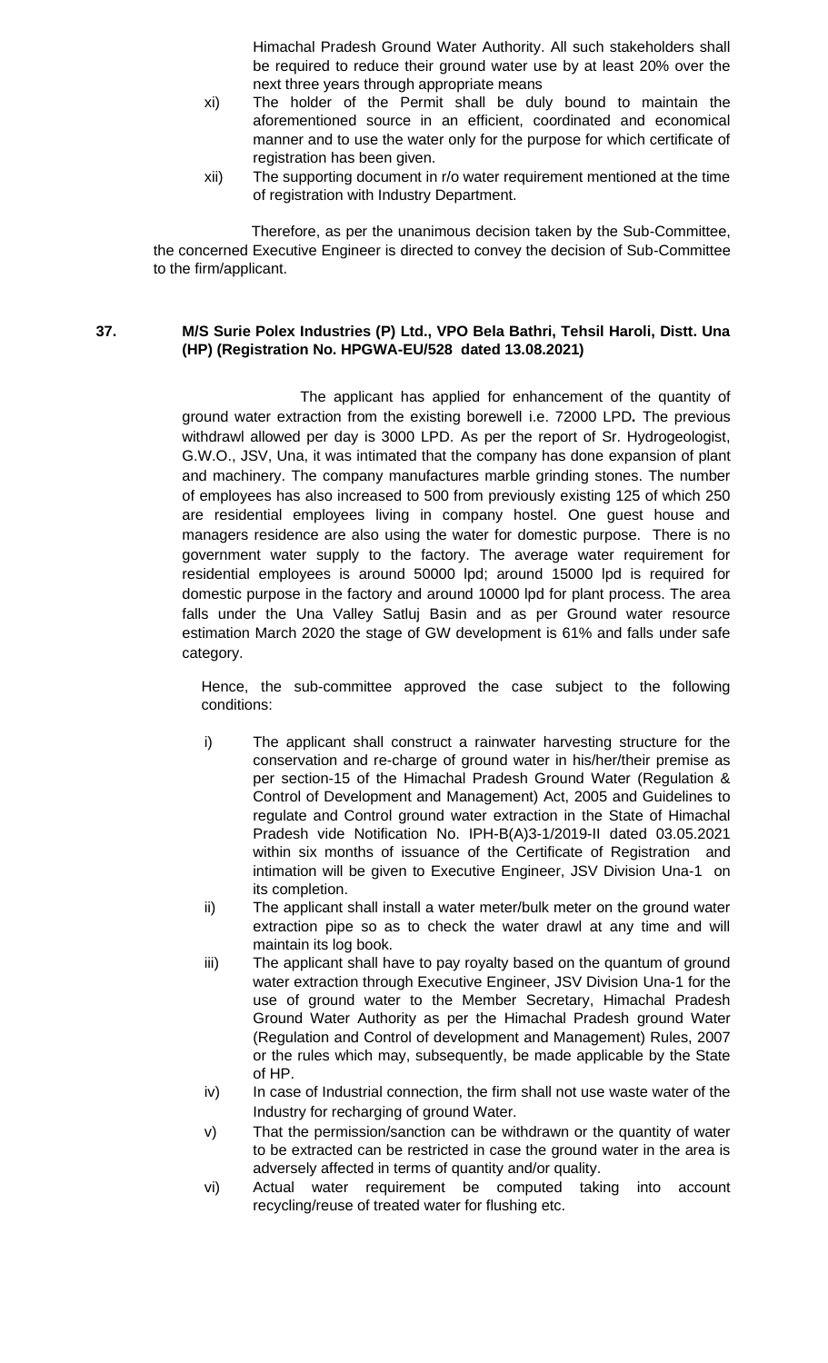Himachal Pradesh Ground Water Authority. All such stakeholders shall be required to reduce their ground water use by at least 20% over the next three years through appropriate means

xi) The holder of the Permit shall be duly bound to maintain the aforementioned source in an efficient, coordinated and economical manner and to use the water only for the purpose for which certificate of registration has been given.

xii) The supporting document in r/o water requirement mentioned at the time of registration with Industry Department.

Therefore, as per the unanimous decision taken by the Sub-Committee, the concerned Executive Engineer is directed to convey the decision of Sub-Committee to the firm/applicant.

**37. M/S Surie Polex Industries (P) Ltd., VPO Bela Bathri, Tehsil Haroli, Distt. Una (HP) (Registration No. HPGWA-EU/528 dated 13.08.2021)**

The applicant has applied for enhancement of the quantity of ground water extraction from the existing borewell i.e. 72000 LPD**.** The previous withdrawl allowed per day is 3000 LPD. As per the report of Sr. Hydrogeologist, G.W.O., JSV, Una, it was intimated that the company has done expansion of plant and machinery. The company manufactures marble grinding stones. The number of employees has also increased to 500 from previously existing 125 of which 250 are residential employees living in company hostel. One guest house and managers residence are also using the water for domestic purpose. There is no government water supply to the factory. The average water requirement for residential employees is around 50000 lpd; around 15000 lpd is required for domestic purpose in the factory and around 10000 lpd for plant process. The area falls under the Una Valley Satluj Basin and as per Ground water resource estimation March 2020 the stage of GW development is 61% and falls under safe category.

Hence, the sub-committee approved the case subject to the following conditions:

i) The applicant shall construct a rainwater harvesting structure for the conservation and re-charge of ground water in his/her/their premise as per section-15 of the Himachal Pradesh Ground Water (Regulation & Control of Development and Management) Act, 2005 and Guidelines to regulate and Control ground water extraction in the State of Himachal Pradesh vide Notification No. IPH-B(A)3-1/2019-II dated 03.05.2021 within six months of issuance of the Certificate of Registration and intimation will be given to Executive Engineer, JSV Division Una-1 on its completion.

ii) The applicant shall install a water meter/bulk meter on the ground water extraction pipe so as to check the water drawl at any time and will maintain its log book.

iii) The applicant shall have to pay royalty based on the quantum of ground water extraction through Executive Engineer, JSV Division Una-1 for the use of ground water to the Member Secretary, Himachal Pradesh Ground Water Authority as per the Himachal Pradesh ground Water (Regulation and Control of development and Management) Rules, 2007 or the rules which may, subsequently, be made applicable by the State of HP.

iv) In case of Industrial connection, the firm shall not use waste water of the Industry for recharging of ground Water.

v) That the permission/sanction can be withdrawn or the quantity of water to be extracted can be restricted in case the ground water in the area is adversely affected in terms of quantity and/or quality.

vi) Actual water requirement be computed taking into account recycling/reuse of treated water for flushing etc.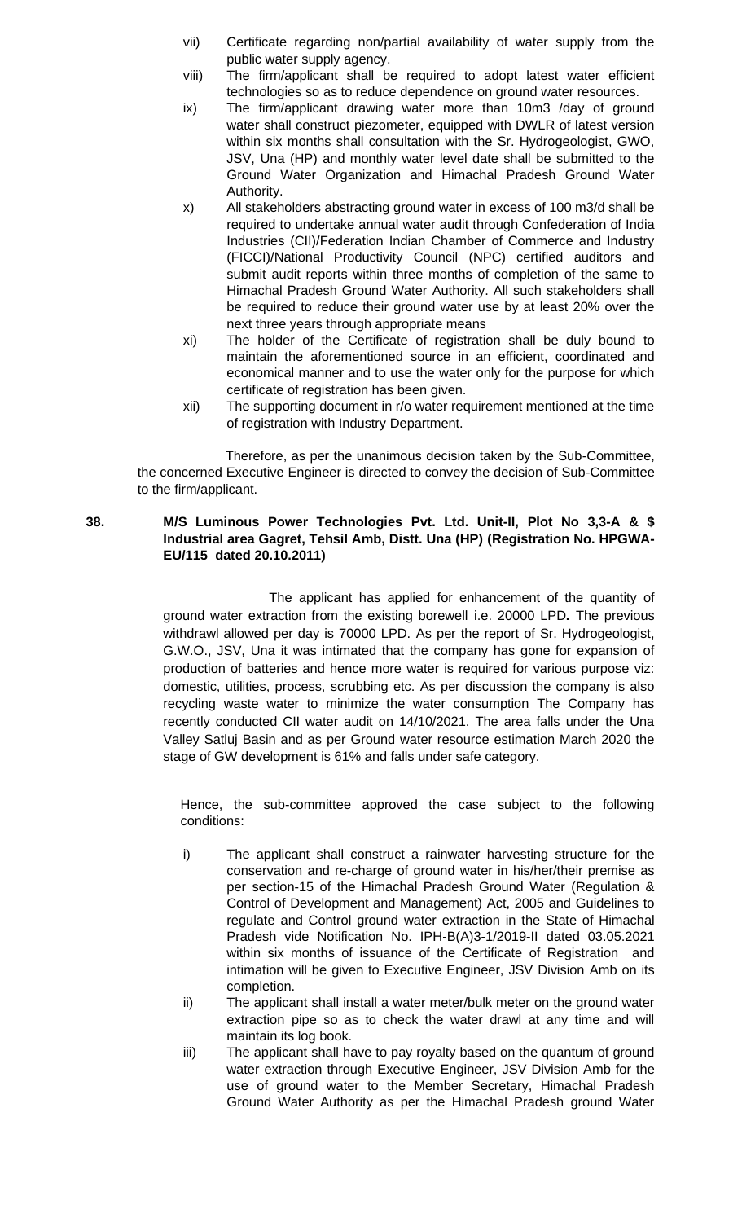vii) Certificate regarding non/partial availability of water supply from the public water supply agency.

viii) The firm/applicant shall be required to adopt latest water efficient technologies so as to reduce dependence on ground water resources.

ix) The firm/applicant drawing water more than 10m3 /day of ground water shall construct piezometer, equipped with DWLR of latest version within six months shall consultation with the Sr. Hydrogeologist, GWO, JSV, Una (HP) and monthly water level date shall be submitted to the Ground Water Organization and Himachal Pradesh Ground Water Authority.

x) All stakeholders abstracting ground water in excess of 100 m3/d shall be required to undertake annual water audit through Confederation of India Industries (CII)/Federation Indian Chamber of Commerce and Industry (FICCI)/National Productivity Council (NPC) certified auditors and submit audit reports within three months of completion of the same to Himachal Pradesh Ground Water Authority. All such stakeholders shall be required to reduce their ground water use by at least 20% over the next three years through appropriate means

xi) The holder of the Certificate of registration shall be duly bound to maintain the aforementioned source in an efficient, coordinated and economical manner and to use the water only for the purpose for which certificate of registration has been given.

xii) The supporting document in r/o water requirement mentioned at the time of registration with Industry Department.

Therefore, as per the unanimous decision taken by the Sub-Committee, the concerned Executive Engineer is directed to convey the decision of Sub-Committee to the firm/applicant.

**38. M/S Luminous Power Technologies Pvt. Ltd. Unit-II, Plot No 3,3-A & $ Industrial area Gagret, Tehsil Amb, Distt. Una (HP) (Registration No. HPGWA-EU/115 dated 20.10.2011)**

The applicant has applied for enhancement of the quantity of ground water extraction from the existing borewell i.e. 20000 LPD**.** The previous withdrawl allowed per day is 70000 LPD. As per the report of Sr. Hydrogeologist, G.W.O., JSV, Una it was intimated that the company has gone for expansion of production of batteries and hence more water is required for various purpose viz: domestic, utilities, process, scrubbing etc. As per discussion the company is also recycling waste water to minimize the water consumption The Company has recently conducted CII water audit on 14/10/2021. The area falls under the Una Valley Satluj Basin and as per Ground water resource estimation March 2020 the stage of GW development is 61% and falls under safe category.

Hence, the sub-committee approved the case subject to the following conditions:

i) The applicant shall construct a rainwater harvesting structure for the conservation and re-charge of ground water in his/her/their premise as per section-15 of the Himachal Pradesh Ground Water (Regulation & Control of Development and Management) Act, 2005 and Guidelines to regulate and Control ground water extraction in the State of Himachal Pradesh vide Notification No. IPH-B(A)3-1/2019-II dated 03.05.2021 within six months of issuance of the Certificate of Registration and intimation will be given to Executive Engineer, JSV Division Amb on its completion.

ii) The applicant shall install a water meter/bulk meter on the ground water extraction pipe so as to check the water drawl at any time and will maintain its log book.

iii) The applicant shall have to pay royalty based on the quantum of ground water extraction through Executive Engineer, JSV Division Amb for the use of ground water to the Member Secretary, Himachal Pradesh Ground Water Authority as per the Himachal Pradesh ground Water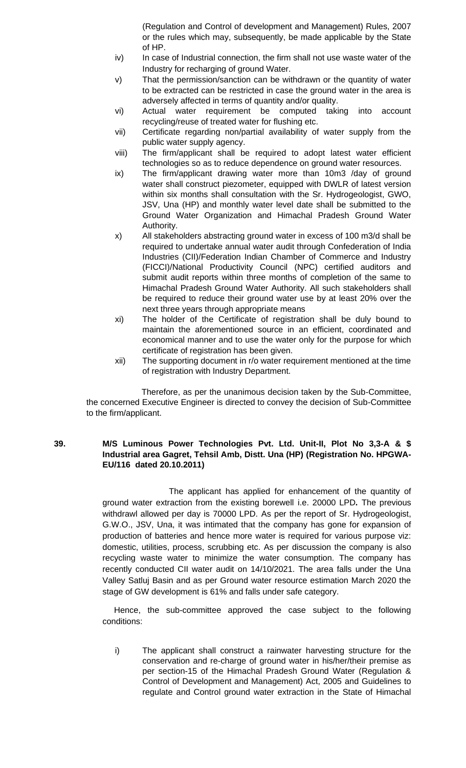(Regulation and Control of development and Management) Rules, 2007 or the rules which may, subsequently, be made applicable by the State of HP.

iv) In case of Industrial connection, the firm shall not use waste water of the Industry for recharging of ground Water.

v) That the permission/sanction can be withdrawn or the quantity of water to be extracted can be restricted in case the ground water in the area is adversely affected in terms of quantity and/or quality.

vi) Actual water requirement be computed taking into account recycling/reuse of treated water for flushing etc.

vii) Certificate regarding non/partial availability of water supply from the public water supply agency.

viii) The firm/applicant shall be required to adopt latest water efficient technologies so as to reduce dependence on ground water resources.

ix) The firm/applicant drawing water more than 10m3 /day of ground water shall construct piezometer, equipped with DWLR of latest version within six months shall consultation with the Sr. Hydrogeologist, GWO, JSV, Una (HP) and monthly water level date shall be submitted to the Ground Water Organization and Himachal Pradesh Ground Water Authority.

x) All stakeholders abstracting ground water in excess of 100 m3/d shall be required to undertake annual water audit through Confederation of India Industries (CII)/Federation Indian Chamber of Commerce and Industry (FICCI)/National Productivity Council (NPC) certified auditors and submit audit reports within three months of completion of the same to Himachal Pradesh Ground Water Authority. All such stakeholders shall be required to reduce their ground water use by at least 20% over the next three years through appropriate means

xi) The holder of the Certificate of registration shall be duly bound to maintain the aforementioned source in an efficient, coordinated and economical manner and to use the water only for the purpose for which certificate of registration has been given.

xii) The supporting document in r/o water requirement mentioned at the time of registration with Industry Department.

Therefore, as per the unanimous decision taken by the Sub-Committee, the concerned Executive Engineer is directed to convey the decision of Sub-Committee to the firm/applicant.

**39. M/S Luminous Power Technologies Pvt. Ltd. Unit-II, Plot No 3,3-A & $ Industrial area Gagret, Tehsil Amb, Distt. Una (HP) (Registration No. HPGWA-EU/116 dated 20.10.2011)**

The applicant has applied for enhancement of the quantity of ground water extraction from the existing borewell i.e. 20000 LPD**.** The previous withdrawl allowed per day is 70000 LPD. As per the report of Sr. Hydrogeologist, G.W.O., JSV, Una, it was intimated that the company has gone for expansion of production of batteries and hence more water is required for various purpose viz: domestic, utilities, process, scrubbing etc. As per discussion the company is also recycling waste water to minimize the water consumption. The company has recently conducted CII water audit on 14/10/2021. The area falls under the Una Valley Satluj Basin and as per Ground water resource estimation March 2020 the stage of GW development is 61% and falls under safe category.

Hence, the sub-committee approved the case subject to the following conditions:

i) The applicant shall construct a rainwater harvesting structure for the conservation and re-charge of ground water in his/her/their premise as per section-15 of the Himachal Pradesh Ground Water (Regulation & Control of Development and Management) Act, 2005 and Guidelines to regulate and Control ground water extraction in the State of Himachal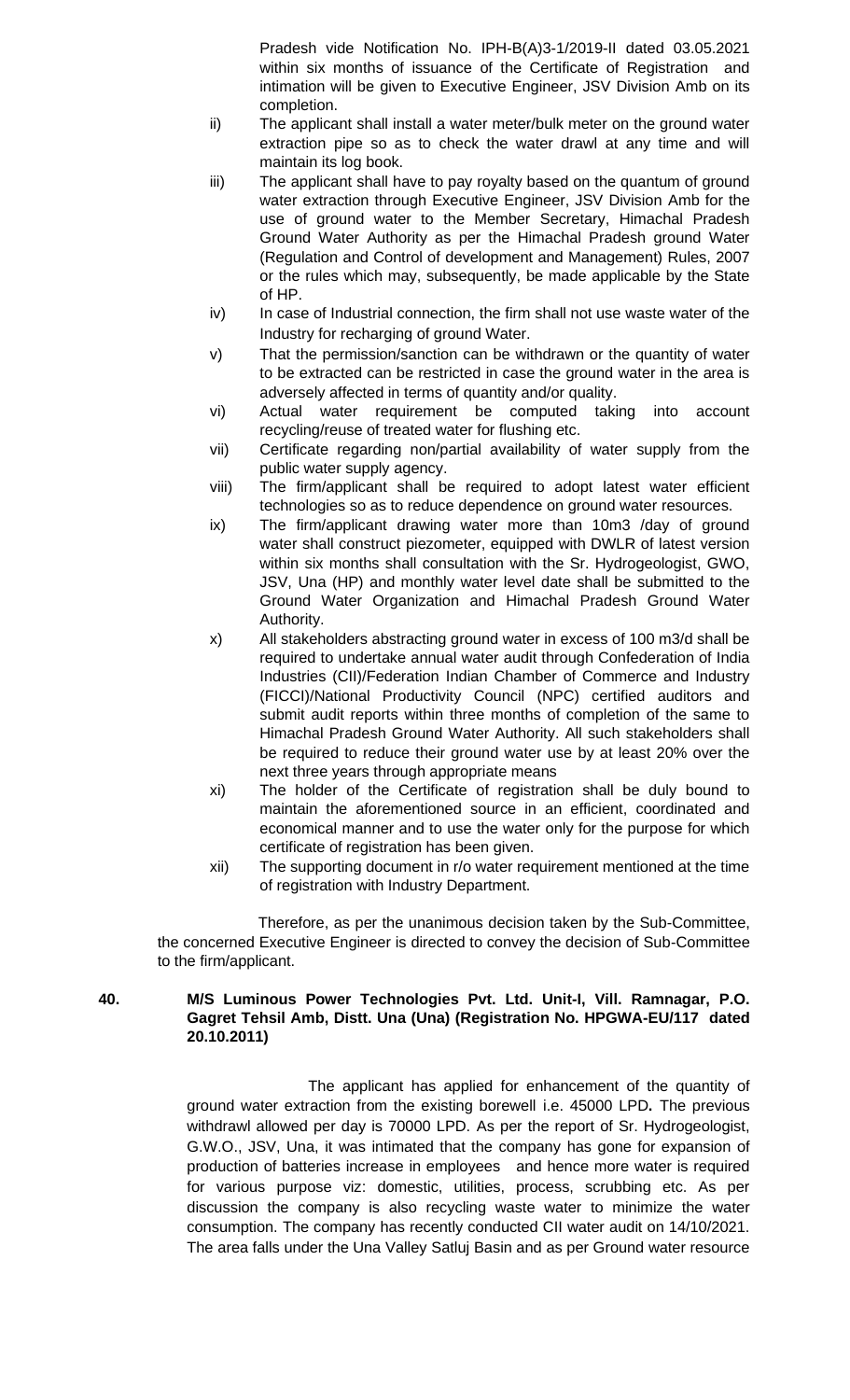Pradesh vide Notification No. IPH-B(A)3-1/2019-II dated 03.05.2021 within six months of issuance of the Certificate of Registration and intimation will be given to Executive Engineer, JSV Division Amb on its completion.

ii) The applicant shall install a water meter/bulk meter on the ground water extraction pipe so as to check the water drawl at any time and will maintain its log book.

iii) The applicant shall have to pay royalty based on the quantum of ground water extraction through Executive Engineer, JSV Division Amb for the use of ground water to the Member Secretary, Himachal Pradesh Ground Water Authority as per the Himachal Pradesh ground Water (Regulation and Control of development and Management) Rules, 2007 or the rules which may, subsequently, be made applicable by the State of HP.

iv) In case of Industrial connection, the firm shall not use waste water of the Industry for recharging of ground Water.

v) That the permission/sanction can be withdrawn or the quantity of water to be extracted can be restricted in case the ground water in the area is adversely affected in terms of quantity and/or quality.

vi) Actual water requirement be computed taking into account recycling/reuse of treated water for flushing etc.

vii) Certificate regarding non/partial availability of water supply from the public water supply agency.

viii) The firm/applicant shall be required to adopt latest water efficient technologies so as to reduce dependence on ground water resources.

ix) The firm/applicant drawing water more than 10m3 /day of ground water shall construct piezometer, equipped with DWLR of latest version within six months shall consultation with the Sr. Hydrogeologist, GWO, JSV, Una (HP) and monthly water level date shall be submitted to the Ground Water Organization and Himachal Pradesh Ground Water Authority.

x) All stakeholders abstracting ground water in excess of 100 m3/d shall be required to undertake annual water audit through Confederation of India Industries (CII)/Federation Indian Chamber of Commerce and Industry (FICCI)/National Productivity Council (NPC) certified auditors and submit audit reports within three months of completion of the same to Himachal Pradesh Ground Water Authority. All such stakeholders shall be required to reduce their ground water use by at least 20% over the next three years through appropriate means

xi) The holder of the Certificate of registration shall be duly bound to maintain the aforementioned source in an efficient, coordinated and economical manner and to use the water only for the purpose for which certificate of registration has been given.

xii) The supporting document in r/o water requirement mentioned at the time of registration with Industry Department.

Therefore, as per the unanimous decision taken by the Sub-Committee, the concerned Executive Engineer is directed to convey the decision of Sub-Committee to the firm/applicant.

**40. M/S Luminous Power Technologies Pvt. Ltd. Unit-I, Vill. Ramnagar, P.O. Gagret Tehsil Amb, Distt. Una (Una) (Registration No. HPGWA-EU/117 dated 20.10.2011)**

The applicant has applied for enhancement of the quantity of ground water extraction from the existing borewell i.e. 45000 LPD**.** The previous withdrawl allowed per day is 70000 LPD. As per the report of Sr. Hydrogeologist, G.W.O., JSV, Una, it was intimated that the company has gone for expansion of production of batteries increase in employees and hence more water is required for various purpose viz: domestic, utilities, process, scrubbing etc. As per discussion the company is also recycling waste water to minimize the water consumption. The company has recently conducted CII water audit on 14/10/2021. The area falls under the Una Valley Satluj Basin and as per Ground water resource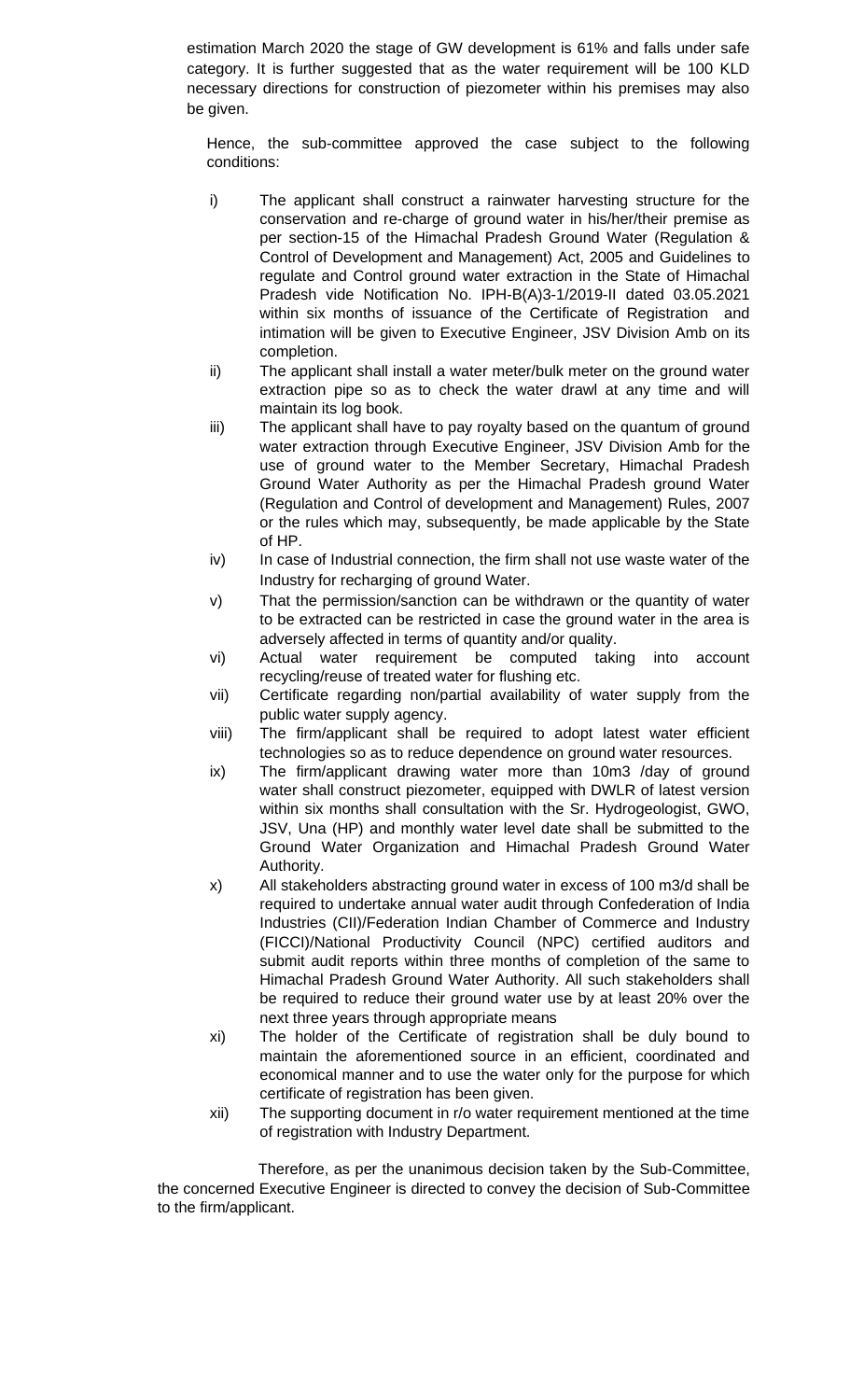estimation March 2020 the stage of GW development is 61% and falls under safe category. It is further suggested that as the water requirement will be 100 KLD necessary directions for construction of piezometer within his premises may also be given.

Hence, the sub-committee approved the case subject to the following conditions:

i) The applicant shall construct a rainwater harvesting structure for the conservation and re-charge of ground water in his/her/their premise as per section-15 of the Himachal Pradesh Ground Water (Regulation & Control of Development and Management) Act, 2005 and Guidelines to regulate and Control ground water extraction in the State of Himachal Pradesh vide Notification No. IPH-B(A)3-1/2019-II dated 03.05.2021 within six months of issuance of the Certificate of Registration and intimation will be given to Executive Engineer, JSV Division Amb on its completion.

ii) The applicant shall install a water meter/bulk meter on the ground water extraction pipe so as to check the water drawl at any time and will maintain its log book.

iii) The applicant shall have to pay royalty based on the quantum of ground water extraction through Executive Engineer, JSV Division Amb for the use of ground water to the Member Secretary, Himachal Pradesh Ground Water Authority as per the Himachal Pradesh ground Water (Regulation and Control of development and Management) Rules, 2007 or the rules which may, subsequently, be made applicable by the State of HP.

iv) In case of Industrial connection, the firm shall not use waste water of the Industry for recharging of ground Water.

v) That the permission/sanction can be withdrawn or the quantity of water to be extracted can be restricted in case the ground water in the area is adversely affected in terms of quantity and/or quality.

vi) Actual water requirement be computed taking into account recycling/reuse of treated water for flushing etc.

vii) Certificate regarding non/partial availability of water supply from the public water supply agency.

viii) The firm/applicant shall be required to adopt latest water efficient technologies so as to reduce dependence on ground water resources.

ix) The firm/applicant drawing water more than 10m3 /day of ground water shall construct piezometer, equipped with DWLR of latest version within six months shall consultation with the Sr. Hydrogeologist, GWO, JSV, Una (HP) and monthly water level date shall be submitted to the Ground Water Organization and Himachal Pradesh Ground Water Authority.

x) All stakeholders abstracting ground water in excess of 100 m3/d shall be required to undertake annual water audit through Confederation of India Industries (CII)/Federation Indian Chamber of Commerce and Industry (FICCI)/National Productivity Council (NPC) certified auditors and submit audit reports within three months of completion of the same to Himachal Pradesh Ground Water Authority. All such stakeholders shall be required to reduce their ground water use by at least 20% over the next three years through appropriate means

xi) The holder of the Certificate of registration shall be duly bound to maintain the aforementioned source in an efficient, coordinated and economical manner and to use the water only for the purpose for which certificate of registration has been given.

xii) The supporting document in r/o water requirement mentioned at the time of registration with Industry Department.

Therefore, as per the unanimous decision taken by the Sub-Committee, the concerned Executive Engineer is directed to convey the decision of Sub-Committee to the firm/applicant.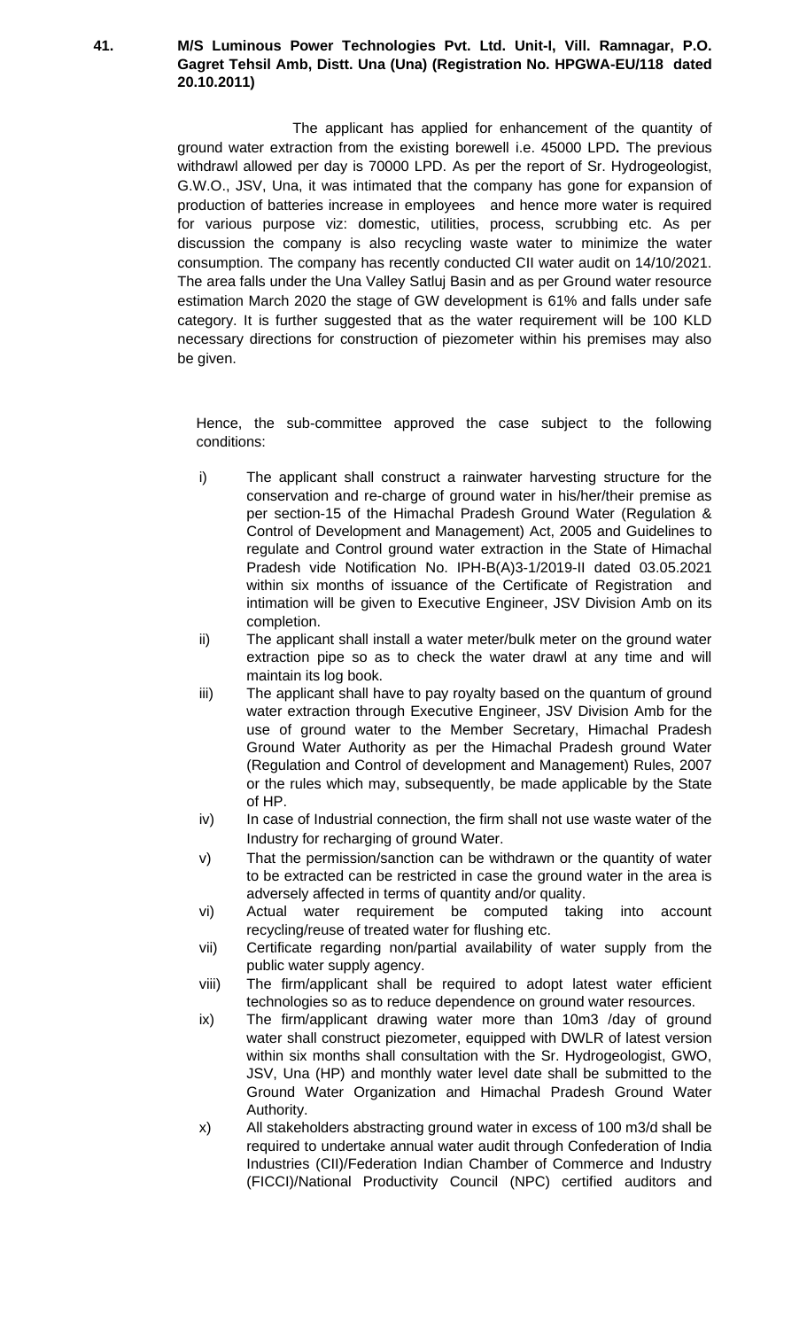**41. M/S Luminous Power Technologies Pvt. Ltd. Unit-I, Vill. Ramnagar, P.O. Gagret Tehsil Amb, Distt. Una (Una) (Registration No. HPGWA-EU/118 dated 20.10.2011)**

The applicant has applied for enhancement of the quantity of ground water extraction from the existing borewell i.e. 45000 LPD**.** The previous withdrawl allowed per day is 70000 LPD. As per the report of Sr. Hydrogeologist, G.W.O., JSV, Una, it was intimated that the company has gone for expansion of production of batteries increase in employees and hence more water is required for various purpose viz: domestic, utilities, process, scrubbing etc. As per discussion the company is also recycling waste water to minimize the water consumption. The company has recently conducted CII water audit on 14/10/2021. The area falls under the Una Valley Satluj Basin and as per Ground water resource estimation March 2020 the stage of GW development is 61% and falls under safe category. It is further suggested that as the water requirement will be 100 KLD necessary directions for construction of piezometer within his premises may also be given.

Hence, the sub-committee approved the case subject to the following conditions:

i) The applicant shall construct a rainwater harvesting structure for the conservation and re-charge of ground water in his/her/their premise as per section-15 of the Himachal Pradesh Ground Water (Regulation & Control of Development and Management) Act, 2005 and Guidelines to regulate and Control ground water extraction in the State of Himachal Pradesh vide Notification No. IPH-B(A)3-1/2019-II dated 03.05.2021 within six months of issuance of the Certificate of Registration and intimation will be given to Executive Engineer, JSV Division Amb on its completion.

ii) The applicant shall install a water meter/bulk meter on the ground water extraction pipe so as to check the water drawl at any time and will maintain its log book.

iii) The applicant shall have to pay royalty based on the quantum of ground water extraction through Executive Engineer, JSV Division Amb for the use of ground water to the Member Secretary, Himachal Pradesh Ground Water Authority as per the Himachal Pradesh ground Water (Regulation and Control of development and Management) Rules, 2007 or the rules which may, subsequently, be made applicable by the State of HP.

iv) In case of Industrial connection, the firm shall not use waste water of the Industry for recharging of ground Water.

v) That the permission/sanction can be withdrawn or the quantity of water to be extracted can be restricted in case the ground water in the area is adversely affected in terms of quantity and/or quality.

vi) Actual water requirement be computed taking into account recycling/reuse of treated water for flushing etc.

vii) Certificate regarding non/partial availability of water supply from the public water supply agency.

viii) The firm/applicant shall be required to adopt latest water efficient technologies so as to reduce dependence on ground water resources.

ix) The firm/applicant drawing water more than 10m3 /day of ground water shall construct piezometer, equipped with DWLR of latest version within six months shall consultation with the Sr. Hydrogeologist, GWO, JSV, Una (HP) and monthly water level date shall be submitted to the Ground Water Organization and Himachal Pradesh Ground Water Authority.

x) All stakeholders abstracting ground water in excess of 100 m3/d shall be required to undertake annual water audit through Confederation of India Industries (CII)/Federation Indian Chamber of Commerce and Industry (FICCI)/National Productivity Council (NPC) certified auditors and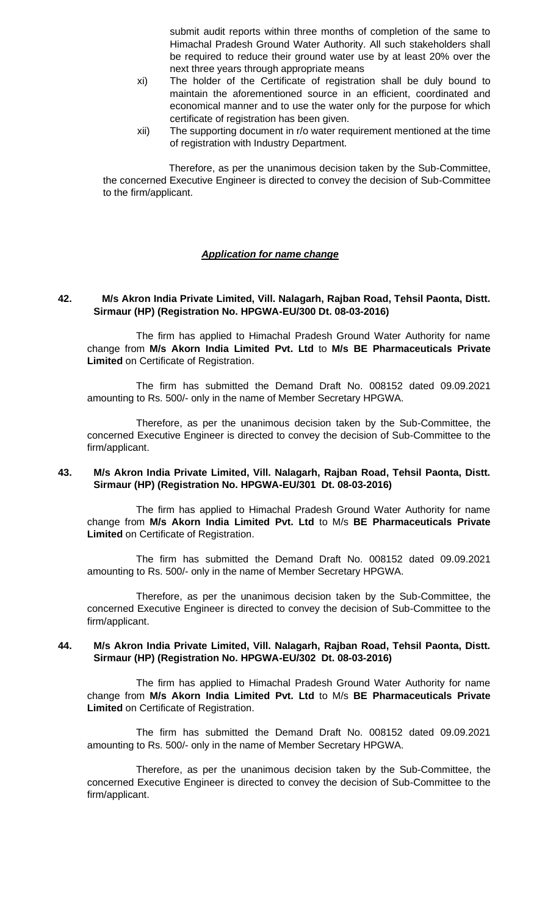submit audit reports within three months of completion of the same to Himachal Pradesh Ground Water Authority. All such stakeholders shall be required to reduce their ground water use by at least 20% over the next three years through appropriate means

xi) The holder of the Certificate of registration shall be duly bound to maintain the aforementioned source in an efficient, coordinated and economical manner and to use the water only for the purpose for which certificate of registration has been given.

xii) The supporting document in r/o water requirement mentioned at the time of registration with Industry Department.

Therefore, as per the unanimous decision taken by the Sub-Committee, the concerned Executive Engineer is directed to convey the decision of Sub-Committee to the firm/applicant.

***<u>Application for name change</u>***

**42. M/s Akron India Private Limited, Vill. Nalagarh, Rajban Road, Tehsil Paonta, Distt. Sirmaur (HP) (Registration No. HPGWA-EU/300 Dt. 08-03-2016)**

The firm has applied to Himachal Pradesh Ground Water Authority for name change from **M/s Akorn India Limited Pvt. Ltd** to **M/s BE Pharmaceuticals Private Limited** on Certificate of Registration.

The firm has submitted the Demand Draft No. 008152 dated 09.09.2021 amounting to Rs. 500/- only in the name of Member Secretary HPGWA.

Therefore, as per the unanimous decision taken by the Sub-Committee, the concerned Executive Engineer is directed to convey the decision of Sub-Committee to the firm/applicant.

**43. M/s Akron India Private Limited, Vill. Nalagarh, Rajban Road, Tehsil Paonta, Distt. Sirmaur (HP) (Registration No. HPGWA-EU/301 Dt. 08-03-2016)**

The firm has applied to Himachal Pradesh Ground Water Authority for name change from **M/s Akorn India Limited Pvt. Ltd** to M/s **BE Pharmaceuticals Private Limited** on Certificate of Registration.

The firm has submitted the Demand Draft No. 008152 dated 09.09.2021 amounting to Rs. 500/- only in the name of Member Secretary HPGWA.

Therefore, as per the unanimous decision taken by the Sub-Committee, the concerned Executive Engineer is directed to convey the decision of Sub-Committee to the firm/applicant.

**44. M/s Akron India Private Limited, Vill. Nalagarh, Rajban Road, Tehsil Paonta, Distt. Sirmaur (HP) (Registration No. HPGWA-EU/302 Dt. 08-03-2016)**

The firm has applied to Himachal Pradesh Ground Water Authority for name change from **M/s Akorn India Limited Pvt. Ltd** to M/s **BE Pharmaceuticals Private Limited** on Certificate of Registration.

The firm has submitted the Demand Draft No. 008152 dated 09.09.2021 amounting to Rs. 500/- only in the name of Member Secretary HPGWA.

Therefore, as per the unanimous decision taken by the Sub-Committee, the concerned Executive Engineer is directed to convey the decision of Sub-Committee to the firm/applicant.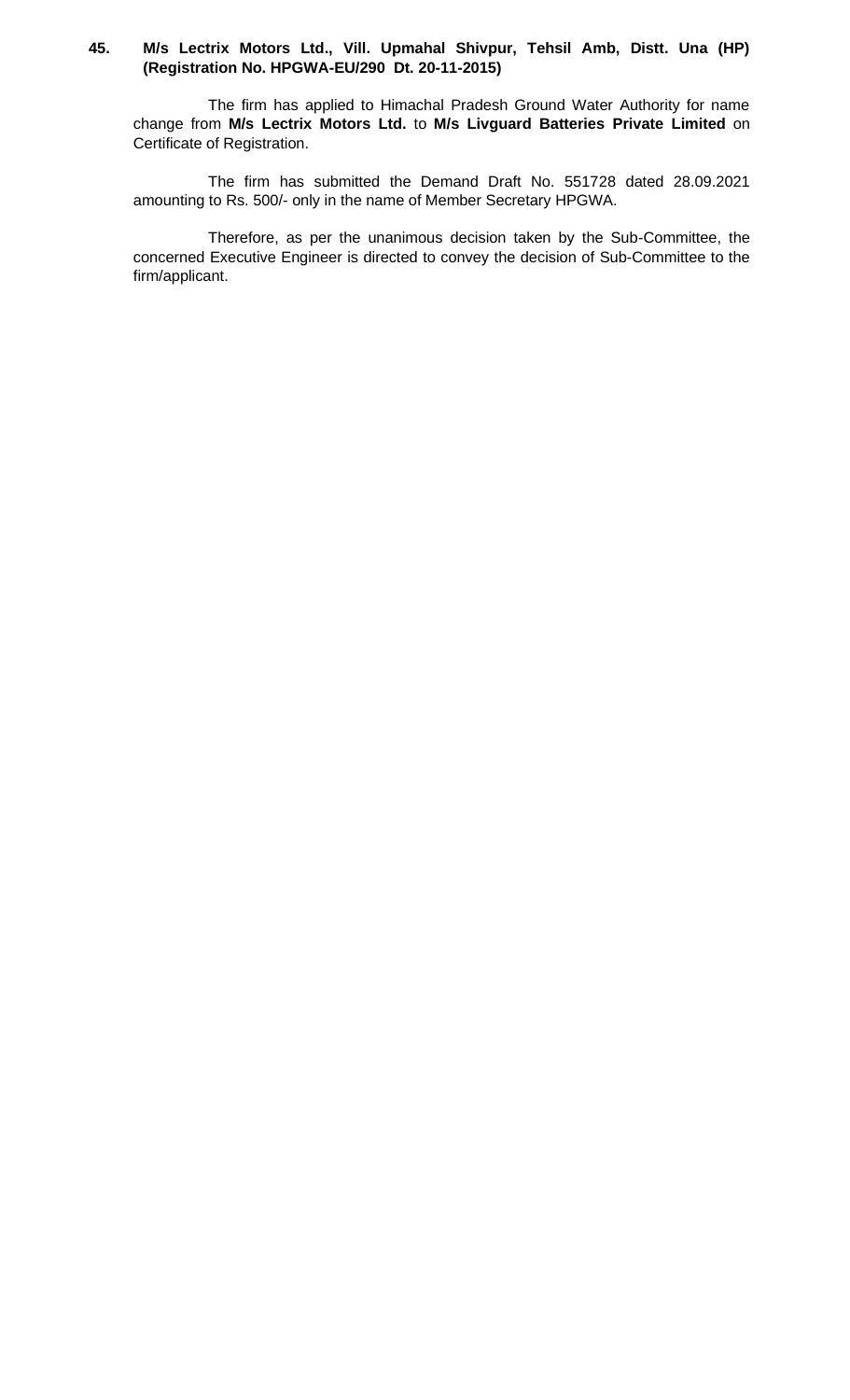**45. M/s Lectrix Motors Ltd., Vill. Upmahal Shivpur, Tehsil Amb, Distt. Una (HP) (Registration No. HPGWA-EU/290 Dt. 20-11-2015)**

The firm has applied to Himachal Pradesh Ground Water Authority for name change from **M/s Lectrix Motors Ltd.** to **M/s Livguard Batteries Private Limited** on Certificate of Registration.

The firm has submitted the Demand Draft No. 551728 dated 28.09.2021 amounting to Rs. 500/- only in the name of Member Secretary HPGWA.

Therefore, as per the unanimous decision taken by the Sub-Committee, the concerned Executive Engineer is directed to convey the decision of Sub-Committee to the firm/applicant.